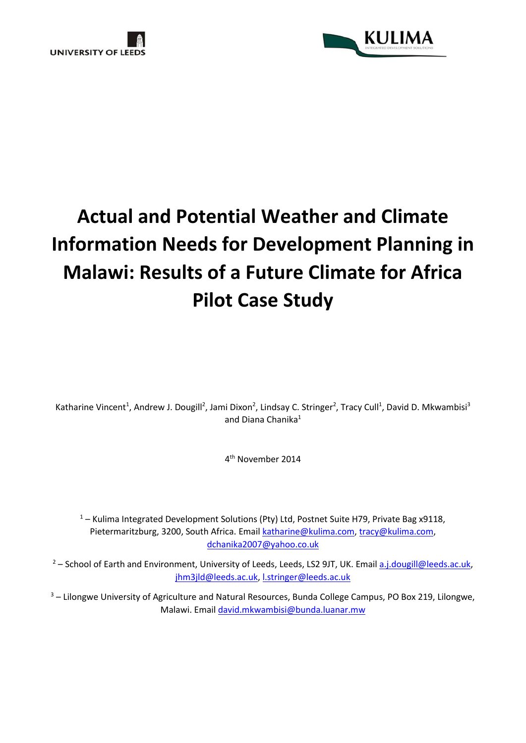UNIVERSITY OF LEEDS

KULIMA

# Actual and Potential Weather and Climate Information Needs for Development Planning in Malawi: Results of a Future Climate for Africa Pilot Case Study

Katharine Vincent[1], Andrew J. Dougill[2], Jami Dixon[2], Lindsay C. Stringer[2], Tracy Cull[1], David D. Mkwambisi[3] and Diana Chanika[1]

4th November 2014

[1] – Kulima Integrated Development Solutions (Pty) Ltd, Postnet Suite H79, Private Bag x9118, Pietermaritzburg, 3200, South Africa. Email katharine@kulima.com, tracy@kulima.com, dchanika2007@yahoo.co.uk

[2] – School of Earth and Environment, University of Leeds, Leeds, LS2 9JT, UK. Email a.j.dougill@leeds.ac.uk, jhm3jld@leeds.ac.uk, l.stringer@leeds.ac.uk

[3] – Lilongwe University of Agriculture and Natural Resources, Bunda College Campus, PO Box 219, Lilongwe, Malawi. Email david.mkwambisi@bunda.luanar.mw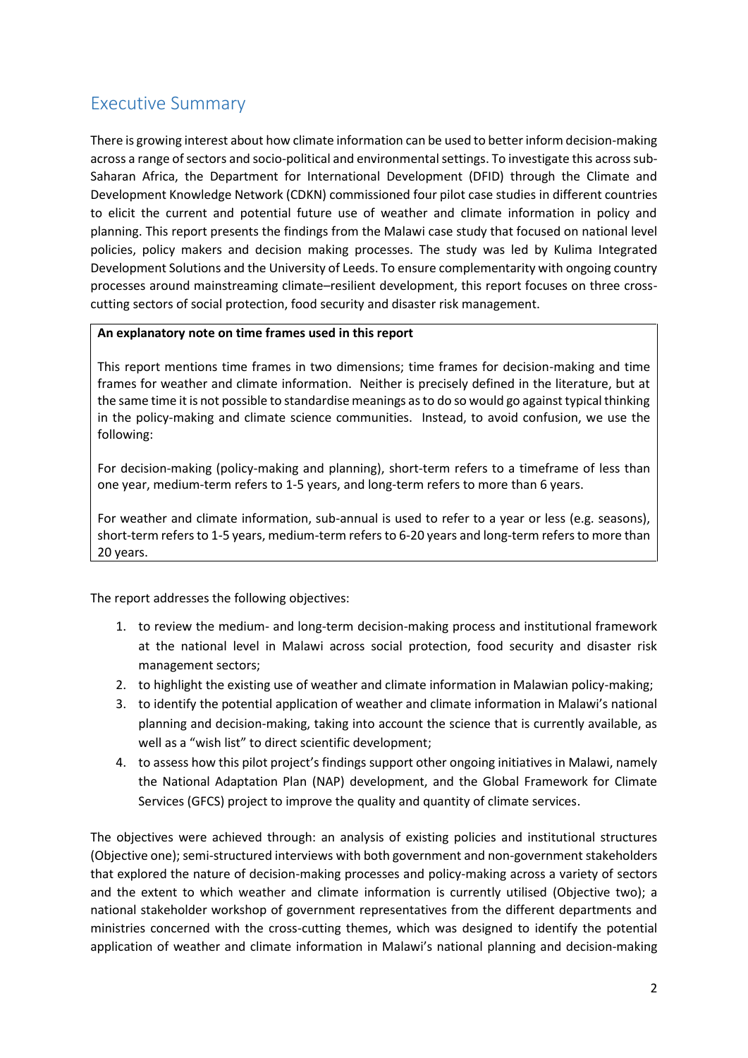## Executive Summary

There is growing interest about how climate information can be used to better inform decision-making across a range of sectors and socio-political and environmental settings. To investigate this across sub-Saharan Africa, the Department for International Development (DFID) through the Climate and Development Knowledge Network (CDKN) commissioned four pilot case studies in different countries to elicit the current and potential future use of weather and climate information in policy and planning. This report presents the findings from the Malawi case study that focused on national level policies, policy makers and decision making processes. The study was led by Kulima Integrated Development Solutions and the University of Leeds. To ensure complementarity with ongoing country processes around mainstreaming climate–resilient development, this report focuses on three cross-cutting sectors of social protection, food security and disaster risk management.

> **An explanatory note on time frames used in this report**
>
> This report mentions time frames in two dimensions; time frames for decision-making and time frames for weather and climate information. Neither is precisely defined in the literature, but at the same time it is not possible to standardise meanings as to do so would go against typical thinking in the policy-making and climate science communities. Instead, to avoid confusion, we use the following:
>
> For decision-making (policy-making and planning), short-term refers to a timeframe of less than one year, medium-term refers to 1-5 years, and long-term refers to more than 6 years.
>
> For weather and climate information, sub-annual is used to refer to a year or less (e.g. seasons), short-term refers to 1-5 years, medium-term refers to 6-20 years and long-term refers to more than 20 years.

The report addresses the following objectives:

1. to review the medium- and long-term decision-making process and institutional framework at the national level in Malawi across social protection, food security and disaster risk management sectors;
2. to highlight the existing use of weather and climate information in Malawian policy-making;
3. to identify the potential application of weather and climate information in Malawi's national planning and decision-making, taking into account the science that is currently available, as well as a "wish list" to direct scientific development;
4. to assess how this pilot project's findings support other ongoing initiatives in Malawi, namely the National Adaptation Plan (NAP) development, and the Global Framework for Climate Services (GFCS) project to improve the quality and quantity of climate services.

The objectives were achieved through: an analysis of existing policies and institutional structures (Objective one); semi-structured interviews with both government and non-government stakeholders that explored the nature of decision-making processes and policy-making across a variety of sectors and the extent to which weather and climate information is currently utilised (Objective two); a national stakeholder workshop of government representatives from the different departments and ministries concerned with the cross-cutting themes, which was designed to identify the potential application of weather and climate information in Malawi's national planning and decision-making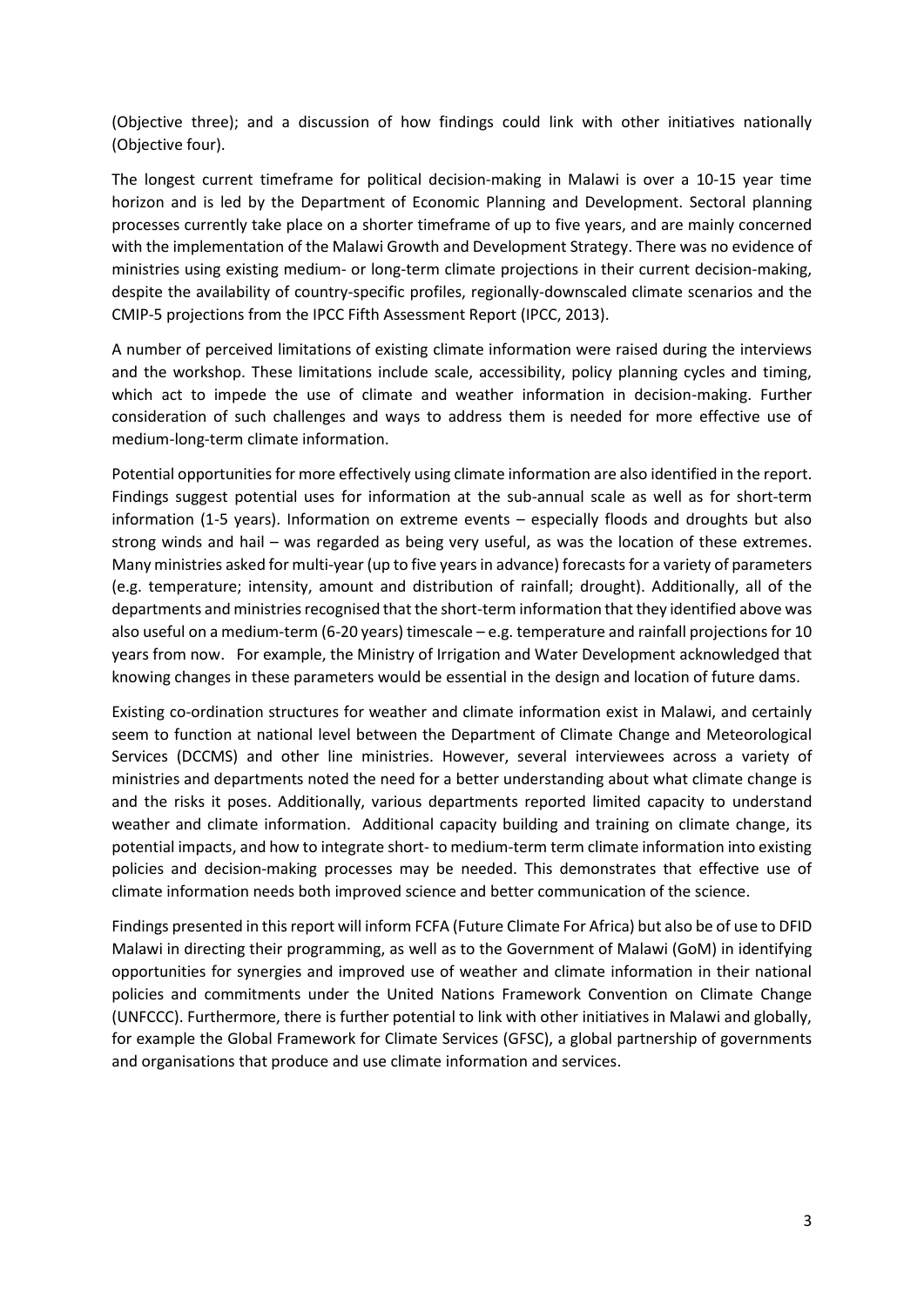(Objective three); and a discussion of how findings could link with other initiatives nationally (Objective four).

The longest current timeframe for political decision-making in Malawi is over a 10-15 year time horizon and is led by the Department of Economic Planning and Development. Sectoral planning processes currently take place on a shorter timeframe of up to five years, and are mainly concerned with the implementation of the Malawi Growth and Development Strategy. There was no evidence of ministries using existing medium- or long-term climate projections in their current decision-making, despite the availability of country-specific profiles, regionally-downscaled climate scenarios and the CMIP-5 projections from the IPCC Fifth Assessment Report (IPCC, 2013).

A number of perceived limitations of existing climate information were raised during the interviews and the workshop. These limitations include scale, accessibility, policy planning cycles and timing, which act to impede the use of climate and weather information in decision-making. Further consideration of such challenges and ways to address them is needed for more effective use of medium-long-term climate information.

Potential opportunities for more effectively using climate information are also identified in the report. Findings suggest potential uses for information at the sub-annual scale as well as for short-term information (1-5 years). Information on extreme events – especially floods and droughts but also strong winds and hail – was regarded as being very useful, as was the location of these extremes. Many ministries asked for multi-year (up to five years in advance) forecasts for a variety of parameters (e.g. temperature; intensity, amount and distribution of rainfall; drought). Additionally, all of the departments and ministries recognised that the short-term information that they identified above was also useful on a medium-term (6-20 years) timescale – e.g. temperature and rainfall projections for 10 years from now. For example, the Ministry of Irrigation and Water Development acknowledged that knowing changes in these parameters would be essential in the design and location of future dams.

Existing co-ordination structures for weather and climate information exist in Malawi, and certainly seem to function at national level between the Department of Climate Change and Meteorological Services (DCCMS) and other line ministries. However, several interviewees across a variety of ministries and departments noted the need for a better understanding about what climate change is and the risks it poses. Additionally, various departments reported limited capacity to understand weather and climate information. Additional capacity building and training on climate change, its potential impacts, and how to integrate short- to medium-term term climate information into existing policies and decision-making processes may be needed. This demonstrates that effective use of climate information needs both improved science and better communication of the science.

Findings presented in this report will inform FCFA (Future Climate For Africa) but also be of use to DFID Malawi in directing their programming, as well as to the Government of Malawi (GoM) in identifying opportunities for synergies and improved use of weather and climate information in their national policies and commitments under the United Nations Framework Convention on Climate Change (UNFCCC). Furthermore, there is further potential to link with other initiatives in Malawi and globally, for example the Global Framework for Climate Services (GFSC), a global partnership of governments and organisations that produce and use climate information and services.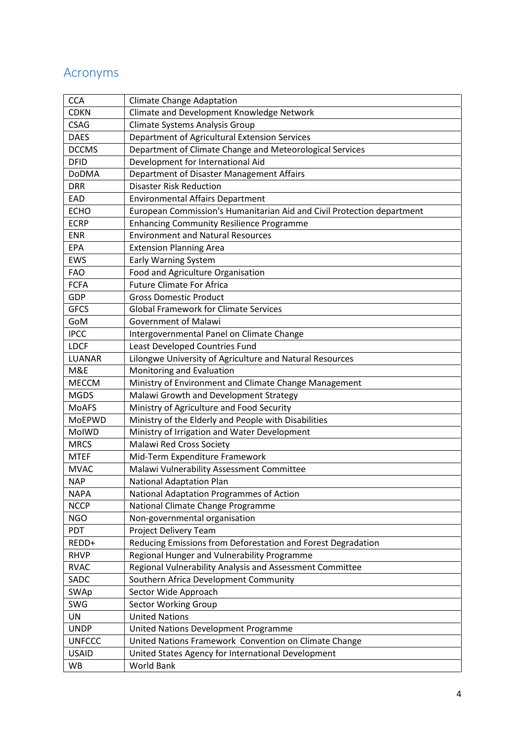## Acronyms

| | |
|---|---|
| CCA | Climate Change Adaptation |
| CDKN | Climate and Development Knowledge Network |
| CSAG | Climate Systems Analysis Group |
| DAES | Department of Agricultural Extension Services |
| DCCMS | Department of Climate Change and Meteorological Services |
| DFID | Development for International Aid |
| DoDMA | Department of Disaster Management Affairs |
| DRR | Disaster Risk Reduction |
| EAD | Environmental Affairs Department |
| ECHO | European Commission's Humanitarian Aid and Civil Protection department |
| ECRP | Enhancing Community Resilience Programme |
| ENR | Environment and Natural Resources |
| EPA | Extension Planning Area |
| EWS | Early Warning System |
| FAO | Food and Agriculture Organisation |
| FCFA | Future Climate For Africa |
| GDP | Gross Domestic Product |
| GFCS | Global Framework for Climate Services |
| GoM | Government of Malawi |
| IPCC | Intergovernmental Panel on Climate Change |
| LDCF | Least Developed Countries Fund |
| LUANAR | Lilongwe University of Agriculture and Natural Resources |
| M&E | Monitoring and Evaluation |
| MECCM | Ministry of Environment and Climate Change Management |
| MGDS | Malawi Growth and Development Strategy |
| MoAFS | Ministry of Agriculture and Food Security |
| MoEPWD | Ministry of the Elderly and People with Disabilities |
| MoIWD | Ministry of Irrigation and Water Development |
| MRCS | Malawi Red Cross Society |
| MTEF | Mid-Term Expenditure Framework |
| MVAC | Malawi Vulnerability Assessment Committee |
| NAP | National Adaptation Plan |
| NAPA | National Adaptation Programmes of Action |
| NCCP | National Climate Change Programme |
| NGO | Non-governmental organisation |
| PDT | Project Delivery Team |
| REDD+ | Reducing Emissions from Deforestation and Forest Degradation |
| RHVP | Regional Hunger and Vulnerability Programme |
| RVAC | Regional Vulnerability Analysis and Assessment Committee |
| SADC | Southern Africa Development Community |
| SWAp | Sector Wide Approach |
| SWG | Sector Working Group |
| UN | United Nations |
| UNDP | United Nations Development Programme |
| UNFCCC | United Nations Framework Convention on Climate Change |
| USAID | United States Agency for International Development |
| WB | World Bank |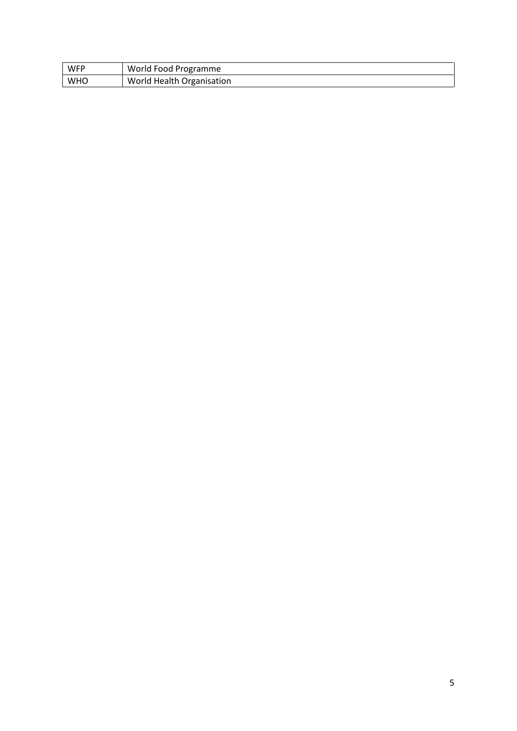| | |
|---|---|
| WFP | World Food Programme |
| WHO | World Health Organisation |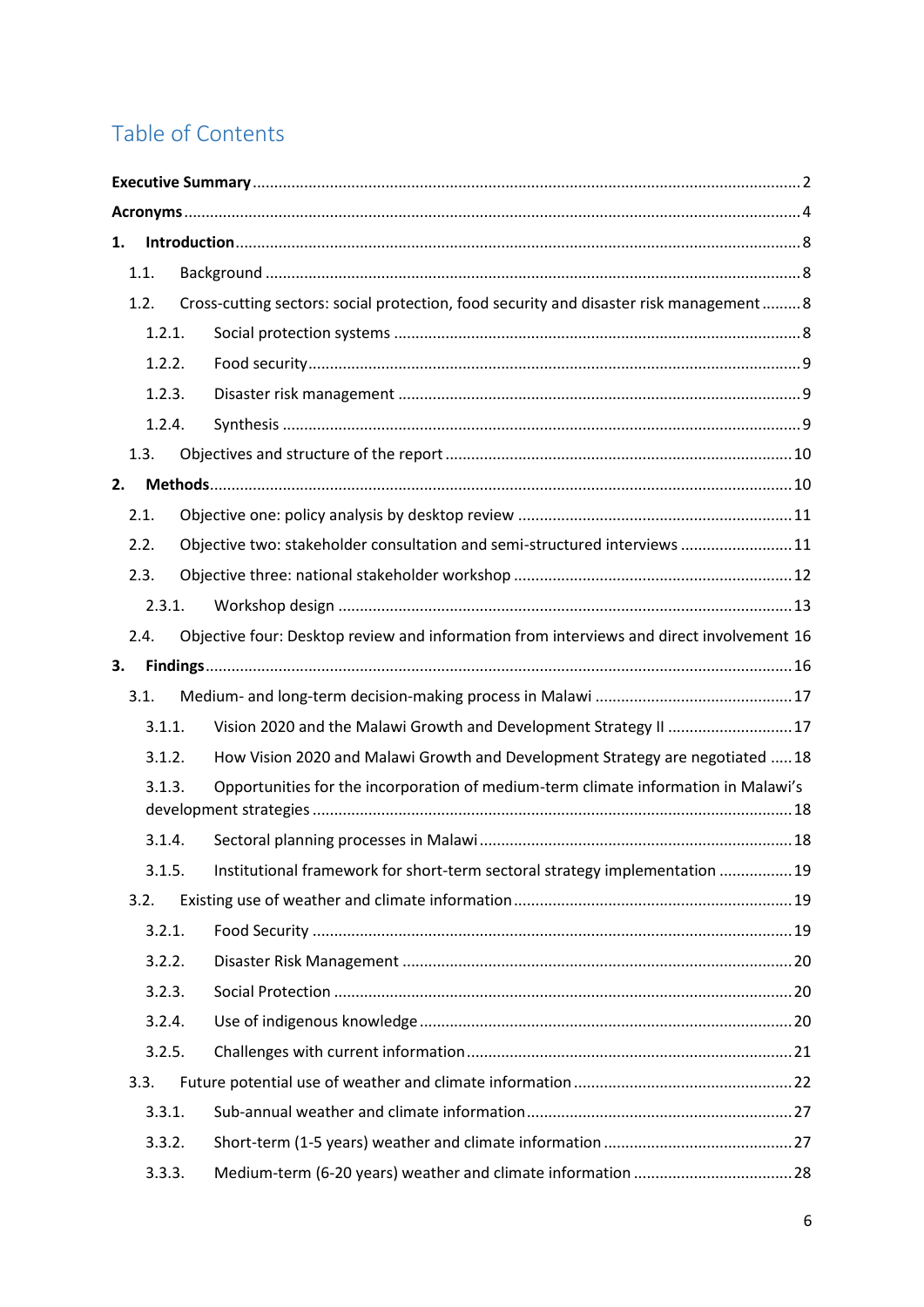# Table of Contents

**Executive Summary** ........ 2

**Acronyms** ........ 4

**1. Introduction** ........ 8

- 1.1. Background ........ 8
- 1.2. Cross-cutting sectors: social protection, food security and disaster risk management ........ 8
  - 1.2.1. Social protection systems ........ 8
  - 1.2.2. Food security ........ 9
  - 1.2.3. Disaster risk management ........ 9
  - 1.2.4. Synthesis ........ 9
- 1.3. Objectives and structure of the report ........ 10

**2. Methods** ........ 10

- 2.1. Objective one: policy analysis by desktop review ........ 11
- 2.2. Objective two: stakeholder consultation and semi-structured interviews ........ 11
- 2.3. Objective three: national stakeholder workshop ........ 12
  - 2.3.1. Workshop design ........ 13
- 2.4. Objective four: Desktop review and information from interviews and direct involvement 16

**3. Findings** ........ 16

- 3.1. Medium- and long-term decision-making process in Malawi ........ 17
  - 3.1.1. Vision 2020 and the Malawi Growth and Development Strategy II ........ 17
  - 3.1.2. How Vision 2020 and Malawi Growth and Development Strategy are negotiated ........ 18
  - 3.1.3. Opportunities for the incorporation of medium-term climate information in Malawi's development strategies ........ 18
  - 3.1.4. Sectoral planning processes in Malawi ........ 18
  - 3.1.5. Institutional framework for short-term sectoral strategy implementation ........ 19
- 3.2. Existing use of weather and climate information ........ 19
  - 3.2.1. Food Security ........ 19
  - 3.2.2. Disaster Risk Management ........ 20
  - 3.2.3. Social Protection ........ 20
  - 3.2.4. Use of indigenous knowledge ........ 20
  - 3.2.5. Challenges with current information ........ 21
- 3.3. Future potential use of weather and climate information ........ 22
  - 3.3.1. Sub-annual weather and climate information ........ 27
  - 3.3.2. Short-term (1-5 years) weather and climate information ........ 27
  - 3.3.3. Medium-term (6-20 years) weather and climate information ........ 28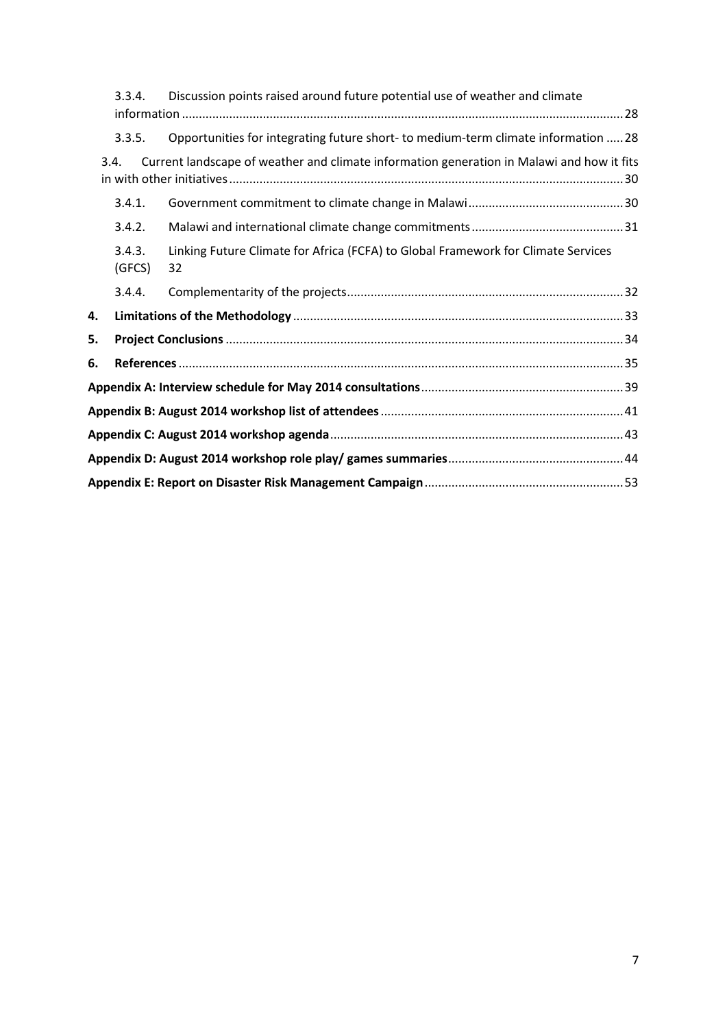3.3.4. Discussion points raised around future potential use of weather and climate information ....... 28

3.3.5. Opportunities for integrating future short- to medium-term climate information ..... 28

3.4. Current landscape of weather and climate information generation in Malawi and how it fits in with other initiatives ....... 30

3.4.1. Government commitment to climate change in Malawi ....... 30

3.4.2. Malawi and international climate change commitments ....... 31

3.4.3. Linking Future Climate for Africa (FCFA) to Global Framework for Climate Services (GFCS) 32

3.4.4. Complementarity of the projects ....... 32

**4. Limitations of the Methodology** ....... 33

**5. Project Conclusions** ....... 34

**6. References** ....... 35

**Appendix A: Interview schedule for May 2014 consultations** ....... 39

**Appendix B: August 2014 workshop list of attendees** ....... 41

**Appendix C: August 2014 workshop agenda** ....... 43

**Appendix D: August 2014 workshop role play/ games summaries** ....... 44

**Appendix E: Report on Disaster Risk Management Campaign** ....... 53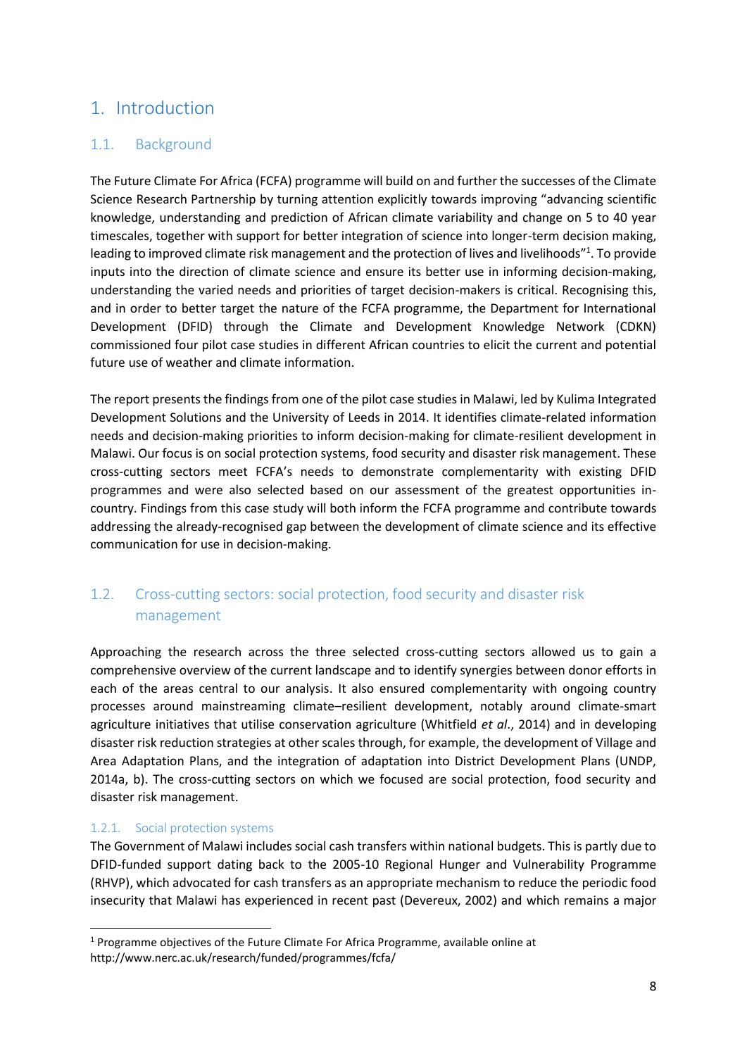# 1. Introduction

## 1.1. Background

The Future Climate For Africa (FCFA) programme will build on and further the successes of the Climate Science Research Partnership by turning attention explicitly towards improving "advancing scientific knowledge, understanding and prediction of African climate variability and change on 5 to 40 year timescales, together with support for better integration of science into longer-term decision making, leading to improved climate risk management and the protection of lives and livelihoods"[1]. To provide inputs into the direction of climate science and ensure its better use in informing decision-making, understanding the varied needs and priorities of target decision-makers is critical. Recognising this, and in order to better target the nature of the FCFA programme, the Department for International Development (DFID) through the Climate and Development Knowledge Network (CDKN) commissioned four pilot case studies in different African countries to elicit the current and potential future use of weather and climate information.

The report presents the findings from one of the pilot case studies in Malawi, led by Kulima Integrated Development Solutions and the University of Leeds in 2014. It identifies climate-related information needs and decision-making priorities to inform decision-making for climate-resilient development in Malawi. Our focus is on social protection systems, food security and disaster risk management. These cross-cutting sectors meet FCFA's needs to demonstrate complementarity with existing DFID programmes and were also selected based on our assessment of the greatest opportunities in-country. Findings from this case study will both inform the FCFA programme and contribute towards addressing the already-recognised gap between the development of climate science and its effective communication for use in decision-making.

## 1.2. Cross-cutting sectors: social protection, food security and disaster risk management

Approaching the research across the three selected cross-cutting sectors allowed us to gain a comprehensive overview of the current landscape and to identify synergies between donor efforts in each of the areas central to our analysis. It also ensured complementarity with ongoing country processes around mainstreaming climate–resilient development, notably around climate-smart agriculture initiatives that utilise conservation agriculture (Whitfield *et al*., 2014) and in developing disaster risk reduction strategies at other scales through, for example, the development of Village and Area Adaptation Plans, and the integration of adaptation into District Development Plans (UNDP, 2014a, b). The cross-cutting sectors on which we focused are social protection, food security and disaster risk management.

### 1.2.1. Social protection systems

The Government of Malawi includes social cash transfers within national budgets. This is partly due to DFID-funded support dating back to the 2005-10 Regional Hunger and Vulnerability Programme (RHVP), which advocated for cash transfers as an appropriate mechanism to reduce the periodic food insecurity that Malawi has experienced in recent past (Devereux, 2002) and which remains a major

---

[1] Programme objectives of the Future Climate For Africa Programme, available online at http://www.nerc.ac.uk/research/funded/programmes/fcfa/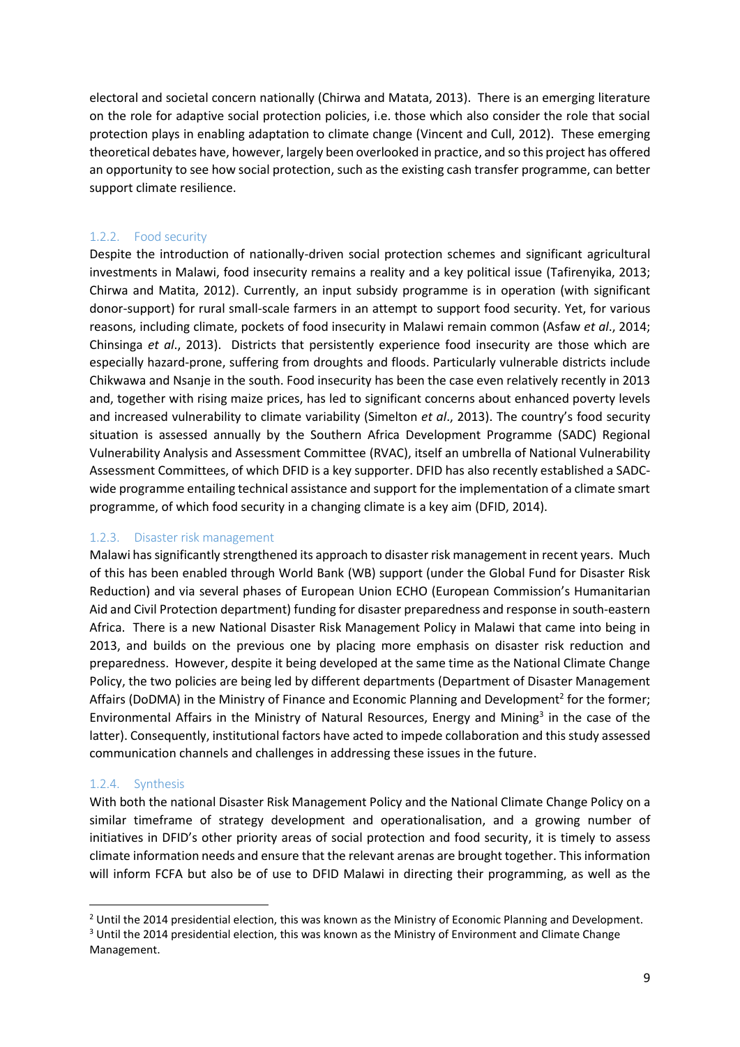electoral and societal concern nationally (Chirwa and Matata, 2013). There is an emerging literature on the role for adaptive social protection policies, i.e. those which also consider the role that social protection plays in enabling adaptation to climate change (Vincent and Cull, 2012). These emerging theoretical debates have, however, largely been overlooked in practice, and so this project has offered an opportunity to see how social protection, such as the existing cash transfer programme, can better support climate resilience.

### 1.2.2. Food security

Despite the introduction of nationally-driven social protection schemes and significant agricultural investments in Malawi, food insecurity remains a reality and a key political issue (Tafirenyika, 2013; Chirwa and Matita, 2012). Currently, an input subsidy programme is in operation (with significant donor-support) for rural small-scale farmers in an attempt to support food security. Yet, for various reasons, including climate, pockets of food insecurity in Malawi remain common (Asfaw *et al*., 2014; Chinsinga *et al*., 2013). Districts that persistently experience food insecurity are those which are especially hazard-prone, suffering from droughts and floods. Particularly vulnerable districts include Chikwawa and Nsanje in the south. Food insecurity has been the case even relatively recently in 2013 and, together with rising maize prices, has led to significant concerns about enhanced poverty levels and increased vulnerability to climate variability (Simelton *et al*., 2013). The country's food security situation is assessed annually by the Southern Africa Development Programme (SADC) Regional Vulnerability Analysis and Assessment Committee (RVAC), itself an umbrella of National Vulnerability Assessment Committees, of which DFID is a key supporter. DFID has also recently established a SADC-wide programme entailing technical assistance and support for the implementation of a climate smart programme, of which food security in a changing climate is a key aim (DFID, 2014).

### 1.2.3. Disaster risk management

Malawi has significantly strengthened its approach to disaster risk management in recent years. Much of this has been enabled through World Bank (WB) support (under the Global Fund for Disaster Risk Reduction) and via several phases of European Union ECHO (European Commission's Humanitarian Aid and Civil Protection department) funding for disaster preparedness and response in south-eastern Africa. There is a new National Disaster Risk Management Policy in Malawi that came into being in 2013, and builds on the previous one by placing more emphasis on disaster risk reduction and preparedness. However, despite it being developed at the same time as the National Climate Change Policy, the two policies are being led by different departments (Department of Disaster Management Affairs (DoDMA) in the Ministry of Finance and Economic Planning and Development[2] for the former; Environmental Affairs in the Ministry of Natural Resources, Energy and Mining[3] in the case of the latter). Consequently, institutional factors have acted to impede collaboration and this study assessed communication channels and challenges in addressing these issues in the future.

### 1.2.4. Synthesis

With both the national Disaster Risk Management Policy and the National Climate Change Policy on a similar timeframe of strategy development and operationalisation, and a growing number of initiatives in DFID's other priority areas of social protection and food security, it is timely to assess climate information needs and ensure that the relevant arenas are brought together. This information will inform FCFA but also be of use to DFID Malawi in directing their programming, as well as the

---

[2] Until the 2014 presidential election, this was known as the Ministry of Economic Planning and Development.

[3] Until the 2014 presidential election, this was known as the Ministry of Environment and Climate Change Management.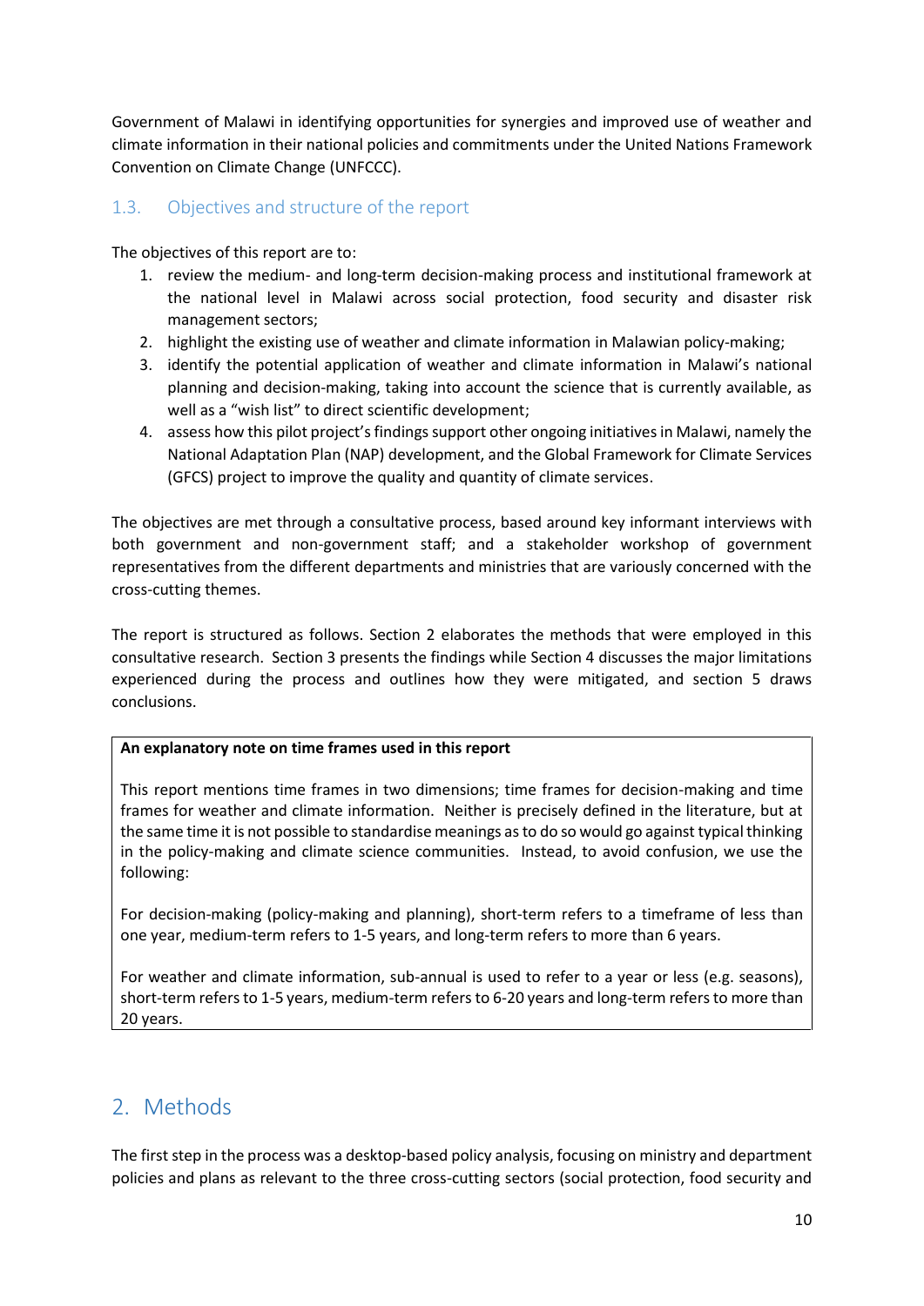Government of Malawi in identifying opportunities for synergies and improved use of weather and climate information in their national policies and commitments under the United Nations Framework Convention on Climate Change (UNFCCC).

### 1.3. Objectives and structure of the report

The objectives of this report are to:

1. review the medium- and long-term decision-making process and institutional framework at the national level in Malawi across social protection, food security and disaster risk management sectors;
2. highlight the existing use of weather and climate information in Malawian policy-making;
3. identify the potential application of weather and climate information in Malawi's national planning and decision-making, taking into account the science that is currently available, as well as a "wish list" to direct scientific development;
4. assess how this pilot project's findings support other ongoing initiatives in Malawi, namely the National Adaptation Plan (NAP) development, and the Global Framework for Climate Services (GFCS) project to improve the quality and quantity of climate services.

The objectives are met through a consultative process, based around key informant interviews with both government and non-government staff; and a stakeholder workshop of government representatives from the different departments and ministries that are variously concerned with the cross-cutting themes.

The report is structured as follows. Section 2 elaborates the methods that were employed in this consultative research. Section 3 presents the findings while Section 4 discusses the major limitations experienced during the process and outlines how they were mitigated, and section 5 draws conclusions.

> **An explanatory note on time frames used in this report**
>
> This report mentions time frames in two dimensions; time frames for decision-making and time frames for weather and climate information. Neither is precisely defined in the literature, but at the same time it is not possible to standardise meanings as to do so would go against typical thinking in the policy-making and climate science communities. Instead, to avoid confusion, we use the following:
>
> For decision-making (policy-making and planning), short-term refers to a timeframe of less than one year, medium-term refers to 1-5 years, and long-term refers to more than 6 years.
>
> For weather and climate information, sub-annual is used to refer to a year or less (e.g. seasons), short-term refers to 1-5 years, medium-term refers to 6-20 years and long-term refers to more than 20 years.

## 2. Methods

The first step in the process was a desktop-based policy analysis, focusing on ministry and department policies and plans as relevant to the three cross-cutting sectors (social protection, food security and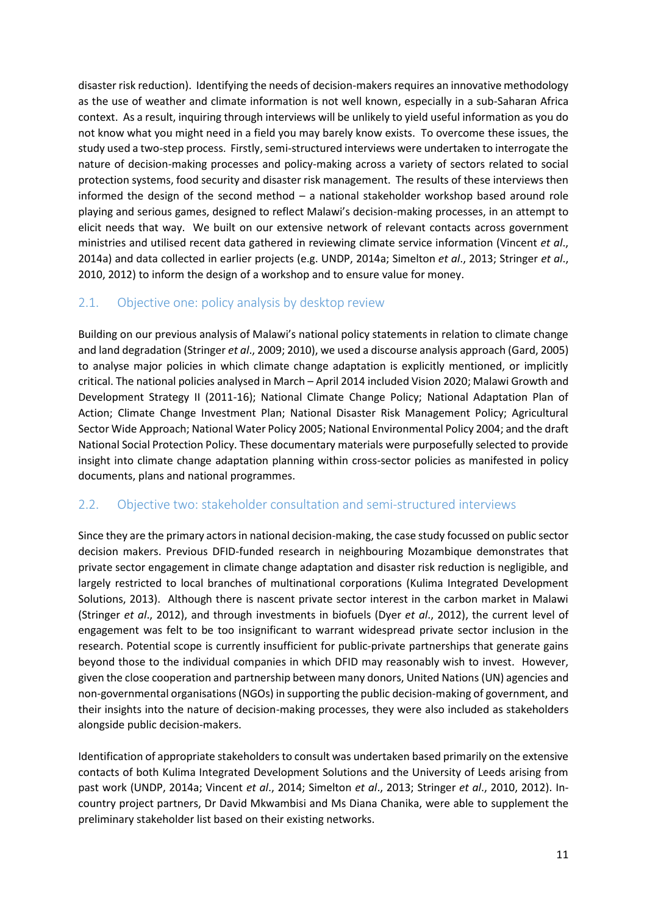disaster risk reduction). Identifying the needs of decision-makers requires an innovative methodology as the use of weather and climate information is not well known, especially in a sub-Saharan Africa context. As a result, inquiring through interviews will be unlikely to yield useful information as you do not know what you might need in a field you may barely know exists. To overcome these issues, the study used a two-step process. Firstly, semi-structured interviews were undertaken to interrogate the nature of decision-making processes and policy-making across a variety of sectors related to social protection systems, food security and disaster risk management. The results of these interviews then informed the design of the second method – a national stakeholder workshop based around role playing and serious games, designed to reflect Malawi's decision-making processes, in an attempt to elicit needs that way. We built on our extensive network of relevant contacts across government ministries and utilised recent data gathered in reviewing climate service information (Vincent *et al*., 2014a) and data collected in earlier projects (e.g. UNDP, 2014a; Simelton *et al*., 2013; Stringer *et al*., 2010, 2012) to inform the design of a workshop and to ensure value for money.

## 2.1. Objective one: policy analysis by desktop review

Building on our previous analysis of Malawi's national policy statements in relation to climate change and land degradation (Stringer *et al*., 2009; 2010), we used a discourse analysis approach (Gard, 2005) to analyse major policies in which climate change adaptation is explicitly mentioned, or implicitly critical. The national policies analysed in March – April 2014 included Vision 2020; Malawi Growth and Development Strategy II (2011-16); National Climate Change Policy; National Adaptation Plan of Action; Climate Change Investment Plan; National Disaster Risk Management Policy; Agricultural Sector Wide Approach; National Water Policy 2005; National Environmental Policy 2004; and the draft National Social Protection Policy. These documentary materials were purposefully selected to provide insight into climate change adaptation planning within cross-sector policies as manifested in policy documents, plans and national programmes.

## 2.2. Objective two: stakeholder consultation and semi-structured interviews

Since they are the primary actors in national decision-making, the case study focussed on public sector decision makers. Previous DFID-funded research in neighbouring Mozambique demonstrates that private sector engagement in climate change adaptation and disaster risk reduction is negligible, and largely restricted to local branches of multinational corporations (Kulima Integrated Development Solutions, 2013). Although there is nascent private sector interest in the carbon market in Malawi (Stringer *et al*., 2012), and through investments in biofuels (Dyer *et al*., 2012), the current level of engagement was felt to be too insignificant to warrant widespread private sector inclusion in the research. Potential scope is currently insufficient for public-private partnerships that generate gains beyond those to the individual companies in which DFID may reasonably wish to invest. However, given the close cooperation and partnership between many donors, United Nations (UN) agencies and non-governmental organisations (NGOs) in supporting the public decision-making of government, and their insights into the nature of decision-making processes, they were also included as stakeholders alongside public decision-makers.

Identification of appropriate stakeholders to consult was undertaken based primarily on the extensive contacts of both Kulima Integrated Development Solutions and the University of Leeds arising from past work (UNDP, 2014a; Vincent *et al*., 2014; Simelton *et al*., 2013; Stringer *et al*., 2010, 2012). In-country project partners, Dr David Mkwambisi and Ms Diana Chanika, were able to supplement the preliminary stakeholder list based on their existing networks.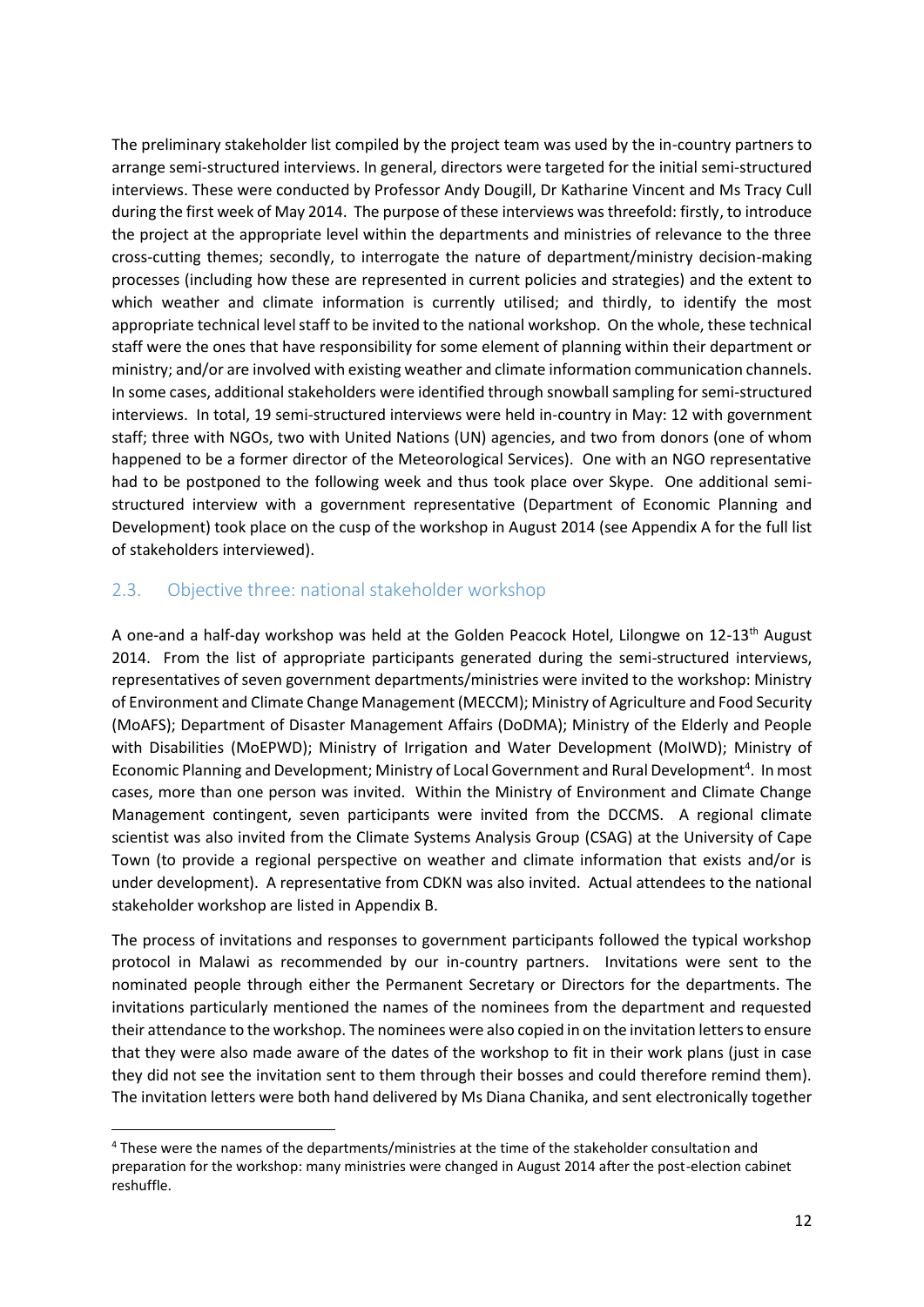The preliminary stakeholder list compiled by the project team was used by the in-country partners to arrange semi-structured interviews. In general, directors were targeted for the initial semi-structured interviews. These were conducted by Professor Andy Dougill, Dr Katharine Vincent and Ms Tracy Cull during the first week of May 2014. The purpose of these interviews was threefold: firstly, to introduce the project at the appropriate level within the departments and ministries of relevance to the three cross-cutting themes; secondly, to interrogate the nature of department/ministry decision-making processes (including how these are represented in current policies and strategies) and the extent to which weather and climate information is currently utilised; and thirdly, to identify the most appropriate technical level staff to be invited to the national workshop. On the whole, these technical staff were the ones that have responsibility for some element of planning within their department or ministry; and/or are involved with existing weather and climate information communication channels. In some cases, additional stakeholders were identified through snowball sampling for semi-structured interviews. In total, 19 semi-structured interviews were held in-country in May: 12 with government staff; three with NGOs, two with United Nations (UN) agencies, and two from donors (one of whom happened to be a former director of the Meteorological Services). One with an NGO representative had to be postponed to the following week and thus took place over Skype. One additional semi-structured interview with a government representative (Department of Economic Planning and Development) took place on the cusp of the workshop in August 2014 (see Appendix A for the full list of stakeholders interviewed).

## 2.3. Objective three: national stakeholder workshop

A one-and a half-day workshop was held at the Golden Peacock Hotel, Lilongwe on 12-13th August 2014. From the list of appropriate participants generated during the semi-structured interviews, representatives of seven government departments/ministries were invited to the workshop: Ministry of Environment and Climate Change Management (MECCM); Ministry of Agriculture and Food Security (MoAFS); Department of Disaster Management Affairs (DoDMA); Ministry of the Elderly and People with Disabilities (MoEPWD); Ministry of Irrigation and Water Development (MoIWD); Ministry of Economic Planning and Development; Ministry of Local Government and Rural Development[4]. In most cases, more than one person was invited. Within the Ministry of Environment and Climate Change Management contingent, seven participants were invited from the DCCMS. A regional climate scientist was also invited from the Climate Systems Analysis Group (CSAG) at the University of Cape Town (to provide a regional perspective on weather and climate information that exists and/or is under development). A representative from CDKN was also invited. Actual attendees to the national stakeholder workshop are listed in Appendix B.

The process of invitations and responses to government participants followed the typical workshop protocol in Malawi as recommended by our in-country partners. Invitations were sent to the nominated people through either the Permanent Secretary or Directors for the departments. The invitations particularly mentioned the names of the nominees from the department and requested their attendance to the workshop. The nominees were also copied in on the invitation letters to ensure that they were also made aware of the dates of the workshop to fit in their work plans (just in case they did not see the invitation sent to them through their bosses and could therefore remind them). The invitation letters were both hand delivered by Ms Diana Chanika, and sent electronically together

[4] These were the names of the departments/ministries at the time of the stakeholder consultation and preparation for the workshop: many ministries were changed in August 2014 after the post-election cabinet reshuffle.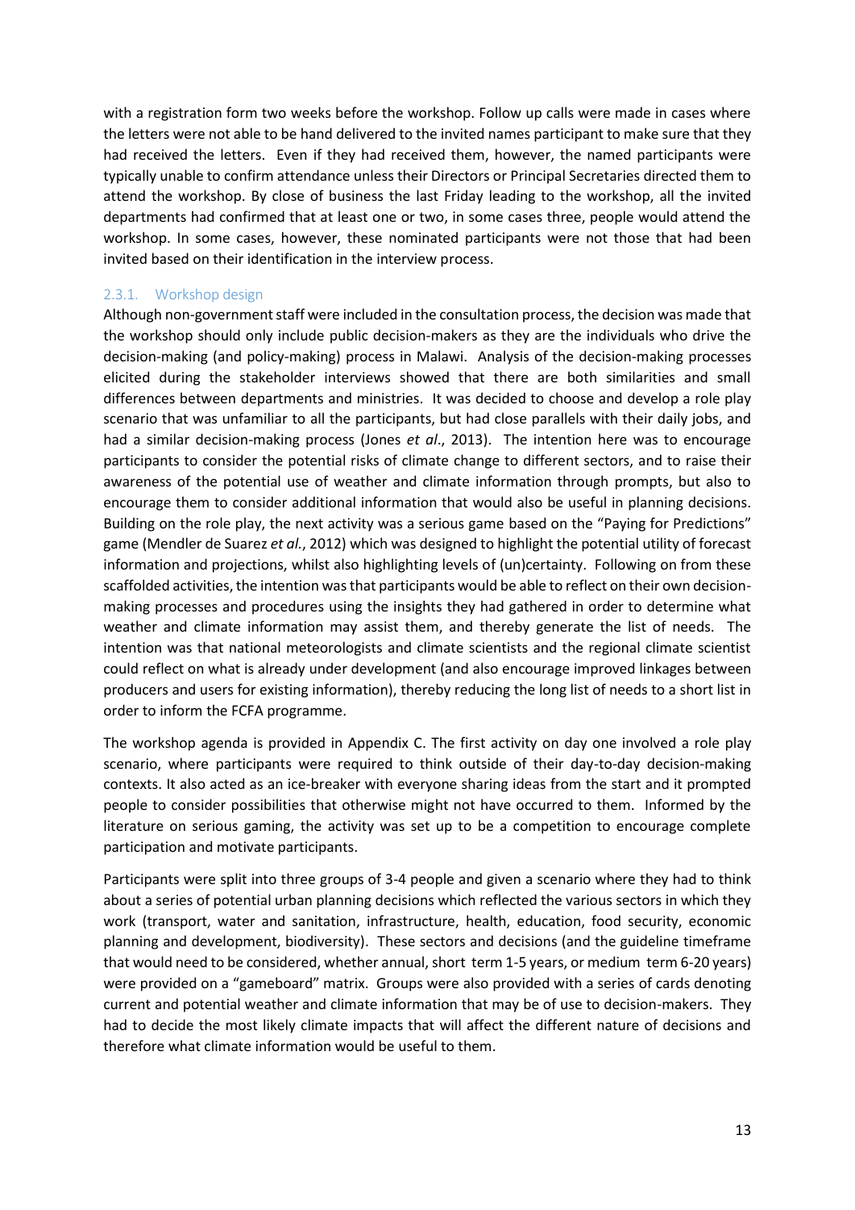with a registration form two weeks before the workshop. Follow up calls were made in cases where the letters were not able to be hand delivered to the invited names participant to make sure that they had received the letters. Even if they had received them, however, the named participants were typically unable to confirm attendance unless their Directors or Principal Secretaries directed them to attend the workshop. By close of business the last Friday leading to the workshop, all the invited departments had confirmed that at least one or two, in some cases three, people would attend the workshop. In some cases, however, these nominated participants were not those that had been invited based on their identification in the interview process.

### 2.3.1. Workshop design

Although non-government staff were included in the consultation process, the decision was made that the workshop should only include public decision-makers as they are the individuals who drive the decision-making (and policy-making) process in Malawi. Analysis of the decision-making processes elicited during the stakeholder interviews showed that there are both similarities and small differences between departments and ministries. It was decided to choose and develop a role play scenario that was unfamiliar to all the participants, but had close parallels with their daily jobs, and had a similar decision-making process (Jones *et al*., 2013). The intention here was to encourage participants to consider the potential risks of climate change to different sectors, and to raise their awareness of the potential use of weather and climate information through prompts, but also to encourage them to consider additional information that would also be useful in planning decisions. Building on the role play, the next activity was a serious game based on the "Paying for Predictions" game (Mendler de Suarez *et al.*, 2012) which was designed to highlight the potential utility of forecast information and projections, whilst also highlighting levels of (un)certainty. Following on from these scaffolded activities, the intention was that participants would be able to reflect on their own decision-making processes and procedures using the insights they had gathered in order to determine what weather and climate information may assist them, and thereby generate the list of needs. The intention was that national meteorologists and climate scientists and the regional climate scientist could reflect on what is already under development (and also encourage improved linkages between producers and users for existing information), thereby reducing the long list of needs to a short list in order to inform the FCFA programme.

The workshop agenda is provided in Appendix C. The first activity on day one involved a role play scenario, where participants were required to think outside of their day-to-day decision-making contexts. It also acted as an ice-breaker with everyone sharing ideas from the start and it prompted people to consider possibilities that otherwise might not have occurred to them. Informed by the literature on serious gaming, the activity was set up to be a competition to encourage complete participation and motivate participants.

Participants were split into three groups of 3-4 people and given a scenario where they had to think about a series of potential urban planning decisions which reflected the various sectors in which they work (transport, water and sanitation, infrastructure, health, education, food security, economic planning and development, biodiversity). These sectors and decisions (and the guideline timeframe that would need to be considered, whether annual, short term 1-5 years, or medium term 6-20 years) were provided on a "gameboard" matrix. Groups were also provided with a series of cards denoting current and potential weather and climate information that may be of use to decision-makers. They had to decide the most likely climate impacts that will affect the different nature of decisions and therefore what climate information would be useful to them.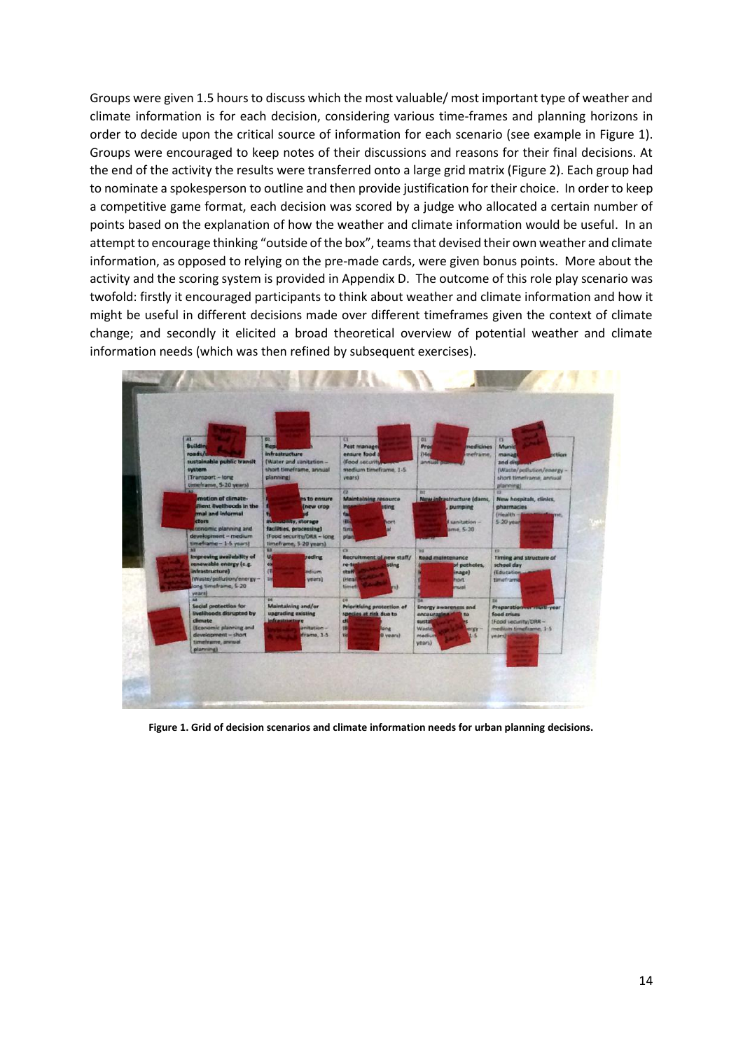Groups were given 1.5 hours to discuss which the most valuable/ most important type of weather and climate information is for each decision, considering various time-frames and planning horizons in order to decide upon the critical source of information for each scenario (see example in Figure 1). Groups were encouraged to keep notes of their discussions and reasons for their final decisions. At the end of the activity the results were transferred onto a large grid matrix (Figure 2). Each group had to nominate a spokesperson to outline and then provide justification for their choice. In order to keep a competitive game format, each decision was scored by a judge who allocated a certain number of points based on the explanation of how the weather and climate information would be useful. In an attempt to encourage thinking "outside of the box", teams that devised their own weather and climate information, as opposed to relying on the pre-made cards, were given bonus points. More about the activity and the scoring system is provided in Appendix D. The outcome of this role play scenario was twofold: firstly it encouraged participants to think about weather and climate information and how it might be useful in different decisions made over different timeframes given the context of climate change; and secondly it elicited a broad theoretical overview of potential weather and climate information needs (which was then refined by subsequent exercises).

**Figure 1. Grid of decision scenarios and climate information needs for urban planning decisions.**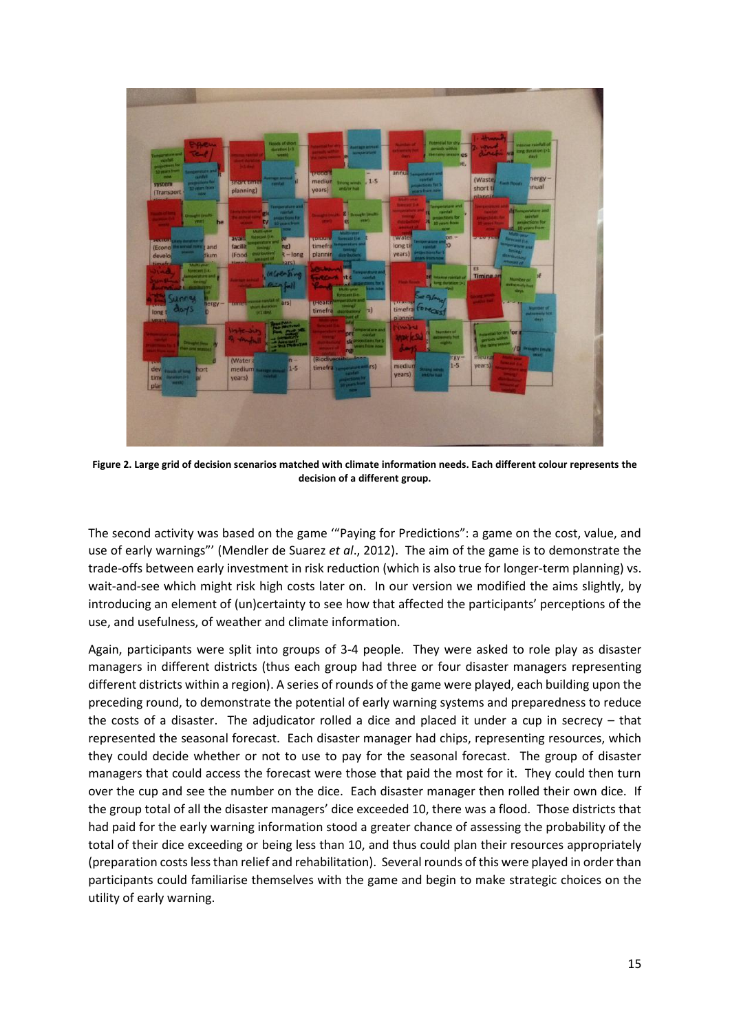**Figure 2. Large grid of decision scenarios matched with climate information needs. Each different colour represents the decision of a different group.**

The second activity was based on the game '"Paying for Predictions": a game on the cost, value, and use of early warnings"' (Mendler de Suarez *et al*., 2012). The aim of the game is to demonstrate the trade-offs between early investment in risk reduction (which is also true for longer-term planning) vs. wait-and-see which might risk high costs later on. In our version we modified the aims slightly, by introducing an element of (un)certainty to see how that affected the participants' perceptions of the use, and usefulness, of weather and climate information.

Again, participants were split into groups of 3-4 people. They were asked to role play as disaster managers in different districts (thus each group had three or four disaster managers representing different districts within a region). A series of rounds of the game were played, each building upon the preceding round, to demonstrate the potential of early warning systems and preparedness to reduce the costs of a disaster. The adjudicator rolled a dice and placed it under a cup in secrecy – that represented the seasonal forecast. Each disaster manager had chips, representing resources, which they could decide whether or not to use to pay for the seasonal forecast. The group of disaster managers that could access the forecast were those that paid the most for it. They could then turn over the cup and see the number on the dice. Each disaster manager then rolled their own dice. If the group total of all the disaster managers' dice exceeded 10, there was a flood. Those districts that had paid for the early warning information stood a greater chance of assessing the probability of the total of their dice exceeding or being less than 10, and thus could plan their resources appropriately (preparation costs less than relief and rehabilitation). Several rounds of this were played in order than participants could familiarise themselves with the game and begin to make strategic choices on the utility of early warning.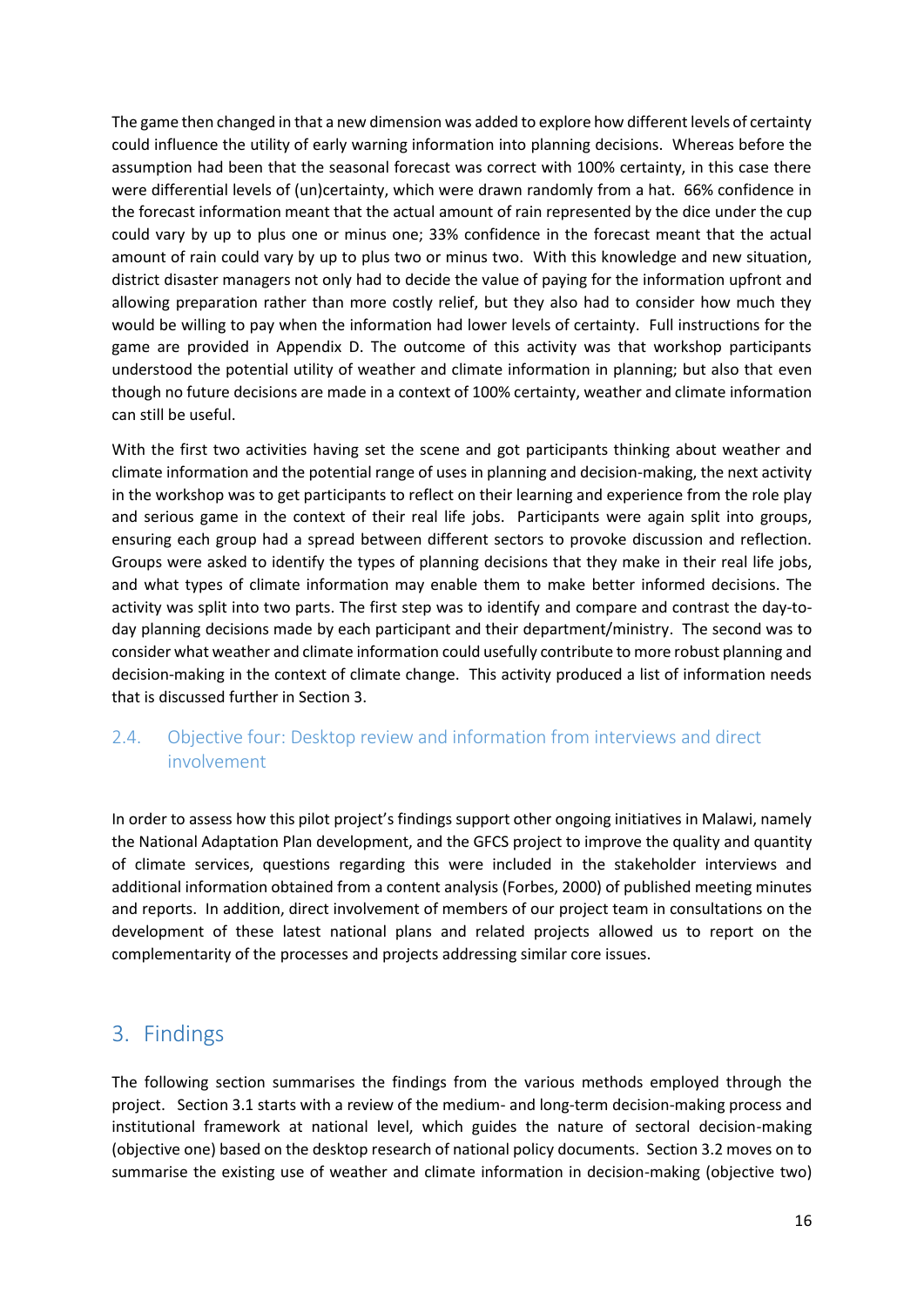The game then changed in that a new dimension was added to explore how different levels of certainty could influence the utility of early warning information into planning decisions. Whereas before the assumption had been that the seasonal forecast was correct with 100% certainty, in this case there were differential levels of (un)certainty, which were drawn randomly from a hat. 66% confidence in the forecast information meant that the actual amount of rain represented by the dice under the cup could vary by up to plus one or minus one; 33% confidence in the forecast meant that the actual amount of rain could vary by up to plus two or minus two. With this knowledge and new situation, district disaster managers not only had to decide the value of paying for the information upfront and allowing preparation rather than more costly relief, but they also had to consider how much they would be willing to pay when the information had lower levels of certainty. Full instructions for the game are provided in Appendix D. The outcome of this activity was that workshop participants understood the potential utility of weather and climate information in planning; but also that even though no future decisions are made in a context of 100% certainty, weather and climate information can still be useful.

With the first two activities having set the scene and got participants thinking about weather and climate information and the potential range of uses in planning and decision-making, the next activity in the workshop was to get participants to reflect on their learning and experience from the role play and serious game in the context of their real life jobs. Participants were again split into groups, ensuring each group had a spread between different sectors to provoke discussion and reflection. Groups were asked to identify the types of planning decisions that they make in their real life jobs, and what types of climate information may enable them to make better informed decisions. The activity was split into two parts. The first step was to identify and compare and contrast the day-to-day planning decisions made by each participant and their department/ministry. The second was to consider what weather and climate information could usefully contribute to more robust planning and decision-making in the context of climate change. This activity produced a list of information needs that is discussed further in Section 3.

## 2.4. Objective four: Desktop review and information from interviews and direct involvement

In order to assess how this pilot project's findings support other ongoing initiatives in Malawi, namely the National Adaptation Plan development, and the GFCS project to improve the quality and quantity of climate services, questions regarding this were included in the stakeholder interviews and additional information obtained from a content analysis (Forbes, 2000) of published meeting minutes and reports. In addition, direct involvement of members of our project team in consultations on the development of these latest national plans and related projects allowed us to report on the complementarity of the processes and projects addressing similar core issues.

# 3. Findings

The following section summarises the findings from the various methods employed through the project. Section 3.1 starts with a review of the medium- and long-term decision-making process and institutional framework at national level, which guides the nature of sectoral decision-making (objective one) based on the desktop research of national policy documents. Section 3.2 moves on to summarise the existing use of weather and climate information in decision-making (objective two)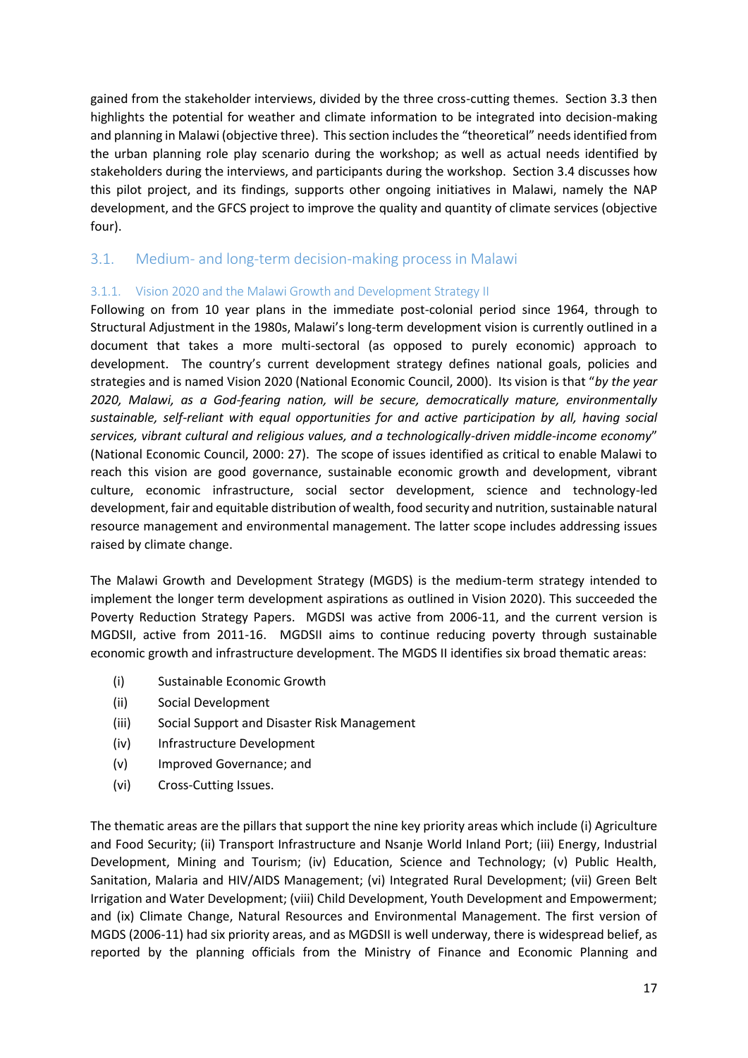gained from the stakeholder interviews, divided by the three cross-cutting themes. Section 3.3 then highlights the potential for weather and climate information to be integrated into decision-making and planning in Malawi (objective three). This section includes the "theoretical" needs identified from the urban planning role play scenario during the workshop; as well as actual needs identified by stakeholders during the interviews, and participants during the workshop. Section 3.4 discusses how this pilot project, and its findings, supports other ongoing initiatives in Malawi, namely the NAP development, and the GFCS project to improve the quality and quantity of climate services (objective four).

## 3.1. Medium- and long-term decision-making process in Malawi

### 3.1.1. Vision 2020 and the Malawi Growth and Development Strategy II

Following on from 10 year plans in the immediate post-colonial period since 1964, through to Structural Adjustment in the 1980s, Malawi's long-term development vision is currently outlined in a document that takes a more multi-sectoral (as opposed to purely economic) approach to development. The country's current development strategy defines national goals, policies and strategies and is named Vision 2020 (National Economic Council, 2000). Its vision is that "*by the year 2020, Malawi, as a God-fearing nation, will be secure, democratically mature, environmentally sustainable, self-reliant with equal opportunities for and active participation by all, having social services, vibrant cultural and religious values, and a technologically-driven middle-income economy*" (National Economic Council, 2000: 27). The scope of issues identified as critical to enable Malawi to reach this vision are good governance, sustainable economic growth and development, vibrant culture, economic infrastructure, social sector development, science and technology-led development, fair and equitable distribution of wealth, food security and nutrition, sustainable natural resource management and environmental management. The latter scope includes addressing issues raised by climate change.

The Malawi Growth and Development Strategy (MGDS) is the medium-term strategy intended to implement the longer term development aspirations as outlined in Vision 2020). This succeeded the Poverty Reduction Strategy Papers. MGDSI was active from 2006-11, and the current version is MGDSII, active from 2011-16. MGDSII aims to continue reducing poverty through sustainable economic growth and infrastructure development. The MGDS II identifies six broad thematic areas:

(i) Sustainable Economic Growth
(ii) Social Development
(iii) Social Support and Disaster Risk Management
(iv) Infrastructure Development
(v) Improved Governance; and
(vi) Cross-Cutting Issues.

The thematic areas are the pillars that support the nine key priority areas which include (i) Agriculture and Food Security; (ii) Transport Infrastructure and Nsanje World Inland Port; (iii) Energy, Industrial Development, Mining and Tourism; (iv) Education, Science and Technology; (v) Public Health, Sanitation, Malaria and HIV/AIDS Management; (vi) Integrated Rural Development; (vii) Green Belt Irrigation and Water Development; (viii) Child Development, Youth Development and Empowerment; and (ix) Climate Change, Natural Resources and Environmental Management. The first version of MGDS (2006-11) had six priority areas, and as MGDSII is well underway, there is widespread belief, as reported by the planning officials from the Ministry of Finance and Economic Planning and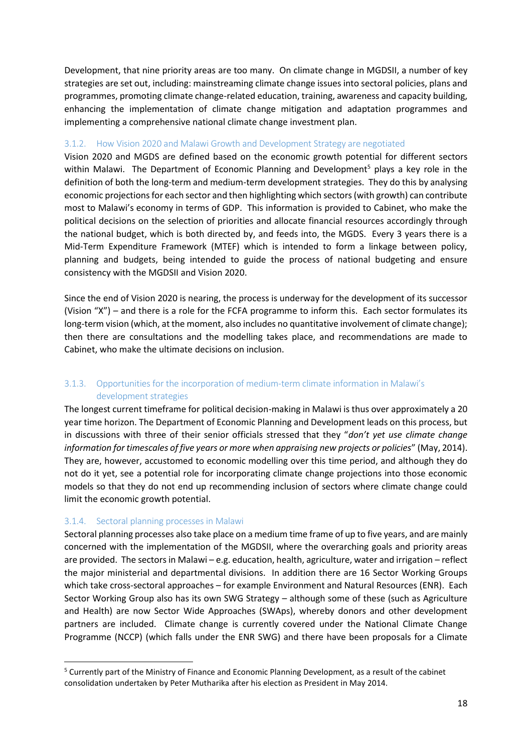Development, that nine priority areas are too many. On climate change in MGDSII, a number of key strategies are set out, including: mainstreaming climate change issues into sectoral policies, plans and programmes, promoting climate change-related education, training, awareness and capacity building, enhancing the implementation of climate change mitigation and adaptation programmes and implementing a comprehensive national climate change investment plan.

### 3.1.2. How Vision 2020 and Malawi Growth and Development Strategy are negotiated

Vision 2020 and MGDS are defined based on the economic growth potential for different sectors within Malawi. The Department of Economic Planning and Development[5] plays a key role in the definition of both the long-term and medium-term development strategies. They do this by analysing economic projections for each sector and then highlighting which sectors (with growth) can contribute most to Malawi's economy in terms of GDP. This information is provided to Cabinet, who make the political decisions on the selection of priorities and allocate financial resources accordingly through the national budget, which is both directed by, and feeds into, the MGDS. Every 3 years there is a Mid-Term Expenditure Framework (MTEF) which is intended to form a linkage between policy, planning and budgets, being intended to guide the process of national budgeting and ensure consistency with the MGDSII and Vision 2020.

Since the end of Vision 2020 is nearing, the process is underway for the development of its successor (Vision "X") – and there is a role for the FCFA programme to inform this. Each sector formulates its long-term vision (which, at the moment, also includes no quantitative involvement of climate change); then there are consultations and the modelling takes place, and recommendations are made to Cabinet, who make the ultimate decisions on inclusion.

### 3.1.3. Opportunities for the incorporation of medium-term climate information in Malawi's development strategies

The longest current timeframe for political decision-making in Malawi is thus over approximately a 20 year time horizon. The Department of Economic Planning and Development leads on this process, but in discussions with three of their senior officials stressed that they "*don't yet use climate change information for timescales of five years or more when appraising new projects or policies*" (May, 2014). They are, however, accustomed to economic modelling over this time period, and although they do not do it yet, see a potential role for incorporating climate change projections into those economic models so that they do not end up recommending inclusion of sectors where climate change could limit the economic growth potential.

### 3.1.4. Sectoral planning processes in Malawi

Sectoral planning processes also take place on a medium time frame of up to five years, and are mainly concerned with the implementation of the MGDSII, where the overarching goals and priority areas are provided. The sectors in Malawi – e.g. education, health, agriculture, water and irrigation – reflect the major ministerial and departmental divisions. In addition there are 16 Sector Working Groups which take cross-sectoral approaches – for example Environment and Natural Resources (ENR). Each Sector Working Group also has its own SWG Strategy – although some of these (such as Agriculture and Health) are now Sector Wide Approaches (SWAps), whereby donors and other development partners are included. Climate change is currently covered under the National Climate Change Programme (NCCP) (which falls under the ENR SWG) and there have been proposals for a Climate

---

[5] Currently part of the Ministry of Finance and Economic Planning Development, as a result of the cabinet consolidation undertaken by Peter Mutharika after his election as President in May 2014.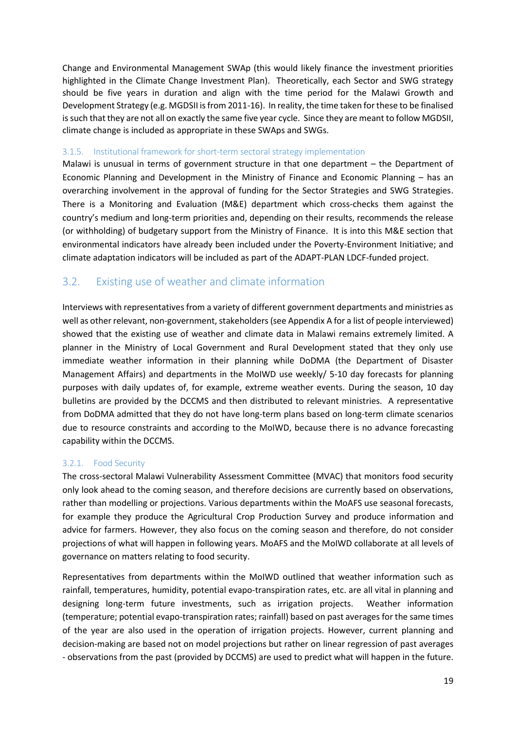Change and Environmental Management SWAp (this would likely finance the investment priorities highlighted in the Climate Change Investment Plan). Theoretically, each Sector and SWG strategy should be five years in duration and align with the time period for the Malawi Growth and Development Strategy (e.g. MGDSII is from 2011-16). In reality, the time taken for these to be finalised is such that they are not all on exactly the same five year cycle. Since they are meant to follow MGDSII, climate change is included as appropriate in these SWAps and SWGs.

#### 3.1.5. Institutional framework for short-term sectoral strategy implementation

Malawi is unusual in terms of government structure in that one department – the Department of Economic Planning and Development in the Ministry of Finance and Economic Planning – has an overarching involvement in the approval of funding for the Sector Strategies and SWG Strategies. There is a Monitoring and Evaluation (M&E) department which cross-checks them against the country's medium and long-term priorities and, depending on their results, recommends the release (or withholding) of budgetary support from the Ministry of Finance. It is into this M&E section that environmental indicators have already been included under the Poverty-Environment Initiative; and climate adaptation indicators will be included as part of the ADAPT-PLAN LDCF-funded project.

### 3.2. Existing use of weather and climate information

Interviews with representatives from a variety of different government departments and ministries as well as other relevant, non-government, stakeholders (see Appendix A for a list of people interviewed) showed that the existing use of weather and climate data in Malawi remains extremely limited. A planner in the Ministry of Local Government and Rural Development stated that they only use immediate weather information in their planning while DoDMA (the Department of Disaster Management Affairs) and departments in the MoIWD use weekly/ 5-10 day forecasts for planning purposes with daily updates of, for example, extreme weather events. During the season, 10 day bulletins are provided by the DCCMS and then distributed to relevant ministries. A representative from DoDMA admitted that they do not have long-term plans based on long-term climate scenarios due to resource constraints and according to the MoIWD, because there is no advance forecasting capability within the DCCMS.

#### 3.2.1. Food Security

The cross-sectoral Malawi Vulnerability Assessment Committee (MVAC) that monitors food security only look ahead to the coming season, and therefore decisions are currently based on observations, rather than modelling or projections. Various departments within the MoAFS use seasonal forecasts, for example they produce the Agricultural Crop Production Survey and produce information and advice for farmers. However, they also focus on the coming season and therefore, do not consider projections of what will happen in following years. MoAFS and the MoIWD collaborate at all levels of governance on matters relating to food security.

Representatives from departments within the MoIWD outlined that weather information such as rainfall, temperatures, humidity, potential evapo-transpiration rates, etc. are all vital in planning and designing long-term future investments, such as irrigation projects. Weather information (temperature; potential evapo-transpiration rates; rainfall) based on past averages for the same times of the year are also used in the operation of irrigation projects. However, current planning and decision-making are based not on model projections but rather on linear regression of past averages - observations from the past (provided by DCCMS) are used to predict what will happen in the future.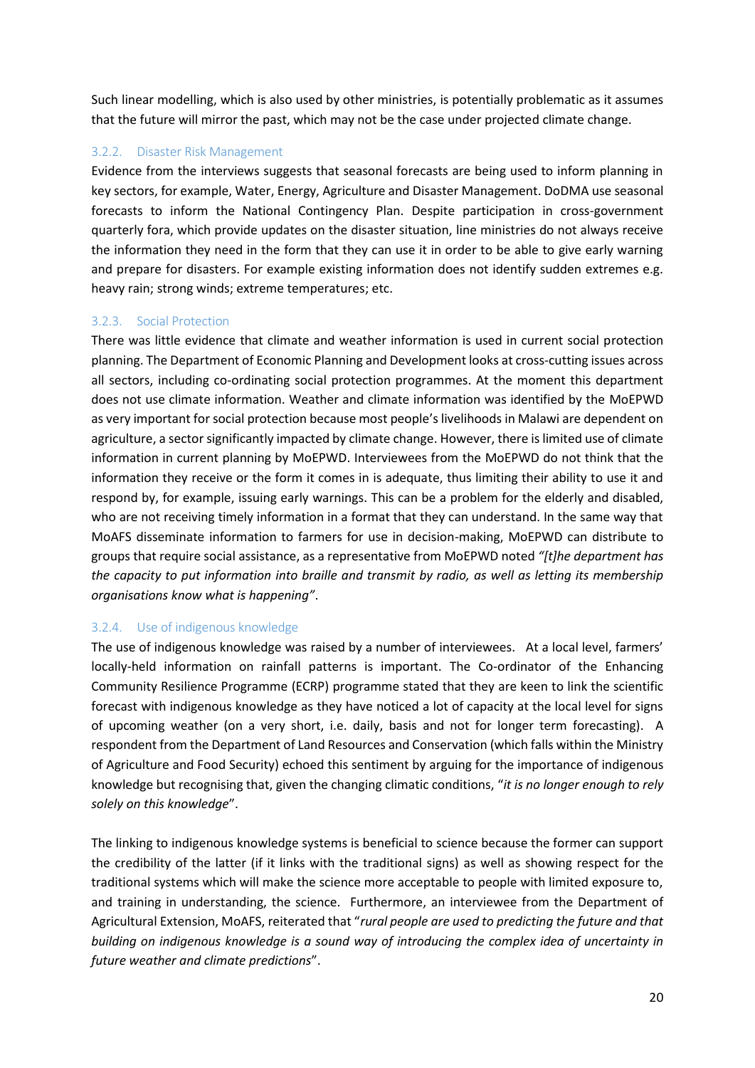Such linear modelling, which is also used by other ministries, is potentially problematic as it assumes that the future will mirror the past, which may not be the case under projected climate change.

### 3.2.2. Disaster Risk Management

Evidence from the interviews suggests that seasonal forecasts are being used to inform planning in key sectors, for example, Water, Energy, Agriculture and Disaster Management. DoDMA use seasonal forecasts to inform the National Contingency Plan. Despite participation in cross-government quarterly fora, which provide updates on the disaster situation, line ministries do not always receive the information they need in the form that they can use it in order to be able to give early warning and prepare for disasters. For example existing information does not identify sudden extremes e.g. heavy rain; strong winds; extreme temperatures; etc.

### 3.2.3. Social Protection

There was little evidence that climate and weather information is used in current social protection planning. The Department of Economic Planning and Development looks at cross-cutting issues across all sectors, including co-ordinating social protection programmes. At the moment this department does not use climate information. Weather and climate information was identified by the MoEPWD as very important for social protection because most people's livelihoods in Malawi are dependent on agriculture, a sector significantly impacted by climate change. However, there is limited use of climate information in current planning by MoEPWD. Interviewees from the MoEPWD do not think that the information they receive or the form it comes in is adequate, thus limiting their ability to use it and respond by, for example, issuing early warnings. This can be a problem for the elderly and disabled, who are not receiving timely information in a format that they can understand. In the same way that MoAFS disseminate information to farmers for use in decision-making, MoEPWD can distribute to groups that require social assistance, as a representative from MoEPWD noted *"[t]he department has the capacity to put information into braille and transmit by radio, as well as letting its membership organisations know what is happening"*.

### 3.2.4. Use of indigenous knowledge

The use of indigenous knowledge was raised by a number of interviewees. At a local level, farmers' locally-held information on rainfall patterns is important. The Co-ordinator of the Enhancing Community Resilience Programme (ECRP) programme stated that they are keen to link the scientific forecast with indigenous knowledge as they have noticed a lot of capacity at the local level for signs of upcoming weather (on a very short, i.e. daily, basis and not for longer term forecasting). A respondent from the Department of Land Resources and Conservation (which falls within the Ministry of Agriculture and Food Security) echoed this sentiment by arguing for the importance of indigenous knowledge but recognising that, given the changing climatic conditions, "*it is no longer enough to rely solely on this knowledge*".

The linking to indigenous knowledge systems is beneficial to science because the former can support the credibility of the latter (if it links with the traditional signs) as well as showing respect for the traditional systems which will make the science more acceptable to people with limited exposure to, and training in understanding, the science. Furthermore, an interviewee from the Department of Agricultural Extension, MoAFS, reiterated that "*rural people are used to predicting the future and that building on indigenous knowledge is a sound way of introducing the complex idea of uncertainty in future weather and climate predictions*".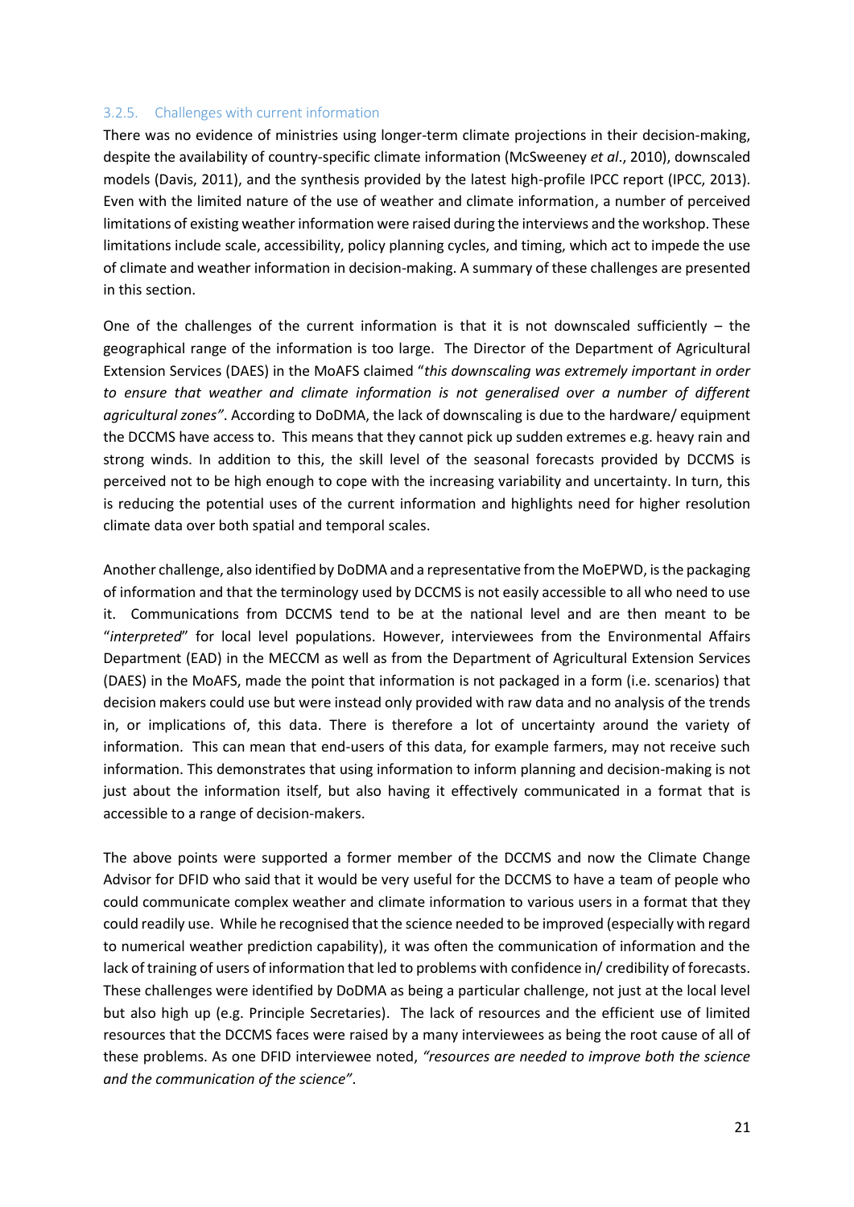### 3.2.5. Challenges with current information

There was no evidence of ministries using longer-term climate projections in their decision-making, despite the availability of country-specific climate information (McSweeney *et al*., 2010), downscaled models (Davis, 2011), and the synthesis provided by the latest high-profile IPCC report (IPCC, 2013). Even with the limited nature of the use of weather and climate information, a number of perceived limitations of existing weather information were raised during the interviews and the workshop. These limitations include scale, accessibility, policy planning cycles, and timing, which act to impede the use of climate and weather information in decision-making. A summary of these challenges are presented in this section.

One of the challenges of the current information is that it is not downscaled sufficiently – the geographical range of the information is too large. The Director of the Department of Agricultural Extension Services (DAES) in the MoAFS claimed "*this downscaling was extremely important in order to ensure that weather and climate information is not generalised over a number of different agricultural zones"*. According to DoDMA, the lack of downscaling is due to the hardware/ equipment the DCCMS have access to. This means that they cannot pick up sudden extremes e.g. heavy rain and strong winds. In addition to this, the skill level of the seasonal forecasts provided by DCCMS is perceived not to be high enough to cope with the increasing variability and uncertainty. In turn, this is reducing the potential uses of the current information and highlights need for higher resolution climate data over both spatial and temporal scales.

Another challenge, also identified by DoDMA and a representative from the MoEPWD, is the packaging of information and that the terminology used by DCCMS is not easily accessible to all who need to use it. Communications from DCCMS tend to be at the national level and are then meant to be "*interpreted*" for local level populations. However, interviewees from the Environmental Affairs Department (EAD) in the MECCM as well as from the Department of Agricultural Extension Services (DAES) in the MoAFS, made the point that information is not packaged in a form (i.e. scenarios) that decision makers could use but were instead only provided with raw data and no analysis of the trends in, or implications of, this data. There is therefore a lot of uncertainty around the variety of information. This can mean that end-users of this data, for example farmers, may not receive such information. This demonstrates that using information to inform planning and decision-making is not just about the information itself, but also having it effectively communicated in a format that is accessible to a range of decision-makers.

The above points were supported a former member of the DCCMS and now the Climate Change Advisor for DFID who said that it would be very useful for the DCCMS to have a team of people who could communicate complex weather and climate information to various users in a format that they could readily use. While he recognised that the science needed to be improved (especially with regard to numerical weather prediction capability), it was often the communication of information and the lack of training of users of information that led to problems with confidence in/ credibility of forecasts. These challenges were identified by DoDMA as being a particular challenge, not just at the local level but also high up (e.g. Principle Secretaries). The lack of resources and the efficient use of limited resources that the DCCMS faces were raised by a many interviewees as being the root cause of all of these problems. As one DFID interviewee noted, *"resources are needed to improve both the science and the communication of the science"*.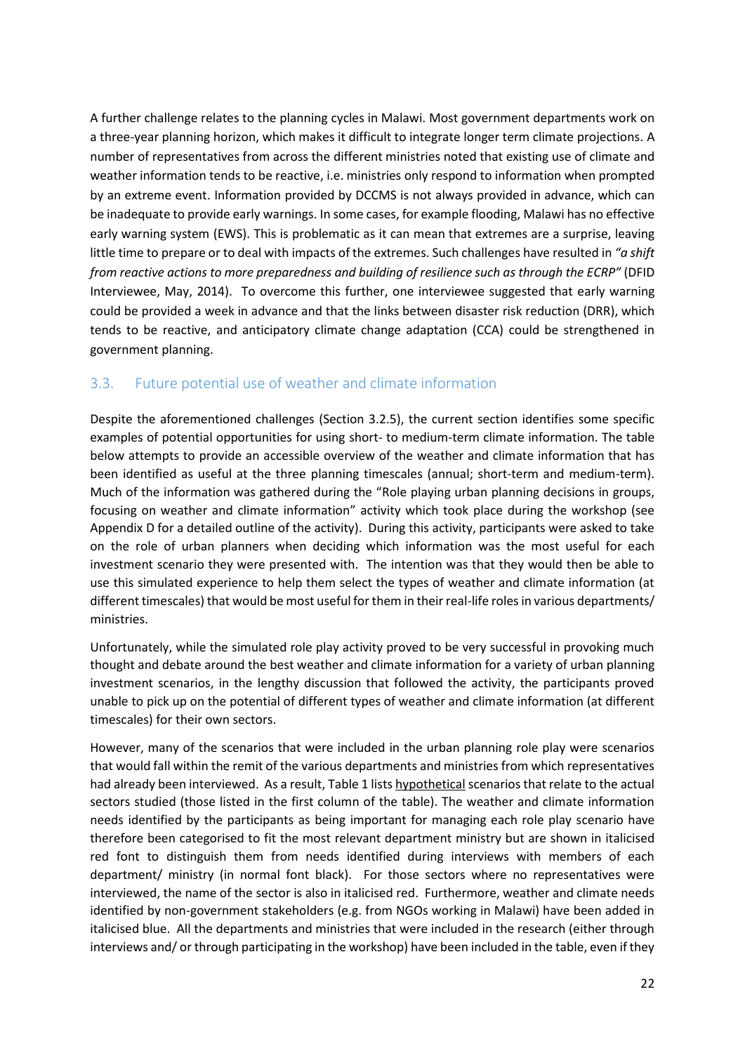A further challenge relates to the planning cycles in Malawi. Most government departments work on a three-year planning horizon, which makes it difficult to integrate longer term climate projections. A number of representatives from across the different ministries noted that existing use of climate and weather information tends to be reactive, i.e. ministries only respond to information when prompted by an extreme event. Information provided by DCCMS is not always provided in advance, which can be inadequate to provide early warnings. In some cases, for example flooding, Malawi has no effective early warning system (EWS). This is problematic as it can mean that extremes are a surprise, leaving little time to prepare or to deal with impacts of the extremes. Such challenges have resulted in *"a shift from reactive actions to more preparedness and building of resilience such as through the ECRP"* (DFID Interviewee, May, 2014). To overcome this further, one interviewee suggested that early warning could be provided a week in advance and that the links between disaster risk reduction (DRR), which tends to be reactive, and anticipatory climate change adaptation (CCA) could be strengthened in government planning.

## 3.3. Future potential use of weather and climate information

Despite the aforementioned challenges (Section 3.2.5), the current section identifies some specific examples of potential opportunities for using short- to medium-term climate information. The table below attempts to provide an accessible overview of the weather and climate information that has been identified as useful at the three planning timescales (annual; short-term and medium-term). Much of the information was gathered during the "Role playing urban planning decisions in groups, focusing on weather and climate information" activity which took place during the workshop (see Appendix D for a detailed outline of the activity). During this activity, participants were asked to take on the role of urban planners when deciding which information was the most useful for each investment scenario they were presented with. The intention was that they would then be able to use this simulated experience to help them select the types of weather and climate information (at different timescales) that would be most useful for them in their real-life roles in various departments/ ministries.

Unfortunately, while the simulated role play activity proved to be very successful in provoking much thought and debate around the best weather and climate information for a variety of urban planning investment scenarios, in the lengthy discussion that followed the activity, the participants proved unable to pick up on the potential of different types of weather and climate information (at different timescales) for their own sectors.

However, many of the scenarios that were included in the urban planning role play were scenarios that would fall within the remit of the various departments and ministries from which representatives had already been interviewed. As a result, Table 1 lists <u>hypothetical</u> scenarios that relate to the actual sectors studied (those listed in the first column of the table). The weather and climate information needs identified by the participants as being important for managing each role play scenario have therefore been categorised to fit the most relevant department ministry but are shown in italicised red font to distinguish them from needs identified during interviews with members of each department/ ministry (in normal font black). For those sectors where no representatives were interviewed, the name of the sector is also in italicised red. Furthermore, weather and climate needs identified by non-government stakeholders (e.g. from NGOs working in Malawi) have been added in italicised blue. All the departments and ministries that were included in the research (either through interviews and/ or through participating in the workshop) have been included in the table, even if they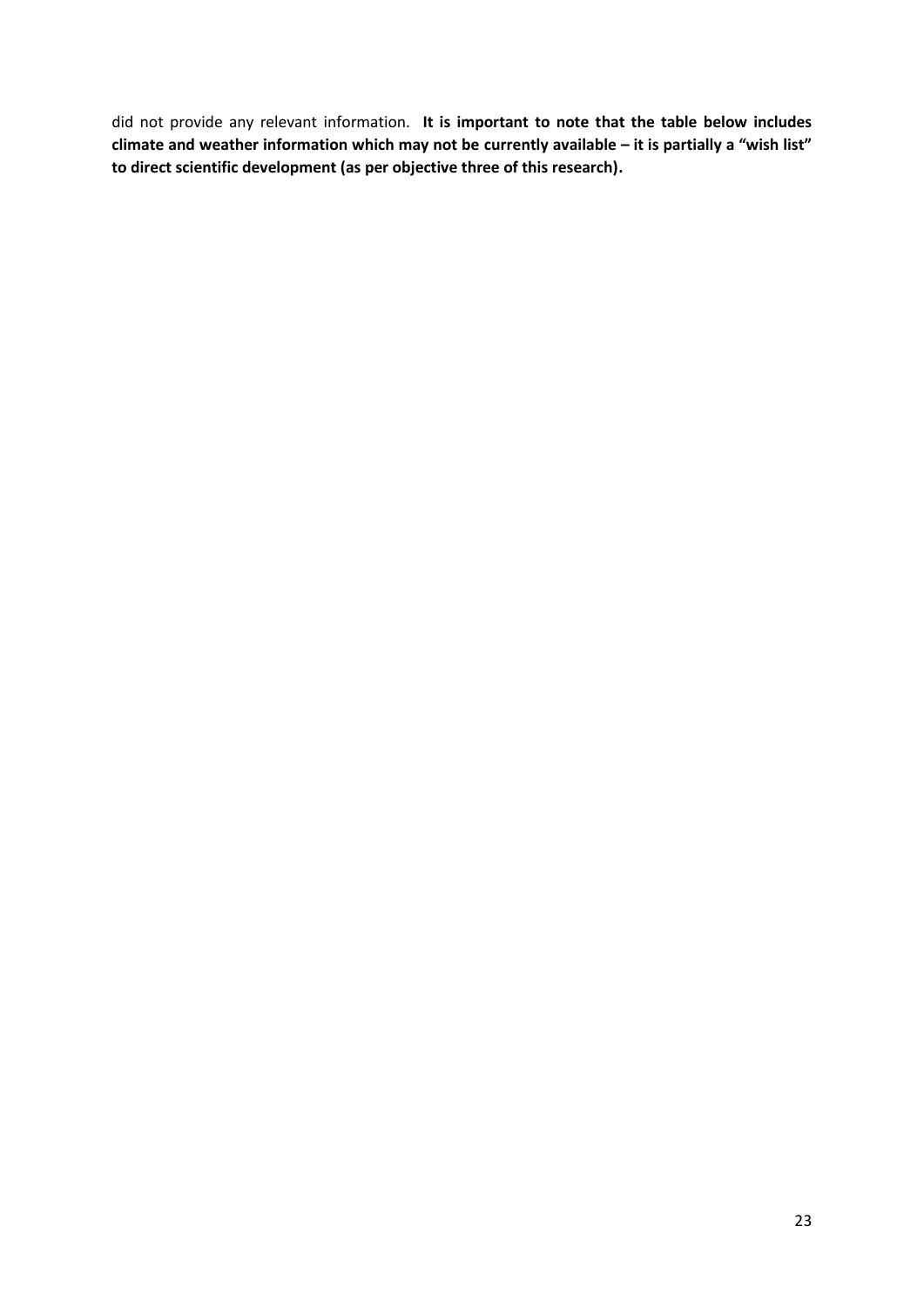did not provide any relevant information. **It is important to note that the table below includes climate and weather information which may not be currently available – it is partially a "wish list" to direct scientific development (as per objective three of this research).**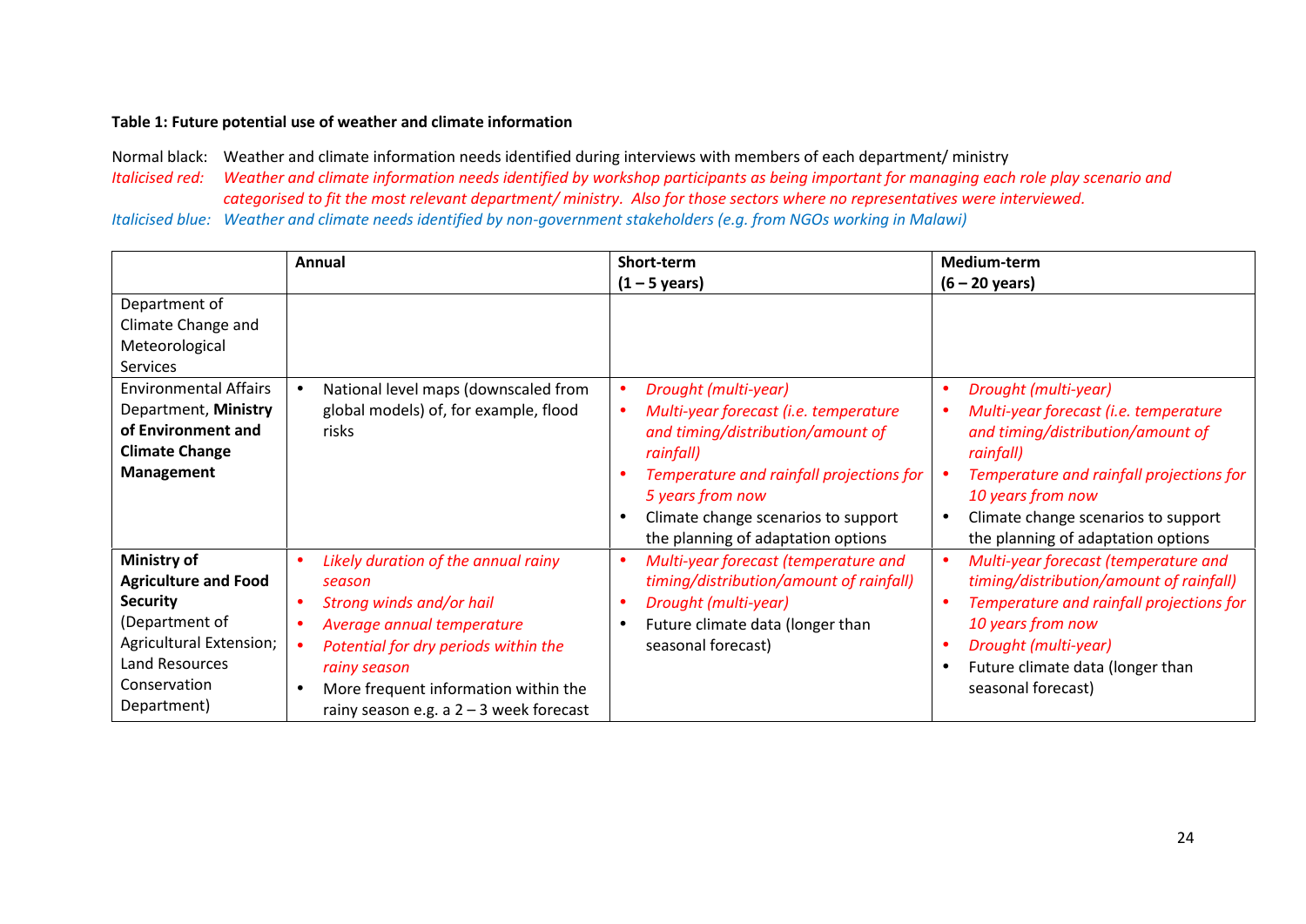**Table 1: Future potential use of weather and climate information**

Normal black: Weather and climate information needs identified during interviews with members of each department/ ministry

*Italicised red: Weather and climate information needs identified by workshop participants as being important for managing each role play scenario and categorised to fit the most relevant department/ ministry. Also for those sectors where no representatives were interviewed.*

*Italicised blue: Weather and climate needs identified by non-government stakeholders (e.g. from NGOs working in Malawi)*

| | **Annual** | **Short-term (1 – 5 years)** | **Medium-term (6 – 20 years)** |
|---|---|---|---|
| Department of Climate Change and Meteorological Services | | | |
| Environmental Affairs Department, **Ministry of Environment and Climate Change Management** | • National level maps (downscaled from global models) of, for example, flood risks | • *Drought (multi-year)*<br>• *Multi-year forecast (i.e. temperature and timing/distribution/amount of rainfall)*<br>• *Temperature and rainfall projections for 5 years from now*<br>• Climate change scenarios to support the planning of adaptation options | • *Drought (multi-year)*<br>• *Multi-year forecast (i.e. temperature and timing/distribution/amount of rainfall)*<br>• *Temperature and rainfall projections for 10 years from now*<br>• Climate change scenarios to support the planning of adaptation options |
| **Ministry of Agriculture and Food Security** (Department of Agricultural Extension; Land Resources Conservation Department) | • *Likely duration of the annual rainy season*<br>• *Strong winds and/or hail*<br>• *Average annual temperature*<br>• *Potential for dry periods within the rainy season*<br>• More frequent information within the rainy season e.g. a 2 – 3 week forecast | • *Multi-year forecast (temperature and timing/distribution/amount of rainfall)*<br>• *Drought (multi-year)*<br>• Future climate data (longer than seasonal forecast) | • *Multi-year forecast (temperature and timing/distribution/amount of rainfall)*<br>• *Temperature and rainfall projections for 10 years from now*<br>• *Drought (multi-year)*<br>• Future climate data (longer than seasonal forecast) |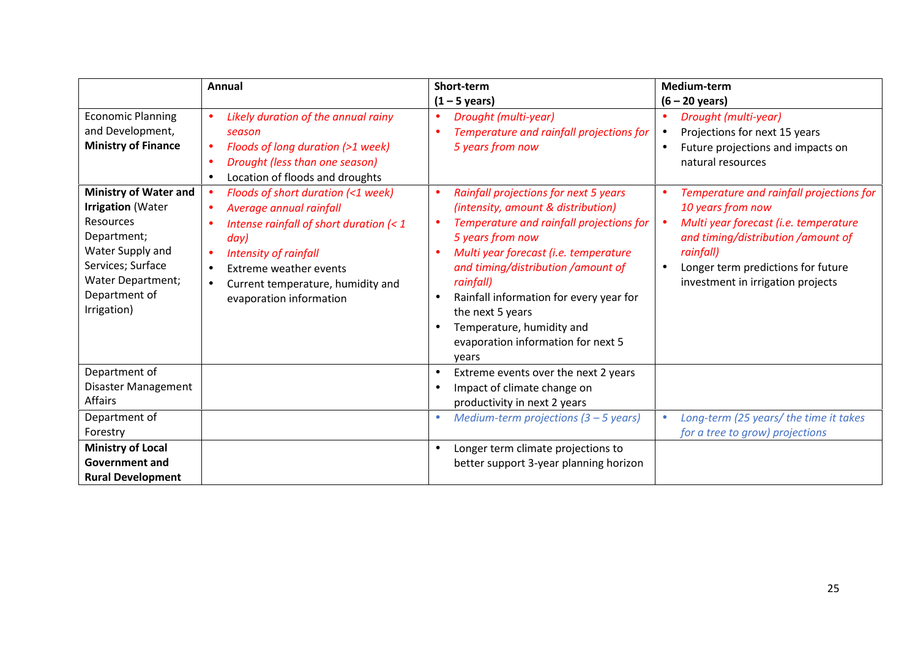| | Annual | Short-term (1 – 5 years) | Medium-term (6 – 20 years) |
|---|---|---|---|
| Economic Planning and Development, **Ministry of Finance** | • *Likely duration of the annual rainy season*<br>• *Floods of long duration (>1 week)*<br>• *Drought (less than one season)*<br>• Location of floods and droughts | • *Drought (multi-year)*<br>• *Temperature and rainfall projections for 5 years from now* | • *Drought (multi-year)*<br>• Projections for next 15 years<br>• Future projections and impacts on natural resources |
| **Ministry of Water and Irrigation** (Water Resources Department; Water Supply and Services; Surface Water Department; Department of Irrigation) | • *Floods of short duration (<1 week)*<br>• *Average annual rainfall*<br>• *Intense rainfall of short duration (< 1 day)*<br>• *Intensity of rainfall*<br>• Extreme weather events<br>• Current temperature, humidity and evaporation information | • *Rainfall projections for next 5 years (intensity, amount & distribution)*<br>• *Temperature and rainfall projections for 5 years from now*<br>• *Multi year forecast (i.e. temperature and timing/distribution /amount of rainfall)*<br>• Rainfall information for every year for the next 5 years<br>• Temperature, humidity and evaporation information for next 5 years | • *Temperature and rainfall projections for 10 years from now*<br>• *Multi year forecast (i.e. temperature and timing/distribution /amount of rainfall)*<br>• Longer term predictions for future investment in irrigation projects |
| Department of Disaster Management Affairs | | • Extreme events over the next 2 years<br>• Impact of climate change on productivity in next 2 years | |
| Department of Forestry | | • *Medium-term projections (3 – 5 years)* | • *Long-term (25 years/ the time it takes for a tree to grow) projections* |
| **Ministry of Local Government and Rural Development** | | • Longer term climate projections to better support 3-year planning horizon | |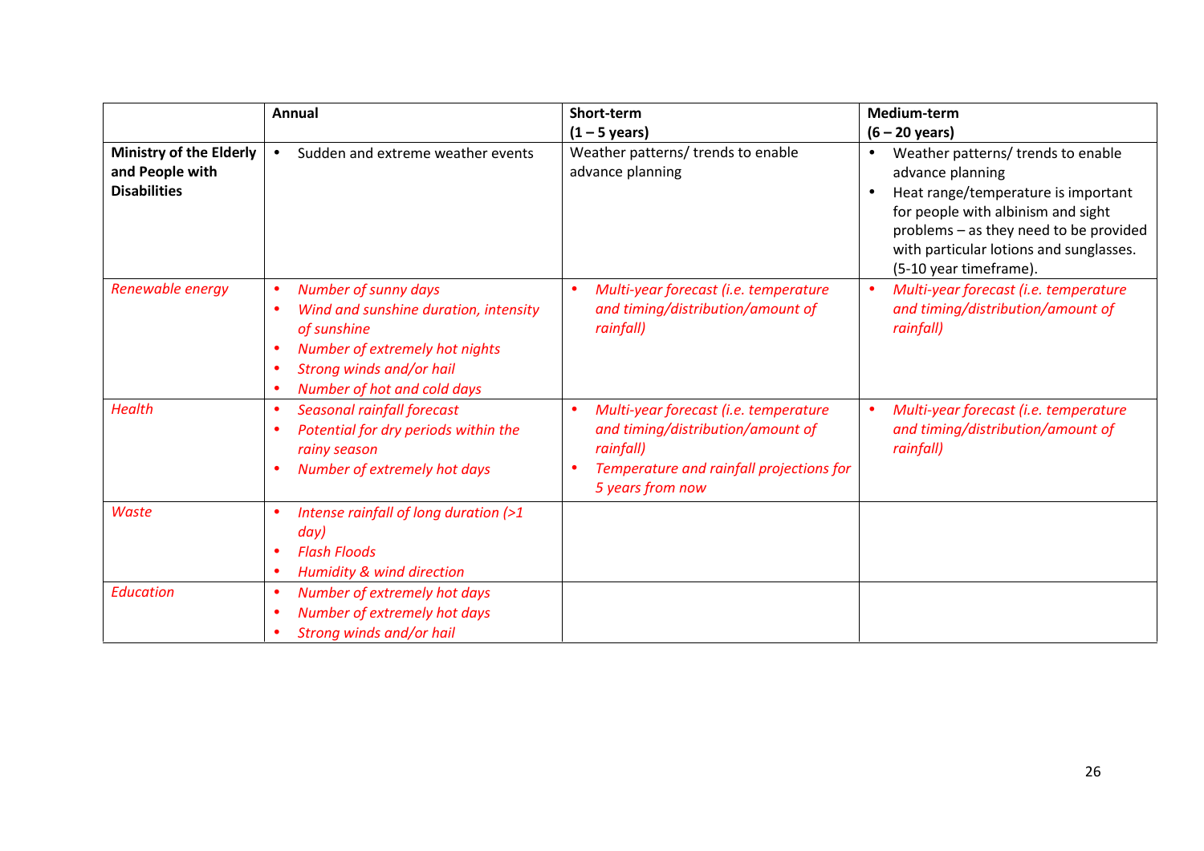| | **Annual** | **Short-term (1 – 5 years)** | **Medium-term (6 – 20 years)** |
|---|---|---|---|
| **Ministry of the Elderly and People with Disabilities** | • Sudden and extreme weather events | Weather patterns/ trends to enable advance planning | • Weather patterns/ trends to enable advance planning<br>• Heat range/temperature is important for people with albinism and sight problems – as they need to be provided with particular lotions and sunglasses. (5-10 year timeframe). |
| *Renewable energy* | • *Number of sunny days*<br>• *Wind and sunshine duration, intensity of sunshine*<br>• *Number of extremely hot nights*<br>• *Strong winds and/or hail*<br>• *Number of hot and cold days* | • *Multi-year forecast (i.e. temperature and timing/distribution/amount of rainfall)* | • *Multi-year forecast (i.e. temperature and timing/distribution/amount of rainfall)* |
| *Health* | • *Seasonal rainfall forecast*<br>• *Potential for dry periods within the rainy season*<br>• *Number of extremely hot days* | • *Multi-year forecast (i.e. temperature and timing/distribution/amount of rainfall)*<br>• *Temperature and rainfall projections for 5 years from now* | • *Multi-year forecast (i.e. temperature and timing/distribution/amount of rainfall)* |
| *Waste* | • *Intense rainfall of long duration (>1 day)*<br>• *Flash Floods*<br>• *Humidity & wind direction* | | |
| *Education* | • *Number of extremely hot days*<br>• *Number of extremely hot days*<br>• *Strong winds and/or hail* | | |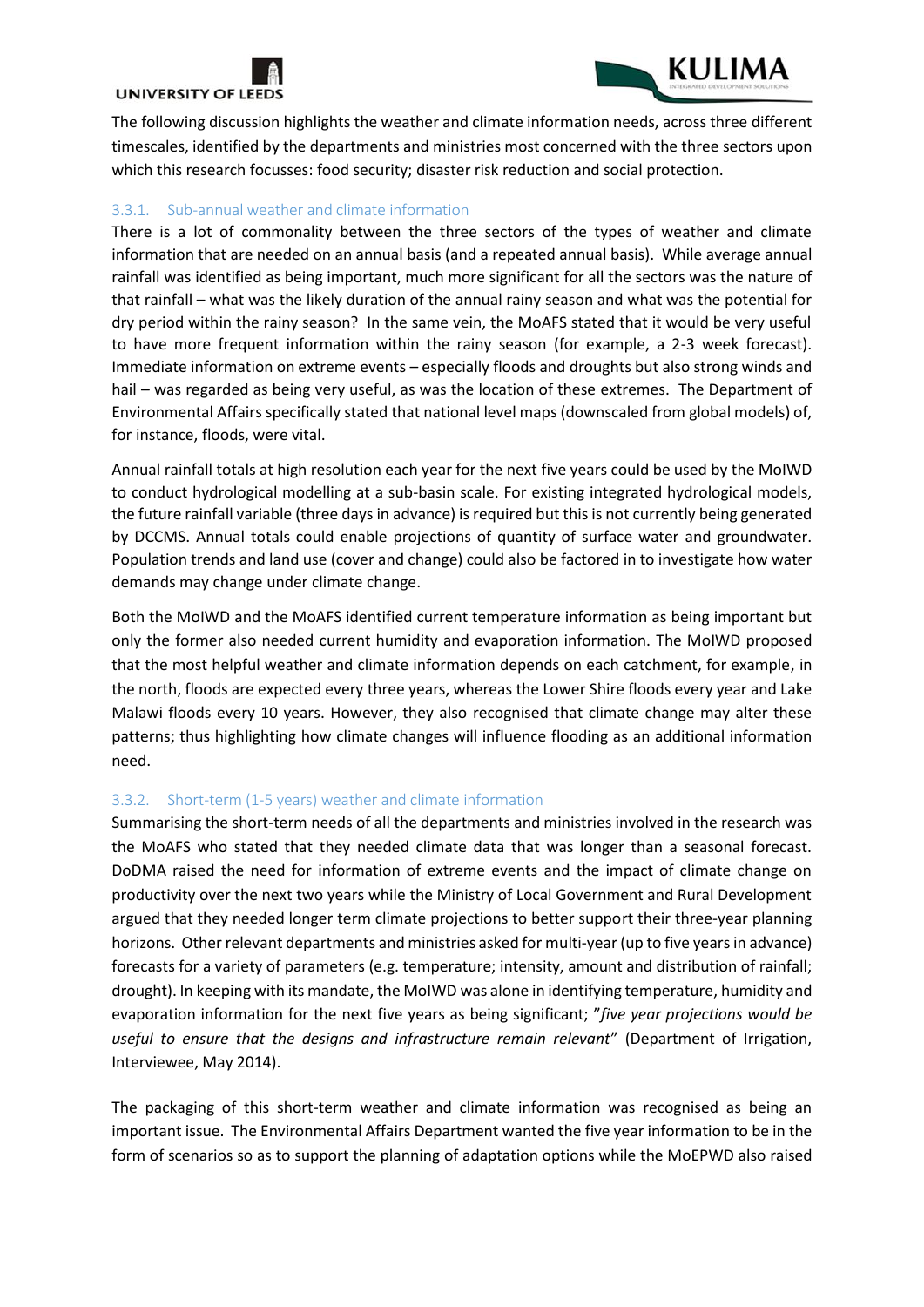The following discussion highlights the weather and climate information needs, across three different timescales, identified by the departments and ministries most concerned with the three sectors upon which this research focusses: food security; disaster risk reduction and social protection.

### 3.3.1. Sub-annual weather and climate information

There is a lot of commonality between the three sectors of the types of weather and climate information that are needed on an annual basis (and a repeated annual basis). While average annual rainfall was identified as being important, much more significant for all the sectors was the nature of that rainfall – what was the likely duration of the annual rainy season and what was the potential for dry period within the rainy season? In the same vein, the MoAFS stated that it would be very useful to have more frequent information within the rainy season (for example, a 2-3 week forecast). Immediate information on extreme events – especially floods and droughts but also strong winds and hail – was regarded as being very useful, as was the location of these extremes. The Department of Environmental Affairs specifically stated that national level maps (downscaled from global models) of, for instance, floods, were vital.

Annual rainfall totals at high resolution each year for the next five years could be used by the MoIWD to conduct hydrological modelling at a sub-basin scale. For existing integrated hydrological models, the future rainfall variable (three days in advance) is required but this is not currently being generated by DCCMS. Annual totals could enable projections of quantity of surface water and groundwater. Population trends and land use (cover and change) could also be factored in to investigate how water demands may change under climate change.

Both the MoIWD and the MoAFS identified current temperature information as being important but only the former also needed current humidity and evaporation information. The MoIWD proposed that the most helpful weather and climate information depends on each catchment, for example, in the north, floods are expected every three years, whereas the Lower Shire floods every year and Lake Malawi floods every 10 years. However, they also recognised that climate change may alter these patterns; thus highlighting how climate changes will influence flooding as an additional information need.

### 3.3.2. Short-term (1-5 years) weather and climate information

Summarising the short-term needs of all the departments and ministries involved in the research was the MoAFS who stated that they needed climate data that was longer than a seasonal forecast. DoDMA raised the need for information of extreme events and the impact of climate change on productivity over the next two years while the Ministry of Local Government and Rural Development argued that they needed longer term climate projections to better support their three-year planning horizons. Other relevant departments and ministries asked for multi-year (up to five years in advance) forecasts for a variety of parameters (e.g. temperature; intensity, amount and distribution of rainfall; drought). In keeping with its mandate, the MoIWD was alone in identifying temperature, humidity and evaporation information for the next five years as being significant; "*five year projections would be useful to ensure that the designs and infrastructure remain relevant*" (Department of Irrigation, Interviewee, May 2014).

The packaging of this short-term weather and climate information was recognised as being an important issue. The Environmental Affairs Department wanted the five year information to be in the form of scenarios so as to support the planning of adaptation options while the MoEPWD also raised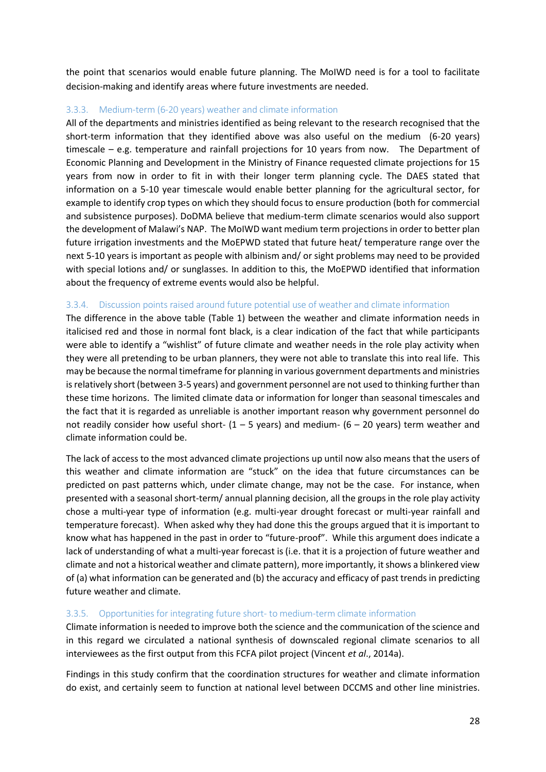the point that scenarios would enable future planning. The MoIWD need is for a tool to facilitate decision-making and identify areas where future investments are needed.

### 3.3.3. Medium-term (6-20 years) weather and climate information

All of the departments and ministries identified as being relevant to the research recognised that the short-term information that they identified above was also useful on the medium (6-20 years) timescale – e.g. temperature and rainfall projections for 10 years from now. The Department of Economic Planning and Development in the Ministry of Finance requested climate projections for 15 years from now in order to fit in with their longer term planning cycle. The DAES stated that information on a 5-10 year timescale would enable better planning for the agricultural sector, for example to identify crop types on which they should focus to ensure production (both for commercial and subsistence purposes). DoDMA believe that medium-term climate scenarios would also support the development of Malawi's NAP. The MoIWD want medium term projections in order to better plan future irrigation investments and the MoEPWD stated that future heat/ temperature range over the next 5-10 years is important as people with albinism and/ or sight problems may need to be provided with special lotions and/ or sunglasses. In addition to this, the MoEPWD identified that information about the frequency of extreme events would also be helpful.

### 3.3.4. Discussion points raised around future potential use of weather and climate information

The difference in the above table (Table 1) between the weather and climate information needs in italicised red and those in normal font black, is a clear indication of the fact that while participants were able to identify a "wishlist" of future climate and weather needs in the role play activity when they were all pretending to be urban planners, they were not able to translate this into real life. This may be because the normal timeframe for planning in various government departments and ministries is relatively short (between 3-5 years) and government personnel are not used to thinking further than these time horizons. The limited climate data or information for longer than seasonal timescales and the fact that it is regarded as unreliable is another important reason why government personnel do not readily consider how useful short- (1 – 5 years) and medium- (6 – 20 years) term weather and climate information could be.

The lack of access to the most advanced climate projections up until now also means that the users of this weather and climate information are "stuck" on the idea that future circumstances can be predicted on past patterns which, under climate change, may not be the case. For instance, when presented with a seasonal short-term/ annual planning decision, all the groups in the role play activity chose a multi-year type of information (e.g. multi-year drought forecast or multi-year rainfall and temperature forecast). When asked why they had done this the groups argued that it is important to know what has happened in the past in order to "future-proof". While this argument does indicate a lack of understanding of what a multi-year forecast is (i.e. that it is a projection of future weather and climate and not a historical weather and climate pattern), more importantly, it shows a blinkered view of (a) what information can be generated and (b) the accuracy and efficacy of past trends in predicting future weather and climate.

### 3.3.5. Opportunities for integrating future short- to medium-term climate information

Climate information is needed to improve both the science and the communication of the science and in this regard we circulated a national synthesis of downscaled regional climate scenarios to all interviewees as the first output from this FCFA pilot project (Vincent *et al*., 2014a).

Findings in this study confirm that the coordination structures for weather and climate information do exist, and certainly seem to function at national level between DCCMS and other line ministries.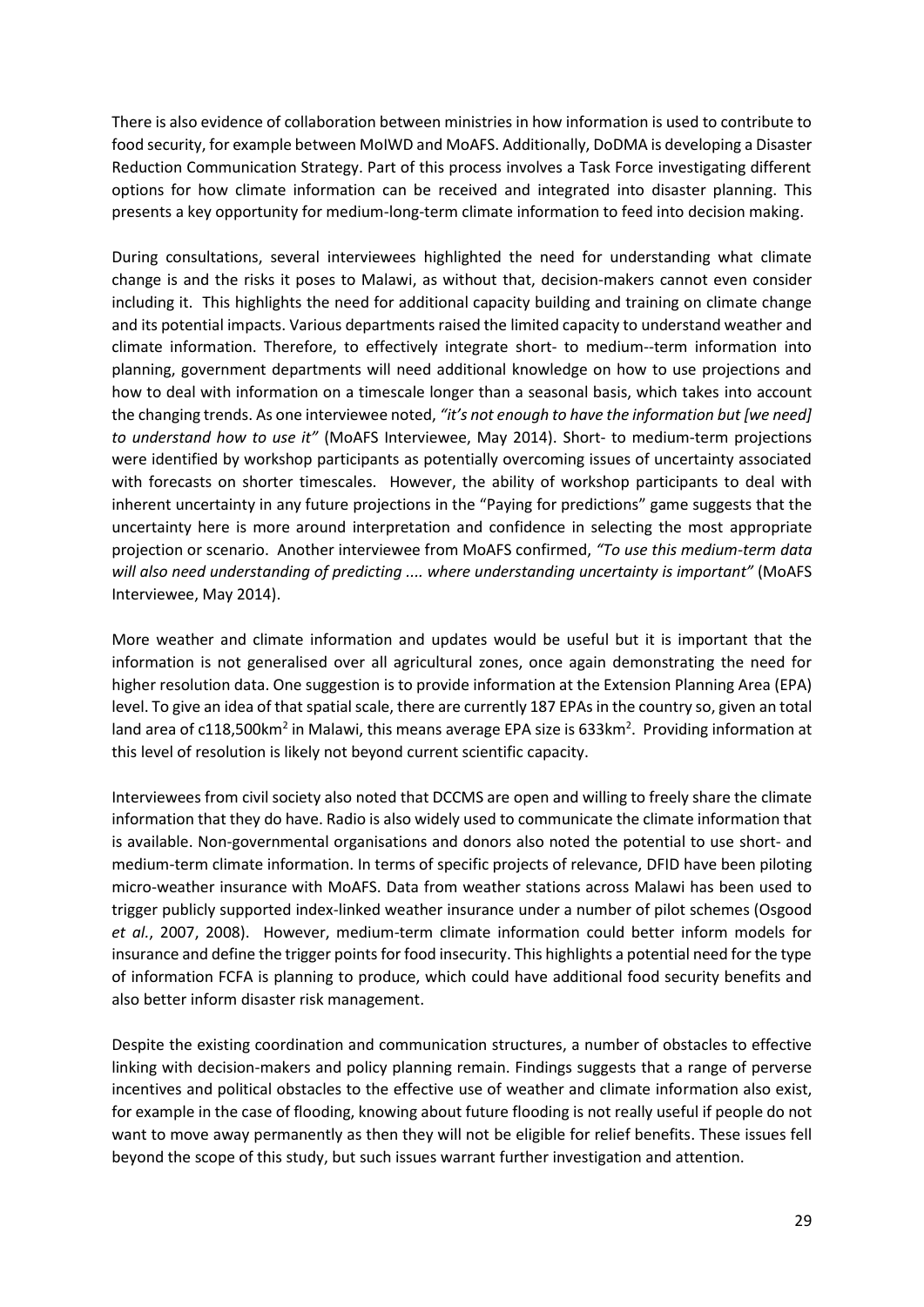There is also evidence of collaboration between ministries in how information is used to contribute to food security, for example between MoIWD and MoAFS. Additionally, DoDMA is developing a Disaster Reduction Communication Strategy. Part of this process involves a Task Force investigating different options for how climate information can be received and integrated into disaster planning. This presents a key opportunity for medium-long-term climate information to feed into decision making.

During consultations, several interviewees highlighted the need for understanding what climate change is and the risks it poses to Malawi, as without that, decision-makers cannot even consider including it. This highlights the need for additional capacity building and training on climate change and its potential impacts. Various departments raised the limited capacity to understand weather and climate information. Therefore, to effectively integrate short- to medium--term information into planning, government departments will need additional knowledge on how to use projections and how to deal with information on a timescale longer than a seasonal basis, which takes into account the changing trends. As one interviewee noted, *"it's not enough to have the information but [we need] to understand how to use it"* (MoAFS Interviewee, May 2014). Short- to medium-term projections were identified by workshop participants as potentially overcoming issues of uncertainty associated with forecasts on shorter timescales. However, the ability of workshop participants to deal with inherent uncertainty in any future projections in the "Paying for predictions" game suggests that the uncertainty here is more around interpretation and confidence in selecting the most appropriate projection or scenario. Another interviewee from MoAFS confirmed, *"To use this medium-term data will also need understanding of predicting .... where understanding uncertainty is important"* (MoAFS Interviewee, May 2014).

More weather and climate information and updates would be useful but it is important that the information is not generalised over all agricultural zones, once again demonstrating the need for higher resolution data. One suggestion is to provide information at the Extension Planning Area (EPA) level. To give an idea of that spatial scale, there are currently 187 EPAs in the country so, given an total land area of c118,500km$^2$ in Malawi, this means average EPA size is 633km$^2$. Providing information at this level of resolution is likely not beyond current scientific capacity.

Interviewees from civil society also noted that DCCMS are open and willing to freely share the climate information that they do have. Radio is also widely used to communicate the climate information that is available. Non-governmental organisations and donors also noted the potential to use short- and medium-term climate information. In terms of specific projects of relevance, DFID have been piloting micro-weather insurance with MoAFS. Data from weather stations across Malawi has been used to trigger publicly supported index-linked weather insurance under a number of pilot schemes (Osgood *et al.*, 2007, 2008). However, medium-term climate information could better inform models for insurance and define the trigger points for food insecurity. This highlights a potential need for the type of information FCFA is planning to produce, which could have additional food security benefits and also better inform disaster risk management.

Despite the existing coordination and communication structures, a number of obstacles to effective linking with decision-makers and policy planning remain. Findings suggests that a range of perverse incentives and political obstacles to the effective use of weather and climate information also exist, for example in the case of flooding, knowing about future flooding is not really useful if people do not want to move away permanently as then they will not be eligible for relief benefits. These issues fell beyond the scope of this study, but such issues warrant further investigation and attention.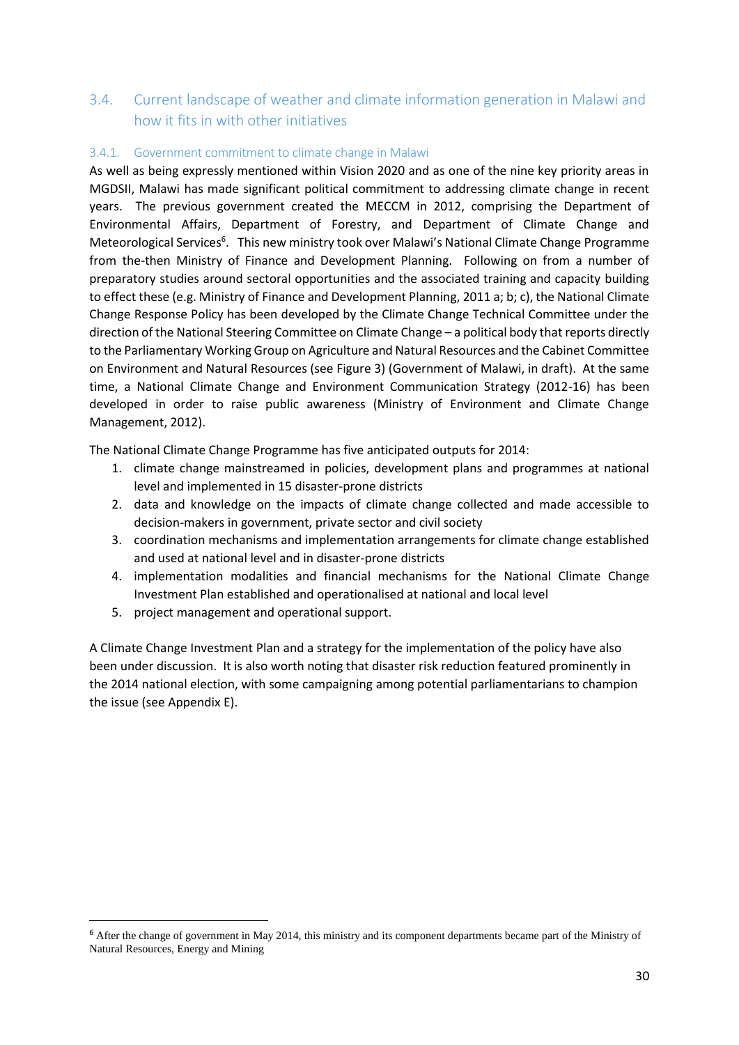## 3.4. Current landscape of weather and climate information generation in Malawi and how it fits in with other initiatives

### 3.4.1. Government commitment to climate change in Malawi

As well as being expressly mentioned within Vision 2020 and as one of the nine key priority areas in MGDSII, Malawi has made significant political commitment to addressing climate change in recent years. The previous government created the MECCM in 2012, comprising the Department of Environmental Affairs, Department of Forestry, and Department of Climate Change and Meteorological Services[6]. This new ministry took over Malawi's National Climate Change Programme from the-then Ministry of Finance and Development Planning. Following on from a number of preparatory studies around sectoral opportunities and the associated training and capacity building to effect these (e.g. Ministry of Finance and Development Planning, 2011 a; b; c), the National Climate Change Response Policy has been developed by the Climate Change Technical Committee under the direction of the National Steering Committee on Climate Change – a political body that reports directly to the Parliamentary Working Group on Agriculture and Natural Resources and the Cabinet Committee on Environment and Natural Resources (see Figure 3) (Government of Malawi, in draft). At the same time, a National Climate Change and Environment Communication Strategy (2012-16) has been developed in order to raise public awareness (Ministry of Environment and Climate Change Management, 2012).

The National Climate Change Programme has five anticipated outputs for 2014:

1. climate change mainstreamed in policies, development plans and programmes at national level and implemented in 15 disaster-prone districts
2. data and knowledge on the impacts of climate change collected and made accessible to decision-makers in government, private sector and civil society
3. coordination mechanisms and implementation arrangements for climate change established and used at national level and in disaster-prone districts
4. implementation modalities and financial mechanisms for the National Climate Change Investment Plan established and operationalised at national and local level
5. project management and operational support.

A Climate Change Investment Plan and a strategy for the implementation of the policy have also been under discussion. It is also worth noting that disaster risk reduction featured prominently in the 2014 national election, with some campaigning among potential parliamentarians to champion the issue (see Appendix E).

---

[6] After the change of government in May 2014, this ministry and its component departments became part of the Ministry of Natural Resources, Energy and Mining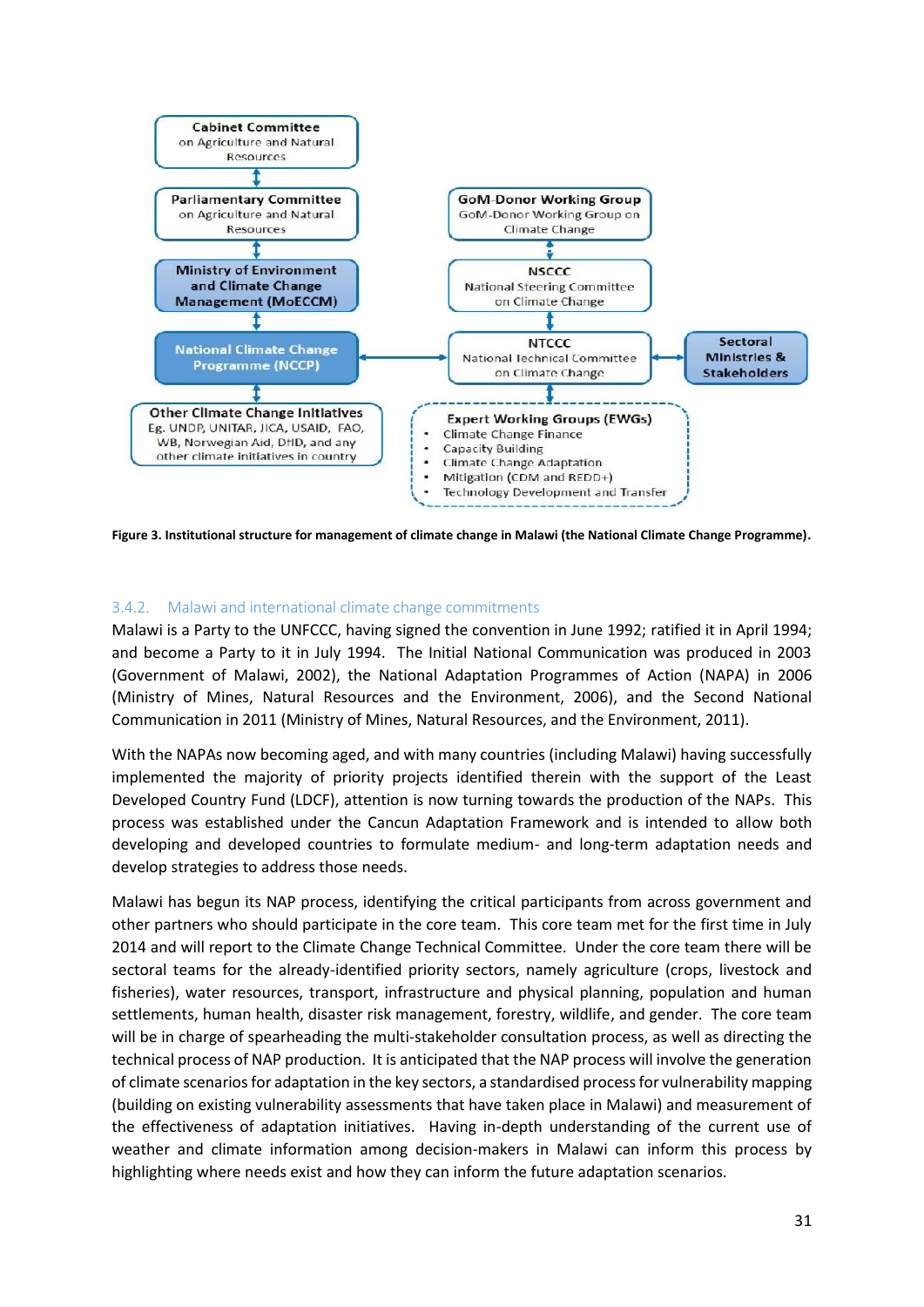**Figure 3. Institutional structure for management of climate change in Malawi (the National Climate Change Programme).**

### 3.4.2. Malawi and international climate change commitments

Malawi is a Party to the UNFCCC, having signed the convention in June 1992; ratified it in April 1994; and become a Party to it in July 1994. The Initial National Communication was produced in 2003 (Government of Malawi, 2002), the National Adaptation Programmes of Action (NAPA) in 2006 (Ministry of Mines, Natural Resources and the Environment, 2006), and the Second National Communication in 2011 (Ministry of Mines, Natural Resources, and the Environment, 2011).

With the NAPAs now becoming aged, and with many countries (including Malawi) having successfully implemented the majority of priority projects identified therein with the support of the Least Developed Country Fund (LDCF), attention is now turning towards the production of the NAPs. This process was established under the Cancun Adaptation Framework and is intended to allow both developing and developed countries to formulate medium- and long-term adaptation needs and develop strategies to address those needs.

Malawi has begun its NAP process, identifying the critical participants from across government and other partners who should participate in the core team. This core team met for the first time in July 2014 and will report to the Climate Change Technical Committee. Under the core team there will be sectoral teams for the already-identified priority sectors, namely agriculture (crops, livestock and fisheries), water resources, transport, infrastructure and physical planning, population and human settlements, human health, disaster risk management, forestry, wildlife, and gender. The core team will be in charge of spearheading the multi-stakeholder consultation process, as well as directing the technical process of NAP production. It is anticipated that the NAP process will involve the generation of climate scenarios for adaptation in the key sectors, a standardised process for vulnerability mapping (building on existing vulnerability assessments that have taken place in Malawi) and measurement of the effectiveness of adaptation initiatives. Having in-depth understanding of the current use of weather and climate information among decision-makers in Malawi can inform this process by highlighting where needs exist and how they can inform the future adaptation scenarios.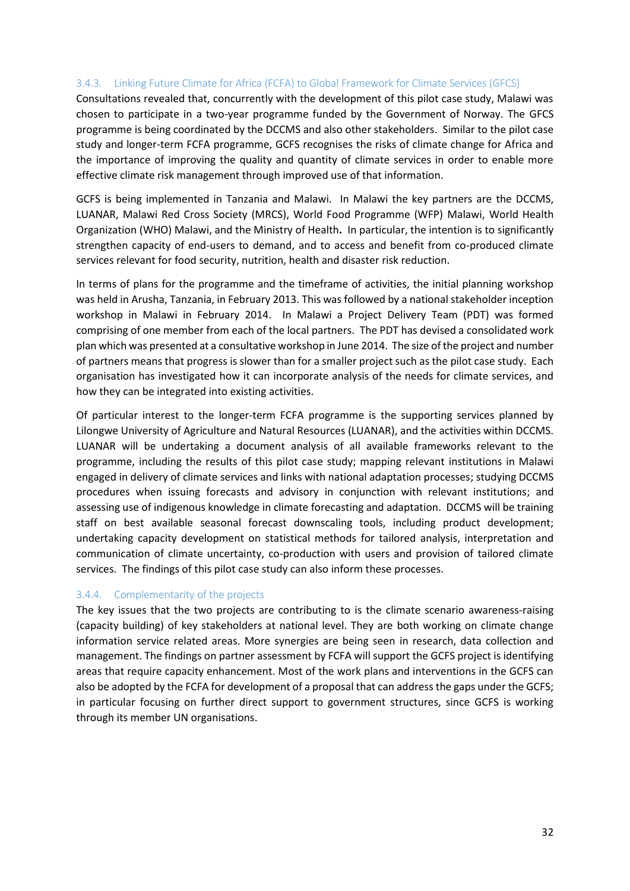### 3.4.3. Linking Future Climate for Africa (FCFA) to Global Framework for Climate Services (GFCS)

Consultations revealed that, concurrently with the development of this pilot case study, Malawi was chosen to participate in a two-year programme funded by the Government of Norway. The GFCS programme is being coordinated by the DCCMS and also other stakeholders. Similar to the pilot case study and longer-term FCFA programme, GCFS recognises the risks of climate change for Africa and the importance of improving the quality and quantity of climate services in order to enable more effective climate risk management through improved use of that information.

GCFS is being implemented in Tanzania and Malawi. In Malawi the key partners are the DCCMS, LUANAR, Malawi Red Cross Society (MRCS), World Food Programme (WFP) Malawi, World Health Organization (WHO) Malawi, and the Ministry of Health**.** In particular, the intention is to significantly strengthen capacity of end-users to demand, and to access and benefit from co-produced climate services relevant for food security, nutrition, health and disaster risk reduction.

In terms of plans for the programme and the timeframe of activities, the initial planning workshop was held in Arusha, Tanzania, in February 2013. This was followed by a national stakeholder inception workshop in Malawi in February 2014. In Malawi a Project Delivery Team (PDT) was formed comprising of one member from each of the local partners. The PDT has devised a consolidated work plan which was presented at a consultative workshop in June 2014. The size of the project and number of partners means that progress is slower than for a smaller project such as the pilot case study. Each organisation has investigated how it can incorporate analysis of the needs for climate services, and how they can be integrated into existing activities.

Of particular interest to the longer-term FCFA programme is the supporting services planned by Lilongwe University of Agriculture and Natural Resources (LUANAR), and the activities within DCCMS. LUANAR will be undertaking a document analysis of all available frameworks relevant to the programme, including the results of this pilot case study; mapping relevant institutions in Malawi engaged in delivery of climate services and links with national adaptation processes; studying DCCMS procedures when issuing forecasts and advisory in conjunction with relevant institutions; and assessing use of indigenous knowledge in climate forecasting and adaptation. DCCMS will be training staff on best available seasonal forecast downscaling tools, including product development; undertaking capacity development on statistical methods for tailored analysis, interpretation and communication of climate uncertainty, co-production with users and provision of tailored climate services. The findings of this pilot case study can also inform these processes.

### 3.4.4. Complementarity of the projects

The key issues that the two projects are contributing to is the climate scenario awareness-raising (capacity building) of key stakeholders at national level. They are both working on climate change information service related areas. More synergies are being seen in research, data collection and management. The findings on partner assessment by FCFA will support the GFCS project is identifying areas that require capacity enhancement. Most of the work plans and interventions in the GCFS can also be adopted by the FCFA for development of a proposal that can address the gaps under the GFCS; in particular focusing on further direct support to government structures, since GFCS is working through its member UN organisations.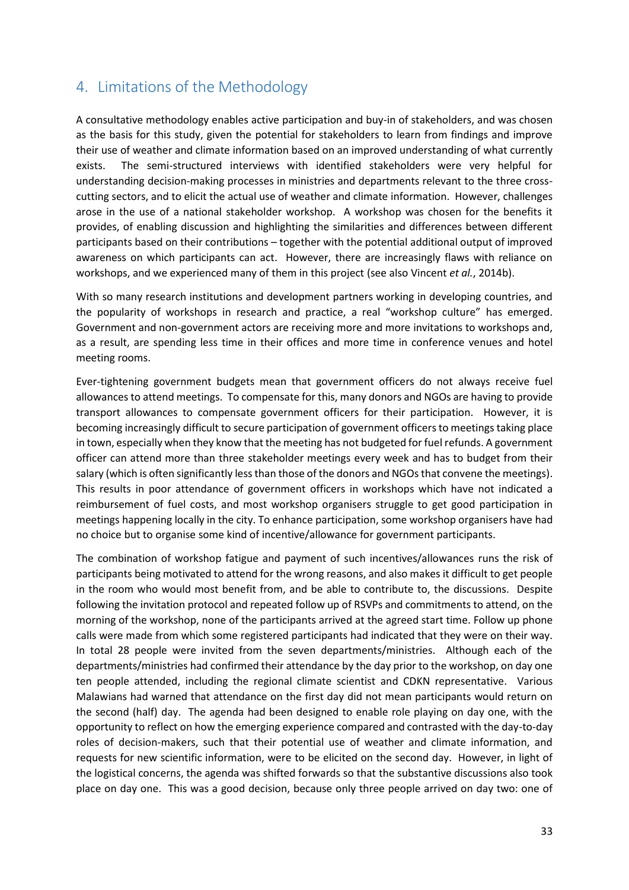## 4. Limitations of the Methodology

A consultative methodology enables active participation and buy-in of stakeholders, and was chosen as the basis for this study, given the potential for stakeholders to learn from findings and improve their use of weather and climate information based on an improved understanding of what currently exists. The semi-structured interviews with identified stakeholders were very helpful for understanding decision-making processes in ministries and departments relevant to the three cross-cutting sectors, and to elicit the actual use of weather and climate information. However, challenges arose in the use of a national stakeholder workshop. A workshop was chosen for the benefits it provides, of enabling discussion and highlighting the similarities and differences between different participants based on their contributions – together with the potential additional output of improved awareness on which participants can act. However, there are increasingly flaws with reliance on workshops, and we experienced many of them in this project (see also Vincent *et al.*, 2014b).

With so many research institutions and development partners working in developing countries, and the popularity of workshops in research and practice, a real "workshop culture" has emerged. Government and non-government actors are receiving more and more invitations to workshops and, as a result, are spending less time in their offices and more time in conference venues and hotel meeting rooms.

Ever-tightening government budgets mean that government officers do not always receive fuel allowances to attend meetings. To compensate for this, many donors and NGOs are having to provide transport allowances to compensate government officers for their participation. However, it is becoming increasingly difficult to secure participation of government officers to meetings taking place in town, especially when they know that the meeting has not budgeted for fuel refunds. A government officer can attend more than three stakeholder meetings every week and has to budget from their salary (which is often significantly less than those of the donors and NGOs that convene the meetings). This results in poor attendance of government officers in workshops which have not indicated a reimbursement of fuel costs, and most workshop organisers struggle to get good participation in meetings happening locally in the city. To enhance participation, some workshop organisers have had no choice but to organise some kind of incentive/allowance for government participants.

The combination of workshop fatigue and payment of such incentives/allowances runs the risk of participants being motivated to attend for the wrong reasons, and also makes it difficult to get people in the room who would most benefit from, and be able to contribute to, the discussions. Despite following the invitation protocol and repeated follow up of RSVPs and commitments to attend, on the morning of the workshop, none of the participants arrived at the agreed start time. Follow up phone calls were made from which some registered participants had indicated that they were on their way. In total 28 people were invited from the seven departments/ministries. Although each of the departments/ministries had confirmed their attendance by the day prior to the workshop, on day one ten people attended, including the regional climate scientist and CDKN representative. Various Malawians had warned that attendance on the first day did not mean participants would return on the second (half) day. The agenda had been designed to enable role playing on day one, with the opportunity to reflect on how the emerging experience compared and contrasted with the day-to-day roles of decision-makers, such that their potential use of weather and climate information, and requests for new scientific information, were to be elicited on the second day. However, in light of the logistical concerns, the agenda was shifted forwards so that the substantive discussions also took place on day one. This was a good decision, because only three people arrived on day two: one of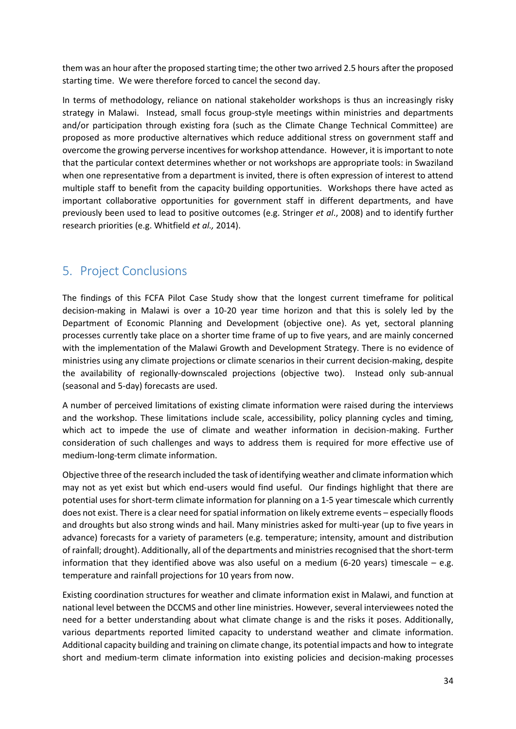them was an hour after the proposed starting time; the other two arrived 2.5 hours after the proposed starting time. We were therefore forced to cancel the second day.

In terms of methodology, reliance on national stakeholder workshops is thus an increasingly risky strategy in Malawi. Instead, small focus group-style meetings within ministries and departments and/or participation through existing fora (such as the Climate Change Technical Committee) are proposed as more productive alternatives which reduce additional stress on government staff and overcome the growing perverse incentives for workshop attendance. However, it is important to note that the particular context determines whether or not workshops are appropriate tools: in Swaziland when one representative from a department is invited, there is often expression of interest to attend multiple staff to benefit from the capacity building opportunities. Workshops there have acted as important collaborative opportunities for government staff in different departments, and have previously been used to lead to positive outcomes (e.g. Stringer *et al*., 2008) and to identify further research priorities (e.g. Whitfield *et al.,* 2014).

## 5. Project Conclusions

The findings of this FCFA Pilot Case Study show that the longest current timeframe for political decision-making in Malawi is over a 10-20 year time horizon and that this is solely led by the Department of Economic Planning and Development (objective one). As yet, sectoral planning processes currently take place on a shorter time frame of up to five years, and are mainly concerned with the implementation of the Malawi Growth and Development Strategy. There is no evidence of ministries using any climate projections or climate scenarios in their current decision-making, despite the availability of regionally-downscaled projections (objective two). Instead only sub-annual (seasonal and 5-day) forecasts are used.

A number of perceived limitations of existing climate information were raised during the interviews and the workshop. These limitations include scale, accessibility, policy planning cycles and timing, which act to impede the use of climate and weather information in decision-making. Further consideration of such challenges and ways to address them is required for more effective use of medium-long-term climate information.

Objective three of the research included the task of identifying weather and climate information which may not as yet exist but which end-users would find useful. Our findings highlight that there are potential uses for short-term climate information for planning on a 1-5 year timescale which currently does not exist. There is a clear need for spatial information on likely extreme events – especially floods and droughts but also strong winds and hail. Many ministries asked for multi-year (up to five years in advance) forecasts for a variety of parameters (e.g. temperature; intensity, amount and distribution of rainfall; drought). Additionally, all of the departments and ministries recognised that the short-term information that they identified above was also useful on a medium (6-20 years) timescale – e.g. temperature and rainfall projections for 10 years from now.

Existing coordination structures for weather and climate information exist in Malawi, and function at national level between the DCCMS and other line ministries. However, several interviewees noted the need for a better understanding about what climate change is and the risks it poses. Additionally, various departments reported limited capacity to understand weather and climate information. Additional capacity building and training on climate change, its potential impacts and how to integrate short and medium-term climate information into existing policies and decision-making processes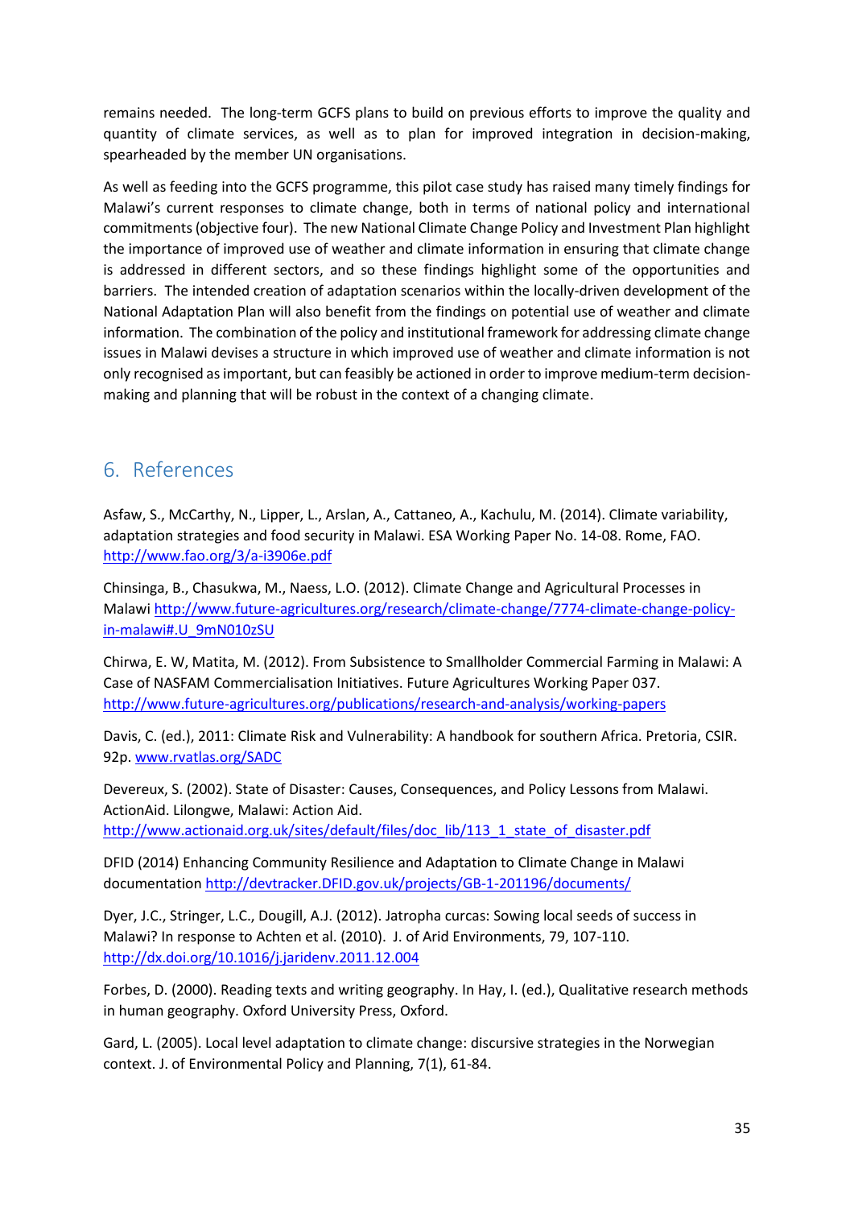remains needed. The long-term GCFS plans to build on previous efforts to improve the quality and quantity of climate services, as well as to plan for improved integration in decision-making, spearheaded by the member UN organisations.

As well as feeding into the GCFS programme, this pilot case study has raised many timely findings for Malawi's current responses to climate change, both in terms of national policy and international commitments (objective four). The new National Climate Change Policy and Investment Plan highlight the importance of improved use of weather and climate information in ensuring that climate change is addressed in different sectors, and so these findings highlight some of the opportunities and barriers. The intended creation of adaptation scenarios within the locally-driven development of the National Adaptation Plan will also benefit from the findings on potential use of weather and climate information. The combination of the policy and institutional framework for addressing climate change issues in Malawi devises a structure in which improved use of weather and climate information is not only recognised as important, but can feasibly be actioned in order to improve medium-term decision-making and planning that will be robust in the context of a changing climate.

## 6. References

Asfaw, S., McCarthy, N., Lipper, L., Arslan, A., Cattaneo, A., Kachulu, M. (2014). Climate variability, adaptation strategies and food security in Malawi. ESA Working Paper No. 14-08. Rome, FAO. http://www.fao.org/3/a-i3906e.pdf

Chinsinga, B., Chasukwa, M., Naess, L.O. (2012). Climate Change and Agricultural Processes in Malawi http://www.future-agricultures.org/research/climate-change/7774-climate-change-policy-in-malawi#.U_9mN010zSU

Chirwa, E. W, Matita, M. (2012). From Subsistence to Smallholder Commercial Farming in Malawi: A Case of NASFAM Commercialisation Initiatives. Future Agricultures Working Paper 037. http://www.future-agricultures.org/publications/research-and-analysis/working-papers

Davis, C. (ed.), 2011: Climate Risk and Vulnerability: A handbook for southern Africa. Pretoria, CSIR. 92p. www.rvatlas.org/SADC

Devereux, S. (2002). State of Disaster: Causes, Consequences, and Policy Lessons from Malawi. ActionAid. Lilongwe, Malawi: Action Aid. http://www.actionaid.org.uk/sites/default/files/doc_lib/113_1_state_of_disaster.pdf

DFID (2014) Enhancing Community Resilience and Adaptation to Climate Change in Malawi documentation http://devtracker.DFID.gov.uk/projects/GB-1-201196/documents/

Dyer, J.C., Stringer, L.C., Dougill, A.J. (2012). Jatropha curcas: Sowing local seeds of success in Malawi? In response to Achten et al. (2010). J. of Arid Environments, 79, 107-110. http://dx.doi.org/10.1016/j.jaridenv.2011.12.004

Forbes, D. (2000). Reading texts and writing geography. In Hay, I. (ed.), Qualitative research methods in human geography. Oxford University Press, Oxford.

Gard, L. (2005). Local level adaptation to climate change: discursive strategies in the Norwegian context. J. of Environmental Policy and Planning, 7(1), 61-84.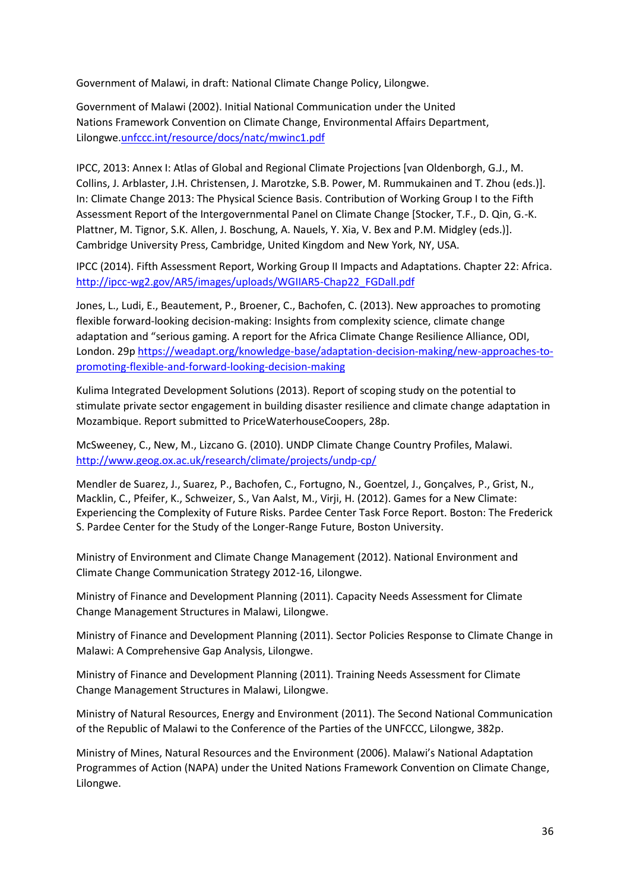Government of Malawi, in draft: National Climate Change Policy, Lilongwe.

Government of Malawi (2002). Initial National Communication under the United Nations Framework Convention on Climate Change, Environmental Affairs Department, Lilongwe.[unfccc.int/resource/docs/natc/mwinc1.pdf](unfccc.int/resource/docs/natc/mwinc1.pdf)

IPCC, 2013: Annex I: Atlas of Global and Regional Climate Projections [van Oldenborgh, G.J., M. Collins, J. Arblaster, J.H. Christensen, J. Marotzke, S.B. Power, M. Rummukainen and T. Zhou (eds.)]. In: Climate Change 2013: The Physical Science Basis. Contribution of Working Group I to the Fifth Assessment Report of the Intergovernmental Panel on Climate Change [Stocker, T.F., D. Qin, G.-K. Plattner, M. Tignor, S.K. Allen, J. Boschung, A. Nauels, Y. Xia, V. Bex and P.M. Midgley (eds.)]. Cambridge University Press, Cambridge, United Kingdom and New York, NY, USA.

IPCC (2014). Fifth Assessment Report, Working Group II Impacts and Adaptations. Chapter 22: Africa. [http://ipcc-wg2.gov/AR5/images/uploads/WGIIAR5-Chap22_FGDall.pdf](http://ipcc-wg2.gov/AR5/images/uploads/WGIIAR5-Chap22_FGDall.pdf)

Jones, L., Ludi, E., Beautement, P., Broener, C., Bachofen, C. (2013). New approaches to promoting flexible forward-looking decision-making: Insights from complexity science, climate change adaptation and "serious gaming. A report for the Africa Climate Change Resilience Alliance, ODI, London. 29p [https://weadapt.org/knowledge-base/adaptation-decision-making/new-approaches-to-promoting-flexible-and-forward-looking-decision-making](https://weadapt.org/knowledge-base/adaptation-decision-making/new-approaches-to-promoting-flexible-and-forward-looking-decision-making)

Kulima Integrated Development Solutions (2013). Report of scoping study on the potential to stimulate private sector engagement in building disaster resilience and climate change adaptation in Mozambique. Report submitted to PriceWaterhouseCoopers, 28p.

McSweeney, C., New, M., Lizcano G. (2010). UNDP Climate Change Country Profiles, Malawi. [http://www.geog.ox.ac.uk/research/climate/projects/undp-cp/](http://www.geog.ox.ac.uk/research/climate/projects/undp-cp/)

Mendler de Suarez, J., Suarez, P., Bachofen, C., Fortugno, N., Goentzel, J., Gonçalves, P., Grist, N., Macklin, C., Pfeifer, K., Schweizer, S., Van Aalst, M., Virji, H. (2012). Games for a New Climate: Experiencing the Complexity of Future Risks. Pardee Center Task Force Report. Boston: The Frederick S. Pardee Center for the Study of the Longer-Range Future, Boston University.

Ministry of Environment and Climate Change Management (2012). National Environment and Climate Change Communication Strategy 2012-16, Lilongwe.

Ministry of Finance and Development Planning (2011). Capacity Needs Assessment for Climate Change Management Structures in Malawi, Lilongwe.

Ministry of Finance and Development Planning (2011). Sector Policies Response to Climate Change in Malawi: A Comprehensive Gap Analysis, Lilongwe.

Ministry of Finance and Development Planning (2011). Training Needs Assessment for Climate Change Management Structures in Malawi, Lilongwe.

Ministry of Natural Resources, Energy and Environment (2011). The Second National Communication of the Republic of Malawi to the Conference of the Parties of the UNFCCC, Lilongwe, 382p.

Ministry of Mines, Natural Resources and the Environment (2006). Malawi's National Adaptation Programmes of Action (NAPA) under the United Nations Framework Convention on Climate Change, Lilongwe.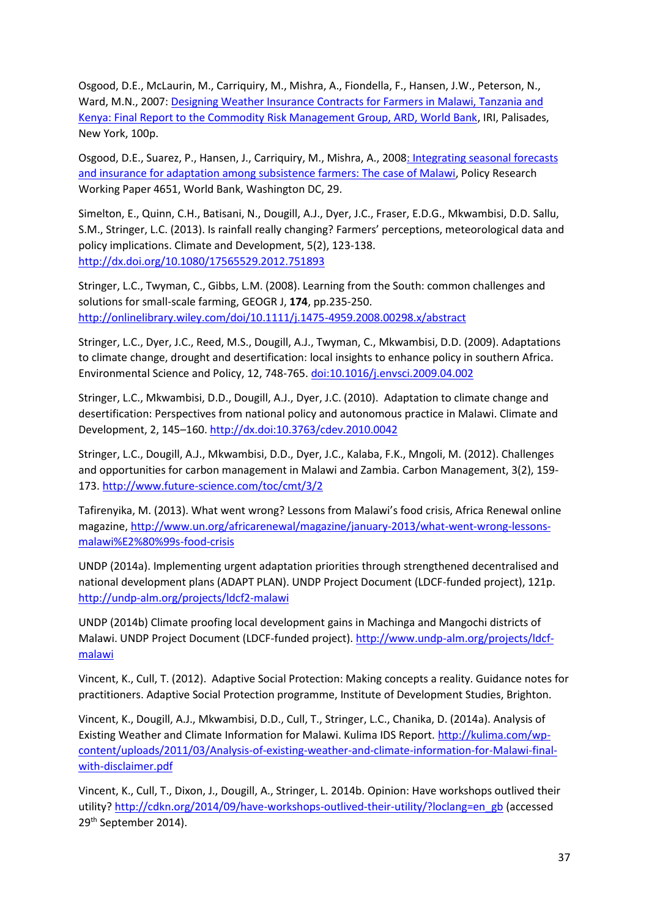Osgood, D.E., McLaurin, M., Carriquiry, M., Mishra, A., Fiondella, F., Hansen, J.W., Peterson, N., Ward, M.N., 2007: [Designing Weather Insurance Contracts for Farmers in Malawi, Tanzania and Kenya: Final Report to the Commodity Risk Management Group, ARD, World Bank](), IRI, Palisades, New York, 100p.

Osgood, D.E., Suarez, P., Hansen, J., Carriquiry, M., Mishra, A., 2008: [Integrating seasonal forecasts and insurance for adaptation among subsistence farmers: The case of Malawi](), Policy Research Working Paper 4651, World Bank, Washington DC, 29.

Simelton, E., Quinn, C.H., Batisani, N., Dougill, A.J., Dyer, J.C., Fraser, E.D.G., Mkwambisi, D.D. Sallu, S.M., Stringer, L.C. (2013). Is rainfall really changing? Farmers' perceptions, meteorological data and policy implications. Climate and Development, 5(2), 123-138. http://dx.doi.org/10.1080/17565529.2012.751893

Stringer, L.C., Twyman, C., Gibbs, L.M. (2008). Learning from the South: common challenges and solutions for small-scale farming, GEOGR J, **174**, pp.235-250. http://onlinelibrary.wiley.com/doi/10.1111/j.1475-4959.2008.00298.x/abstract

Stringer, L.C., Dyer, J.C., Reed, M.S., Dougill, A.J., Twyman, C., Mkwambisi, D.D. (2009). Adaptations to climate change, drought and desertification: local insights to enhance policy in southern Africa. Environmental Science and Policy, 12, 748-765. doi:10.1016/j.envsci.2009.04.002

Stringer, L.C., Mkwambisi, D.D., Dougill, A.J., Dyer, J.C. (2010). Adaptation to climate change and desertification: Perspectives from national policy and autonomous practice in Malawi. Climate and Development, 2, 145–160. http://dx.doi:10.3763/cdev.2010.0042

Stringer, L.C., Dougill, A.J., Mkwambisi, D.D., Dyer, J.C., Kalaba, F.K., Mngoli, M. (2012). Challenges and opportunities for carbon management in Malawi and Zambia. Carbon Management, 3(2), 159-173. http://www.future-science.com/toc/cmt/3/2

Tafirenyika, M. (2013). What went wrong? Lessons from Malawi's food crisis, Africa Renewal online magazine, http://www.un.org/africarenewal/magazine/january-2013/what-went-wrong-lessons-malawi%E2%80%99s-food-crisis

UNDP (2014a). Implementing urgent adaptation priorities through strengthened decentralised and national development plans (ADAPT PLAN). UNDP Project Document (LDCF-funded project), 121p. http://undp-alm.org/projects/ldcf2-malawi

UNDP (2014b) Climate proofing local development gains in Machinga and Mangochi districts of Malawi. UNDP Project Document (LDCF-funded project). http://www.undp-alm.org/projects/ldcf-malawi

Vincent, K., Cull, T. (2012). Adaptive Social Protection: Making concepts a reality. Guidance notes for practitioners. Adaptive Social Protection programme, Institute of Development Studies, Brighton.

Vincent, K., Dougill, A.J., Mkwambisi, D.D., Cull, T., Stringer, L.C., Chanika, D. (2014a). Analysis of Existing Weather and Climate Information for Malawi. Kulima IDS Report. http://kulima.com/wp-content/uploads/2011/03/Analysis-of-existing-weather-and-climate-information-for-Malawi-final-with-disclaimer.pdf

Vincent, K., Cull, T., Dixon, J., Dougill, A., Stringer, L. 2014b. Opinion: Have workshops outlived their utility? http://cdkn.org/2014/09/have-workshops-outlived-their-utility/?loclang=en_gb (accessed 29th September 2014).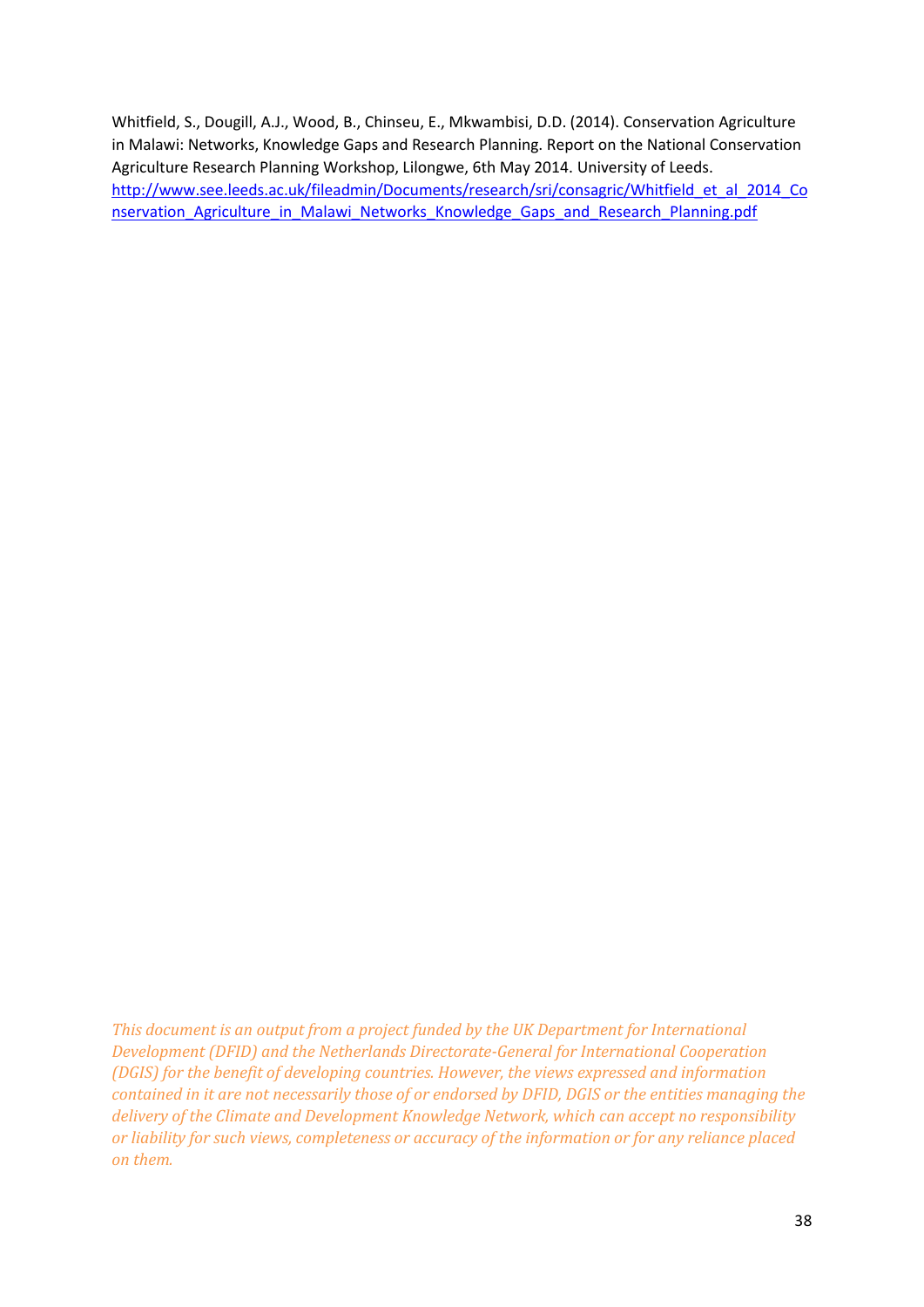Whitfield, S., Dougill, A.J., Wood, B., Chinseu, E., Mkwambisi, D.D. (2014). Conservation Agriculture in Malawi: Networks, Knowledge Gaps and Research Planning. Report on the National Conservation Agriculture Research Planning Workshop, Lilongwe, 6th May 2014. University of Leeds. http://www.see.leeds.ac.uk/fileadmin/Documents/research/sri/consagric/Whitfield_et_al_2014_Conservation_Agriculture_in_Malawi_Networks_Knowledge_Gaps_and_Research_Planning.pdf

*This document is an output from a project funded by the UK Department for International Development (DFID) and the Netherlands Directorate-General for International Cooperation (DGIS) for the benefit of developing countries. However, the views expressed and information contained in it are not necessarily those of or endorsed by DFID, DGIS or the entities managing the delivery of the Climate and Development Knowledge Network, which can accept no responsibility or liability for such views, completeness or accuracy of the information or for any reliance placed on them.*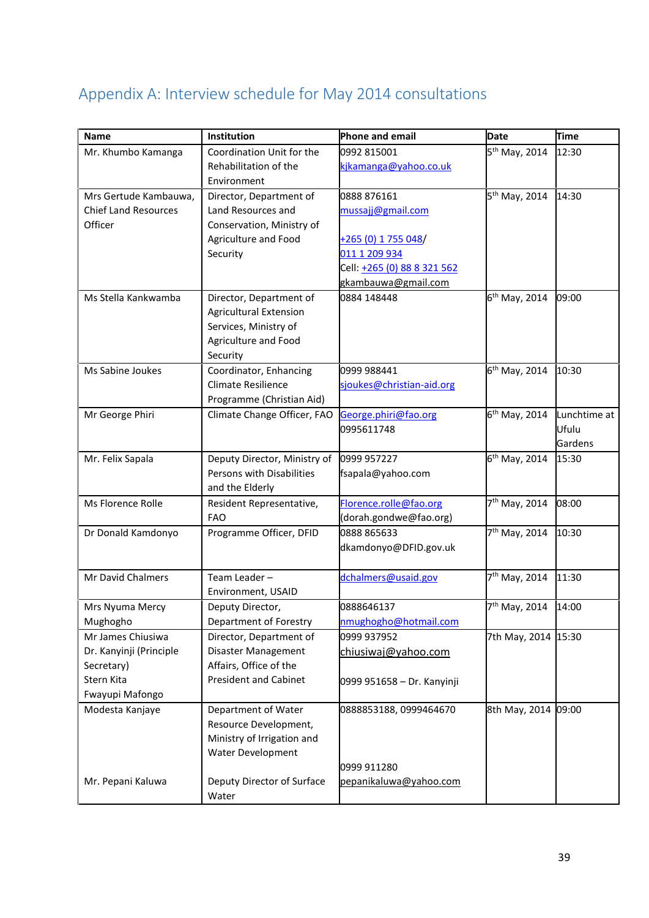## Appendix A: Interview schedule for May 2014 consultations

| Name | Institution | Phone and email | Date | Time |
|---|---|---|---|---|
| Mr. Khumbo Kamanga | Coordination Unit for the Rehabilitation of the Environment | 0992 815001<br>kjkamanga@yahoo.co.uk | 5th May, 2014 | 12:30 |
| Mrs Gertude Kambauwa, Chief Land Resources Officer | Director, Department of Land Resources and Conservation, Ministry of Agriculture and Food Security | 0888 876161<br>mussajj@gmail.com<br><br>+265 (0) 1 755 048/<br>011 1 209 934<br>Cell: +265 (0) 88 8 321 562<br>gkambauwa@gmail.com | 5th May, 2014 | 14:30 |
| Ms Stella Kankwamba | Director, Department of Agricultural Extension Services, Ministry of Agriculture and Food Security | 0884 148448 | 6th May, 2014 | 09:00 |
| Ms Sabine Joukes | Coordinator, Enhancing Climate Resilience Programme (Christian Aid) | 0999 988441<br>sjoukes@christian-aid.org | 6th May, 2014 | 10:30 |
| Mr George Phiri | Climate Change Officer, FAO | George.phiri@fao.org<br>0995611748 | 6th May, 2014 | Lunchtime at Ufulu Gardens |
| Mr. Felix Sapala | Deputy Director, Ministry of Persons with Disabilities and the Elderly | 0999 957227<br>fsapala@yahoo.com | 6th May, 2014 | 15:30 |
| Ms Florence Rolle | Resident Representative, FAO | Florence.rolle@fao.org<br>(dorah.gondwe@fao.org) | 7th May, 2014 | 08:00 |
| Dr Donald Kamdonyo | Programme Officer, DFID | 0888 865633<br>dkamdonyo@DFID.gov.uk | 7th May, 2014 | 10:30 |
| Mr David Chalmers | Team Leader – Environment, USAID | dchalmers@usaid.gov | 7th May, 2014 | 11:30 |
| Mrs Nyuma Mercy Mughogho | Deputy Director, Department of Forestry | 0888646137<br>nmughogho@hotmail.com | 7th May, 2014 | 14:00 |
| Mr James Chiusiwa<br>Dr. Kanyinji (Principle Secretary)<br>Stern Kita<br>Fwayupi Mafongo | Director, Department of Disaster Management Affairs, Office of the President and Cabinet | 0999 937952<br>chiusiwaj@yahoo.com<br><br>0999 951658 – Dr. Kanyinji | 7th May, 2014 | 15:30 |
| Modesta Kanjaye<br><br><br><br><br>Mr. Pepani Kaluwa | Department of Water Resource Development, Ministry of Irrigation and Water Development<br><br>Deputy Director of Surface Water | 0888853188, 0999464670<br><br><br><br>0999 911280<br>pepanikaluwa@yahoo.com | 8th May, 2014 | 09:00 |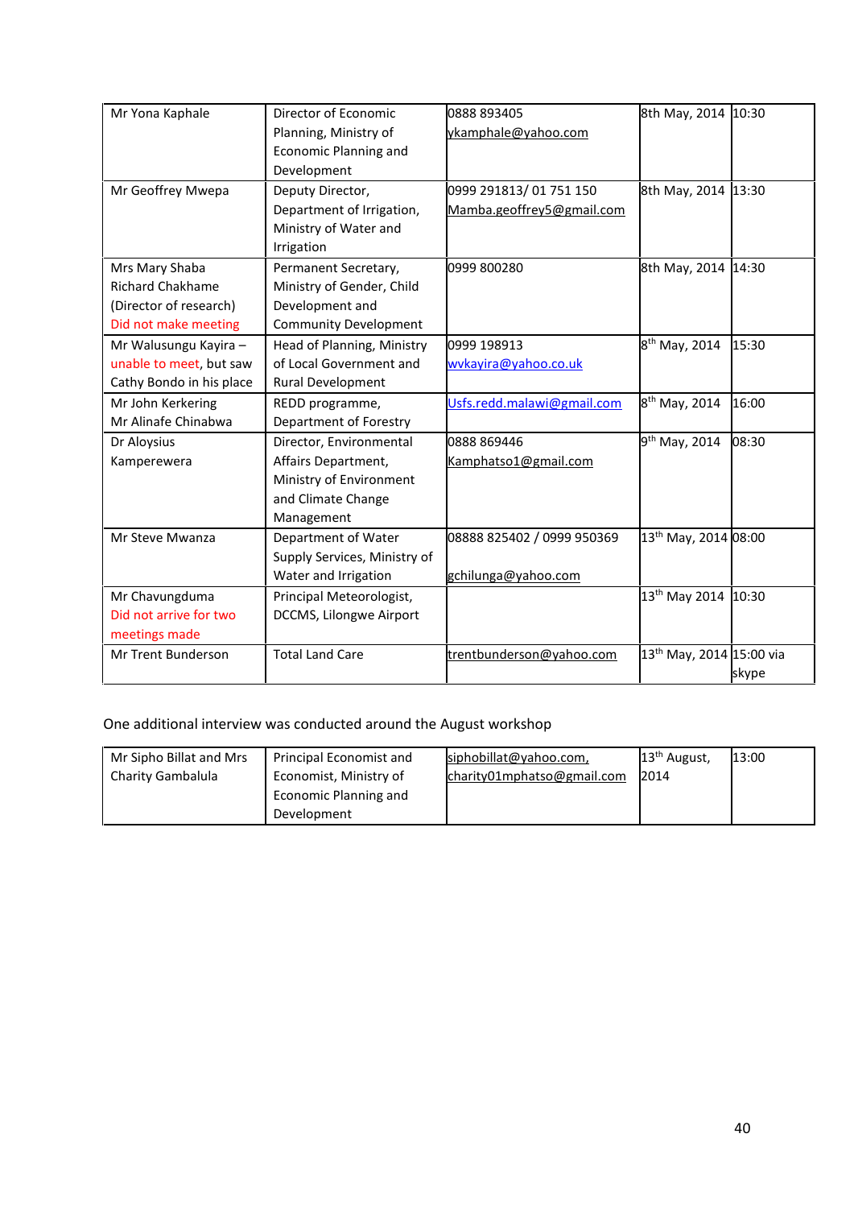| | | | | |
|---|---|---|---|---|
| Mr Yona Kaphale | Director of Economic Planning, Ministry of Economic Planning and Development | 0888 893405 ykamphale@yahoo.com | 8th May, 2014 | 10:30 |
| Mr Geoffrey Mwepa | Deputy Director, Department of Irrigation, Ministry of Water and Irrigation | 0999 291813/ 01 751 150 Mamba.geoffrey5@gmail.com | 8th May, 2014 | 13:30 |
| Mrs Mary Shaba Richard Chakhame (Director of research) Did not make meeting | Permanent Secretary, Ministry of Gender, Child Development and Community Development | 0999 800280 | 8th May, 2014 | 14:30 |
| Mr Walusungu Kayira – unable to meet, but saw Cathy Bondo in his place | Head of Planning, Ministry of Local Government and Rural Development | 0999 198913 wvkayira@yahoo.co.uk | 8th May, 2014 | 15:30 |
| Mr John Kerkering Mr Alinafe Chinabwa | REDD programme, Department of Forestry | Usfs.redd.malawi@gmail.com | 8th May, 2014 | 16:00 |
| Dr Aloysius Kamperewera | Director, Environmental Affairs Department, Ministry of Environment and Climate Change Management | 0888 869446 Kamphatso1@gmail.com | 9th May, 2014 | 08:30 |
| Mr Steve Mwanza | Department of Water Supply Services, Ministry of Water and Irrigation | 08888 825402 / 0999 950369 gchilunga@yahoo.com | 13th May, 2014 | 08:00 |
| Mr Chavungduma Did not arrive for two meetings made | Principal Meteorologist, DCCMS, Lilongwe Airport | | 13th May 2014 | 10:30 |
| Mr Trent Bunderson | Total Land Care | trentbunderson@yahoo.com | 13th May, 2014 | 15:00 via skype |

One additional interview was conducted around the August workshop

| | | | | |
|---|---|---|---|---|
| Mr Sipho Billat and Mrs Charity Gambalula | Principal Economist and Economist, Ministry of Economic Planning and Development | siphobillat@yahoo.com, charity01mphatso@gmail.com | 13th August, 2014 | 13:00 |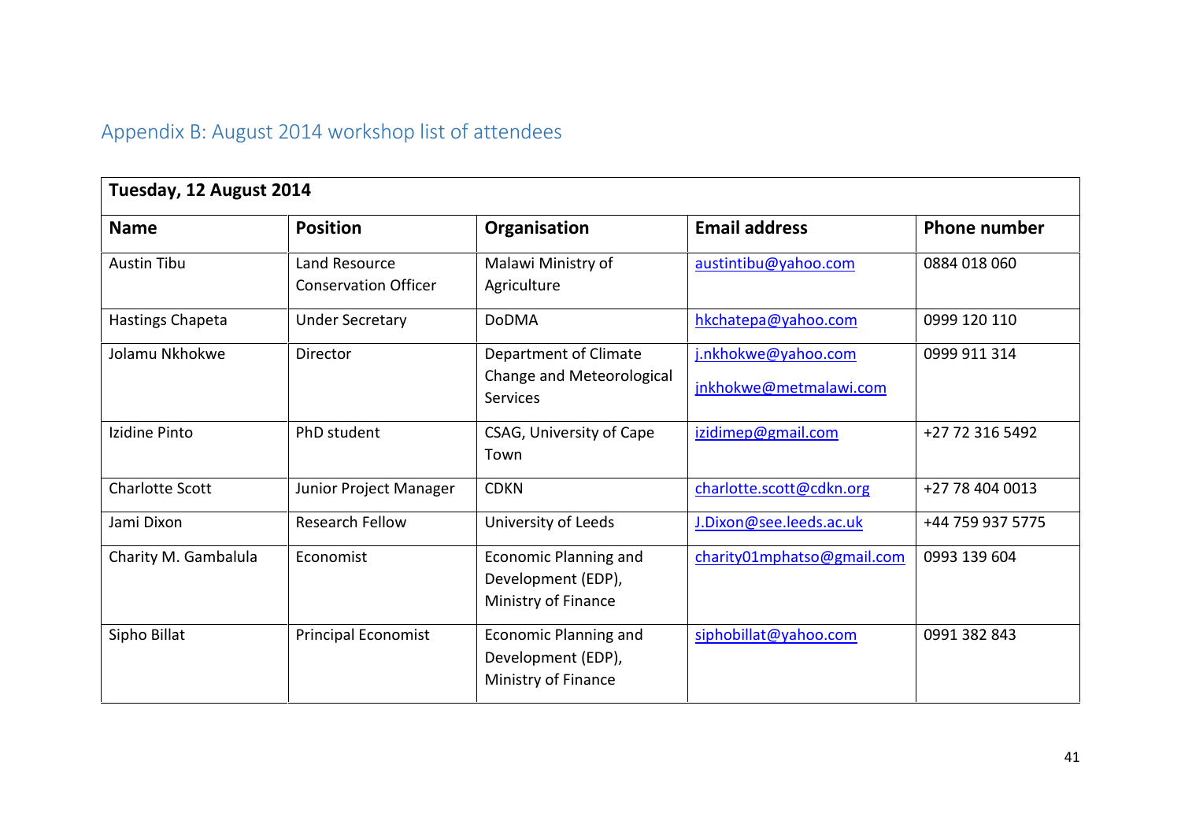## Appendix B: August 2014 workshop list of attendees

| **Tuesday, 12 August 2014** | | | | |
|---|---|---|---|---|
| **Name** | **Position** | **Organisation** | **Email address** | **Phone number** |
| Austin Tibu | Land Resource Conservation Officer | Malawi Ministry of Agriculture | austintibu@yahoo.com | 0884 018 060 |
| Hastings Chapeta | Under Secretary | DoDMA | hkchatepa@yahoo.com | 0999 120 110 |
| Jolamu Nkhokwe | Director | Department of Climate Change and Meteorological Services | j.nkhokwe@yahoo.com<br>jnkhokwe@metmalawi.com | 0999 911 314 |
| Izidine Pinto | PhD student | CSAG, University of Cape Town | izidimep@gmail.com | +27 72 316 5492 |
| Charlotte Scott | Junior Project Manager | CDKN | charlotte.scott@cdkn.org | +27 78 404 0013 |
| Jami Dixon | Research Fellow | University of Leeds | J.Dixon@see.leeds.ac.uk | +44 759 937 5775 |
| Charity M. Gambalula | Economist | Economic Planning and Development (EDP), Ministry of Finance | charity01mphatso@gmail.com | 0993 139 604 |
| Sipho Billat | Principal Economist | Economic Planning and Development (EDP), Ministry of Finance | siphobillat@yahoo.com | 0991 382 843 |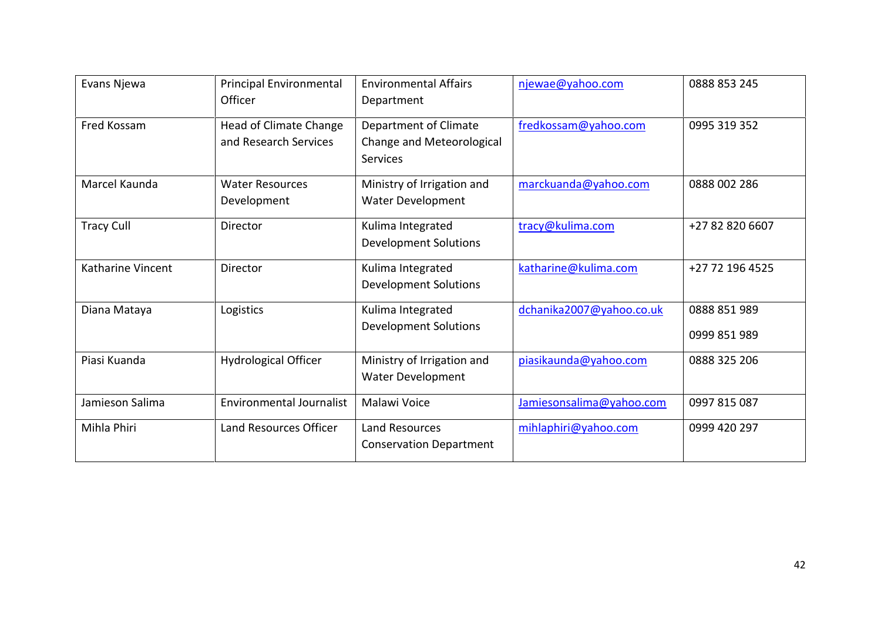| Evans Njewa | Principal Environmental Officer | Environmental Affairs Department | njewae@yahoo.com | 0888 853 245 |
|---|---|---|---|---|
| Fred Kossam | Head of Climate Change and Research Services | Department of Climate Change and Meteorological Services | fredkossam@yahoo.com | 0995 319 352 |
| Marcel Kaunda | Water Resources Development | Ministry of Irrigation and Water Development | marckuanda@yahoo.com | 0888 002 286 |
| Tracy Cull | Director | Kulima Integrated Development Solutions | tracy@kulima.com | +27 82 820 6607 |
| Katharine Vincent | Director | Kulima Integrated Development Solutions | katharine@kulima.com | +27 72 196 4525 |
| Diana Mataya | Logistics | Kulima Integrated Development Solutions | dchanika2007@yahoo.co.uk | 0888 851 989<br>0999 851 989 |
| Piasi Kuanda | Hydrological Officer | Ministry of Irrigation and Water Development | piasikaunda@yahoo.com | 0888 325 206 |
| Jamieson Salima | Environmental Journalist | Malawi Voice | Jamiesonsalima@yahoo.com | 0997 815 087 |
| Mihla Phiri | Land Resources Officer | Land Resources Conservation Department | mihlaphiri@yahoo.com | 0999 420 297 |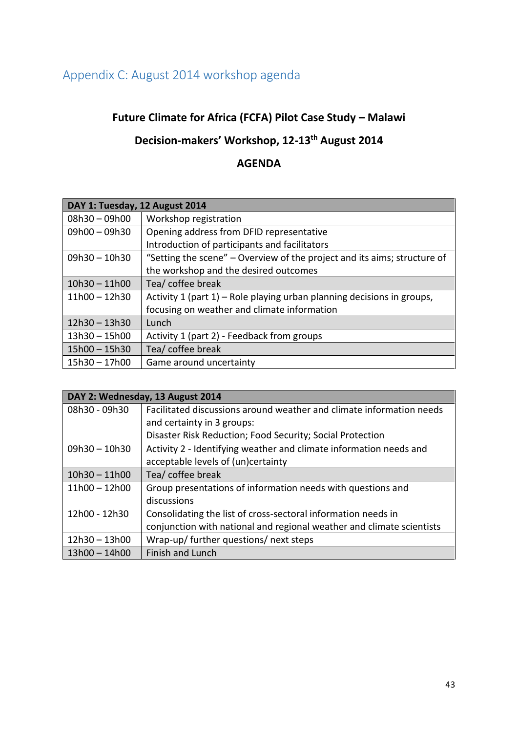## Appendix C: August 2014 workshop agenda

**Future Climate for Africa (FCFA) Pilot Case Study – Malawi**

**Decision-makers' Workshop, 12-13th August 2014**

**AGENDA**

| **DAY 1: Tuesday, 12 August 2014** | |
|---|---|
| 08h30 – 09h00 | Workshop registration |
| 09h00 – 09h30 | Opening address from DFID representative<br>Introduction of participants and facilitators |
| 09h30 – 10h30 | "Setting the scene" – Overview of the project and its aims; structure of the workshop and the desired outcomes |
| 10h30 – 11h00 | Tea/ coffee break |
| 11h00 – 12h30 | Activity 1 (part 1) – Role playing urban planning decisions in groups, focusing on weather and climate information |
| 12h30 – 13h30 | Lunch |
| 13h30 – 15h00 | Activity 1 (part 2) - Feedback from groups |
| 15h00 – 15h30 | Tea/ coffee break |
| 15h30 – 17h00 | Game around uncertainty |

| **DAY 2: Wednesday, 13 August 2014** | |
|---|---|
| 08h30 - 09h30 | Facilitated discussions around weather and climate information needs and certainty in 3 groups:<br>Disaster Risk Reduction; Food Security; Social Protection |
| 09h30 – 10h30 | Activity 2 - Identifying weather and climate information needs and acceptable levels of (un)certainty |
| 10h30 – 11h00 | Tea/ coffee break |
| 11h00 – 12h00 | Group presentations of information needs with questions and discussions |
| 12h00 - 12h30 | Consolidating the list of cross-sectoral information needs in conjunction with national and regional weather and climate scientists |
| 12h30 – 13h00 | Wrap-up/ further questions/ next steps |
| 13h00 – 14h00 | Finish and Lunch |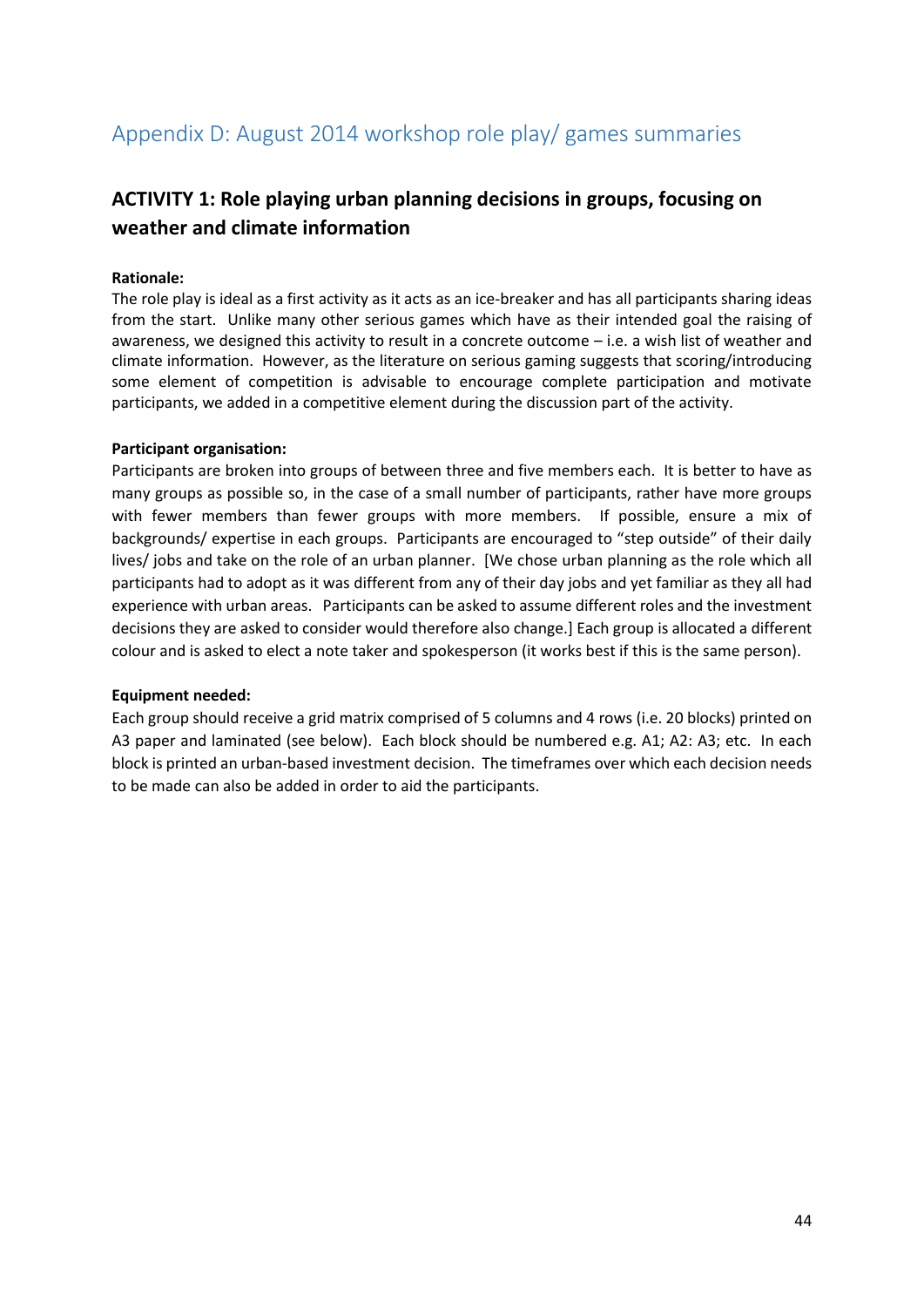# Appendix D: August 2014 workshop role play/ games summaries

## ACTIVITY 1: Role playing urban planning decisions in groups, focusing on weather and climate information

**Rationale:**

The role play is ideal as a first activity as it acts as an ice-breaker and has all participants sharing ideas from the start. Unlike many other serious games which have as their intended goal the raising of awareness, we designed this activity to result in a concrete outcome – i.e. a wish list of weather and climate information. However, as the literature on serious gaming suggests that scoring/introducing some element of competition is advisable to encourage complete participation and motivate participants, we added in a competitive element during the discussion part of the activity.

**Participant organisation:**

Participants are broken into groups of between three and five members each. It is better to have as many groups as possible so, in the case of a small number of participants, rather have more groups with fewer members than fewer groups with more members. If possible, ensure a mix of backgrounds/ expertise in each groups. Participants are encouraged to "step outside" of their daily lives/ jobs and take on the role of an urban planner. [We chose urban planning as the role which all participants had to adopt as it was different from any of their day jobs and yet familiar as they all had experience with urban areas. Participants can be asked to assume different roles and the investment decisions they are asked to consider would therefore also change.] Each group is allocated a different colour and is asked to elect a note taker and spokesperson (it works best if this is the same person).

**Equipment needed:**

Each group should receive a grid matrix comprised of 5 columns and 4 rows (i.e. 20 blocks) printed on A3 paper and laminated (see below). Each block should be numbered e.g. A1; A2: A3; etc. In each block is printed an urban-based investment decision. The timeframes over which each decision needs to be made can also be added in order to aid the participants.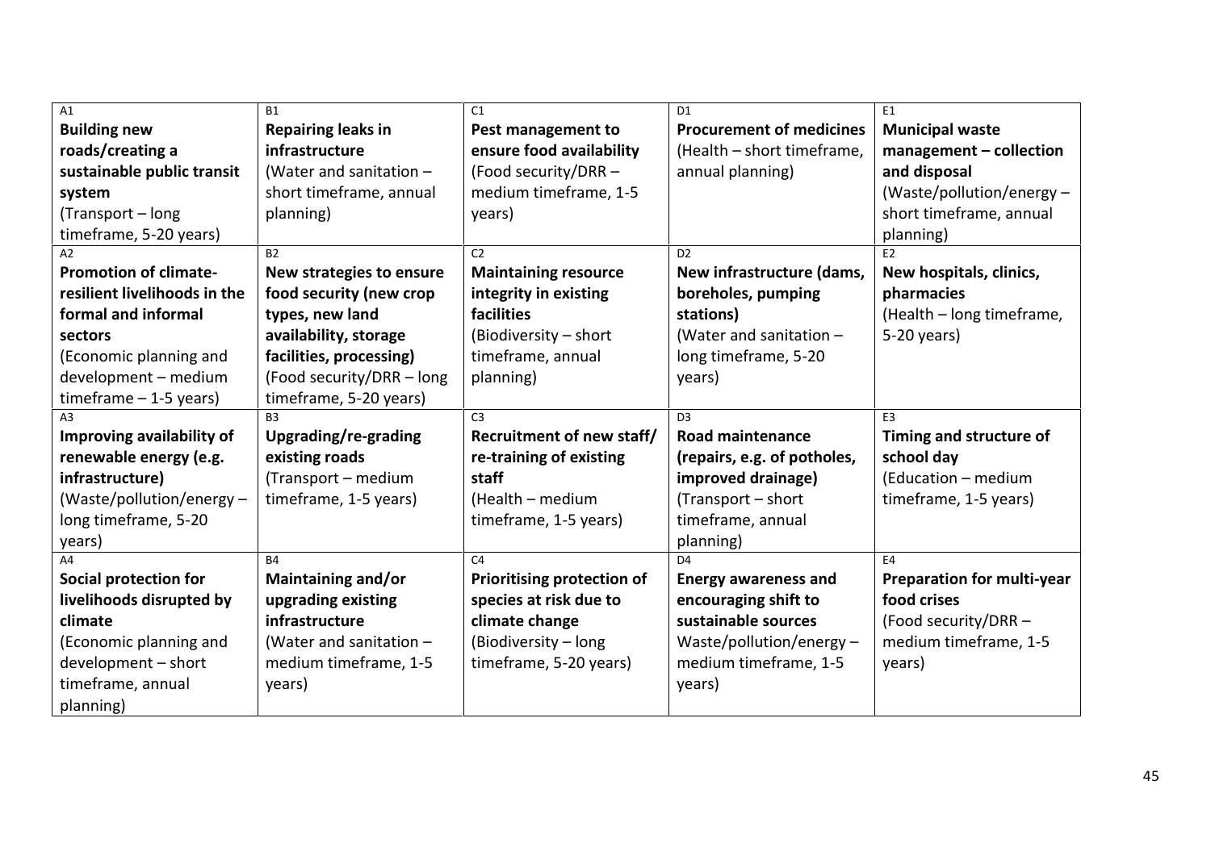| A1 | B1 | C1 | D1 | E1 |
|---|---|---|---|---|
| **Building new roads/creating a sustainable public transit system** (Transport – long timeframe, 5-20 years) | **Repairing leaks in infrastructure** (Water and sanitation – short timeframe, annual planning) | **Pest management to ensure food availability** (Food security/DRR – medium timeframe, 1-5 years) | **Procurement of medicines** (Health – short timeframe, annual planning) | **Municipal waste management – collection and disposal** (Waste/pollution/energy – short timeframe, annual planning) |
| A2 | B2 | C2 | D2 | E2 |
| **Promotion of climate-resilient livelihoods in the formal and informal sectors** (Economic planning and development – medium timeframe – 1-5 years) | **New strategies to ensure food security (new crop types, new land availability, storage facilities, processing)** (Food security/DRR – long timeframe, 5-20 years) | **Maintaining resource integrity in existing facilities** (Biodiversity – short timeframe, annual planning) | **New infrastructure (dams, boreholes, pumping stations)** (Water and sanitation – long timeframe, 5-20 years) | **New hospitals, clinics, pharmacies** (Health – long timeframe, 5-20 years) |
| A3 | B3 | C3 | D3 | E3 |
| **Improving availability of renewable energy (e.g. infrastructure)** (Waste/pollution/energy – long timeframe, 5-20 years) | **Upgrading/re-grading existing roads** (Transport – medium timeframe, 1-5 years) | **Recruitment of new staff/ re-training of existing staff** (Health – medium timeframe, 1-5 years) | **Road maintenance (repairs, e.g. of potholes, improved drainage)** (Transport – short timeframe, annual planning) | **Timing and structure of school day** (Education – medium timeframe, 1-5 years) |
| A4 | B4 | C4 | D4 | E4 |
| **Social protection for livelihoods disrupted by climate** (Economic planning and development – short timeframe, annual planning) | **Maintaining and/or upgrading existing infrastructure** (Water and sanitation – medium timeframe, 1-5 years) | **Prioritising protection of species at risk due to climate change** (Biodiversity – long timeframe, 5-20 years) | **Energy awareness and encouraging shift to sustainable sources** Waste/pollution/energy – medium timeframe, 1-5 years) | **Preparation for multi-year food crises** (Food security/DRR – medium timeframe, 1-5 years) |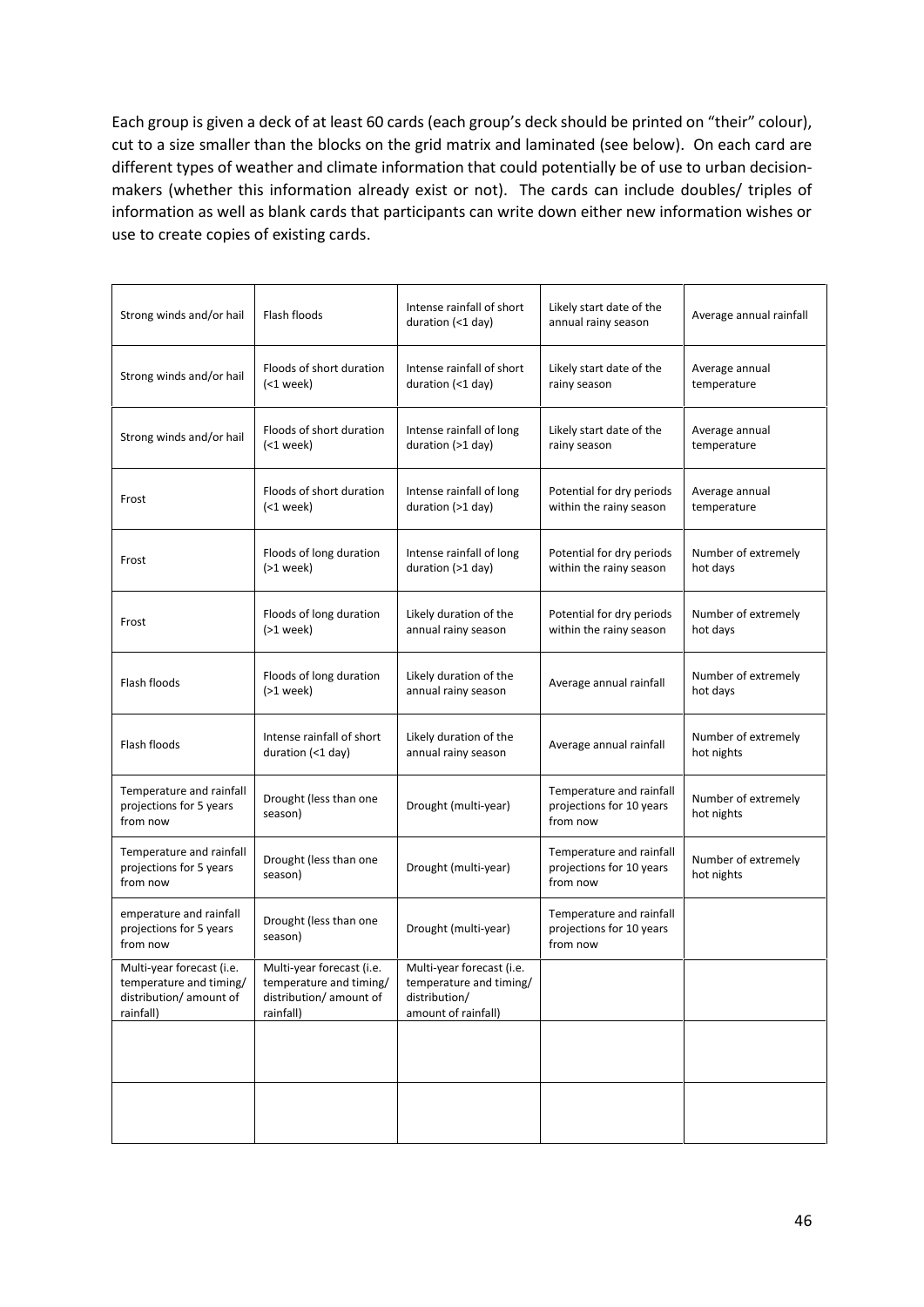Each group is given a deck of at least 60 cards (each group's deck should be printed on "their" colour), cut to a size smaller than the blocks on the grid matrix and laminated (see below). On each card are different types of weather and climate information that could potentially be of use to urban decision-makers (whether this information already exist or not). The cards can include doubles/ triples of information as well as blank cards that participants can write down either new information wishes or use to create copies of existing cards.

| | | | | |
|---|---|---|---|---|
| Strong winds and/or hail | Flash floods | Intense rainfall of short duration (<1 day) | Likely start date of the annual rainy season | Average annual rainfall |
| Strong winds and/or hail | Floods of short duration (<1 week) | Intense rainfall of short duration (<1 day) | Likely start date of the rainy season | Average annual temperature |
| Strong winds and/or hail | Floods of short duration (<1 week) | Intense rainfall of long duration (>1 day) | Likely start date of the rainy season | Average annual temperature |
| Frost | Floods of short duration (<1 week) | Intense rainfall of long duration (>1 day) | Potential for dry periods within the rainy season | Average annual temperature |
| Frost | Floods of long duration (>1 week) | Intense rainfall of long duration (>1 day) | Potential for dry periods within the rainy season | Number of extremely hot days |
| Frost | Floods of long duration (>1 week) | Likely duration of the annual rainy season | Potential for dry periods within the rainy season | Number of extremely hot days |
| Flash floods | Floods of long duration (>1 week) | Likely duration of the annual rainy season | Average annual rainfall | Number of extremely hot days |
| Flash floods | Intense rainfall of short duration (<1 day) | Likely duration of the annual rainy season | Average annual rainfall | Number of extremely hot nights |
| Temperature and rainfall projections for 5 years from now | Drought (less than one season) | Drought (multi-year) | Temperature and rainfall projections for 10 years from now | Number of extremely hot nights |
| Temperature and rainfall projections for 5 years from now | Drought (less than one season) | Drought (multi-year) | Temperature and rainfall projections for 10 years from now | Number of extremely hot nights |
| emperature and rainfall projections for 5 years from now | Drought (less than one season) | Drought (multi-year) | Temperature and rainfall projections for 10 years from now | |
| Multi-year forecast (i.e. temperature and timing/ distribution/ amount of rainfall) | Multi-year forecast (i.e. temperature and timing/ distribution/ amount of rainfall) | Multi-year forecast (i.e. temperature and timing/ distribution/ amount of rainfall) | | |
| | | | | |
| | | | | |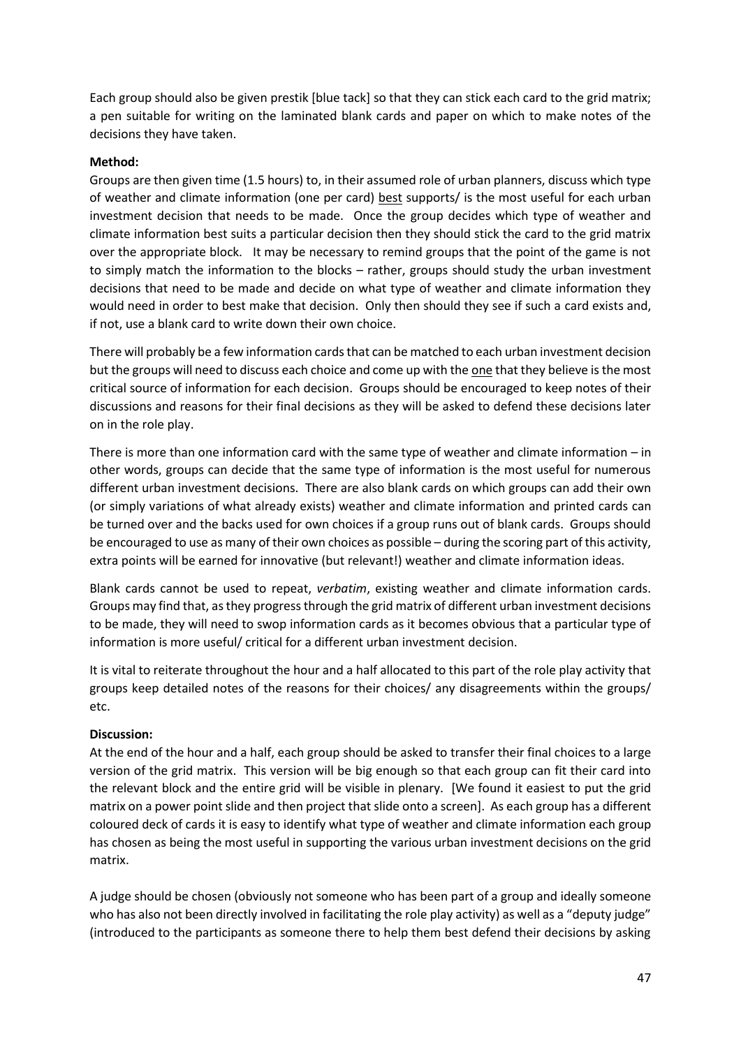Each group should also be given prestik [blue tack] so that they can stick each card to the grid matrix; a pen suitable for writing on the laminated blank cards and paper on which to make notes of the decisions they have taken.

**Method:**

Groups are then given time (1.5 hours) to, in their assumed role of urban planners, discuss which type of weather and climate information (one per card) best supports/ is the most useful for each urban investment decision that needs to be made. Once the group decides which type of weather and climate information best suits a particular decision then they should stick the card to the grid matrix over the appropriate block. It may be necessary to remind groups that the point of the game is not to simply match the information to the blocks – rather, groups should study the urban investment decisions that need to be made and decide on what type of weather and climate information they would need in order to best make that decision. Only then should they see if such a card exists and, if not, use a blank card to write down their own choice.

There will probably be a few information cards that can be matched to each urban investment decision but the groups will need to discuss each choice and come up with the one that they believe is the most critical source of information for each decision. Groups should be encouraged to keep notes of their discussions and reasons for their final decisions as they will be asked to defend these decisions later on in the role play.

There is more than one information card with the same type of weather and climate information – in other words, groups can decide that the same type of information is the most useful for numerous different urban investment decisions. There are also blank cards on which groups can add their own (or simply variations of what already exists) weather and climate information and printed cards can be turned over and the backs used for own choices if a group runs out of blank cards. Groups should be encouraged to use as many of their own choices as possible – during the scoring part of this activity, extra points will be earned for innovative (but relevant!) weather and climate information ideas.

Blank cards cannot be used to repeat, *verbatim*, existing weather and climate information cards. Groups may find that, as they progress through the grid matrix of different urban investment decisions to be made, they will need to swop information cards as it becomes obvious that a particular type of information is more useful/ critical for a different urban investment decision.

It is vital to reiterate throughout the hour and a half allocated to this part of the role play activity that groups keep detailed notes of the reasons for their choices/ any disagreements within the groups/ etc.

**Discussion:**

At the end of the hour and a half, each group should be asked to transfer their final choices to a large version of the grid matrix. This version will be big enough so that each group can fit their card into the relevant block and the entire grid will be visible in plenary. [We found it easiest to put the grid matrix on a power point slide and then project that slide onto a screen]. As each group has a different coloured deck of cards it is easy to identify what type of weather and climate information each group has chosen as being the most useful in supporting the various urban investment decisions on the grid matrix.

A judge should be chosen (obviously not someone who has been part of a group and ideally someone who has also not been directly involved in facilitating the role play activity) as well as a "deputy judge" (introduced to the participants as someone there to help them best defend their decisions by asking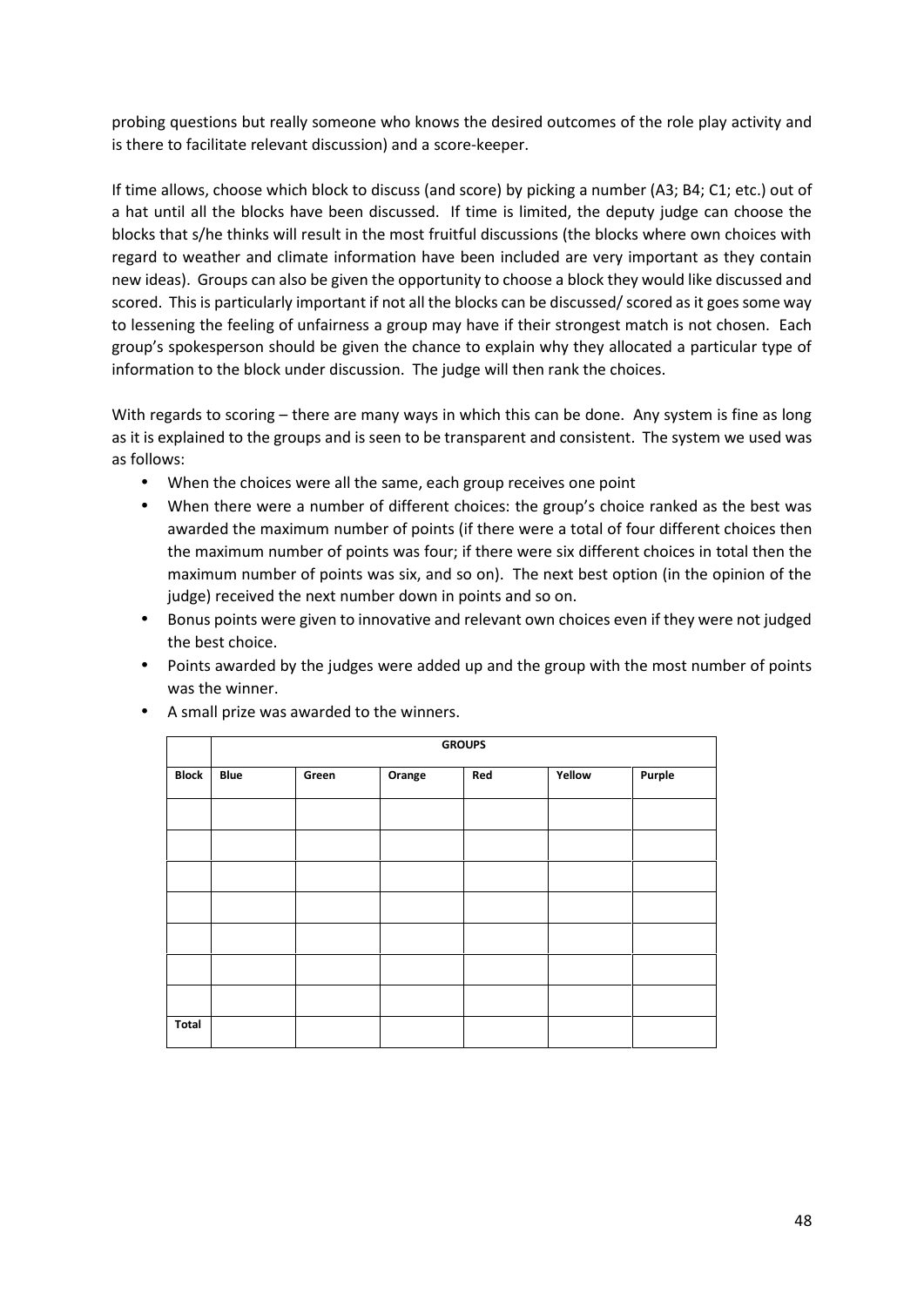probing questions but really someone who knows the desired outcomes of the role play activity and is there to facilitate relevant discussion) and a score-keeper.

If time allows, choose which block to discuss (and score) by picking a number (A3; B4; C1; etc.) out of a hat until all the blocks have been discussed. If time is limited, the deputy judge can choose the blocks that s/he thinks will result in the most fruitful discussions (the blocks where own choices with regard to weather and climate information have been included are very important as they contain new ideas). Groups can also be given the opportunity to choose a block they would like discussed and scored. This is particularly important if not all the blocks can be discussed/ scored as it goes some way to lessening the feeling of unfairness a group may have if their strongest match is not chosen. Each group's spokesperson should be given the chance to explain why they allocated a particular type of information to the block under discussion. The judge will then rank the choices.

With regards to scoring – there are many ways in which this can be done. Any system is fine as long as it is explained to the groups and is seen to be transparent and consistent. The system we used was as follows:

- When the choices were all the same, each group receives one point
- When there were a number of different choices: the group's choice ranked as the best was awarded the maximum number of points (if there were a total of four different choices then the maximum number of points was four; if there were six different choices in total then the maximum number of points was six, and so on). The next best option (in the opinion of the judge) received the next number down in points and so on.
- Bonus points were given to innovative and relevant own choices even if they were not judged the best choice.
- Points awarded by the judges were added up and the group with the most number of points was the winner.
- A small prize was awarded to the winners.

| | **GROUPS** | | | | | |
|---|---|---|---|---|---|---|
| **Block** | **Blue** | **Green** | **Orange** | **Red** | **Yellow** | **Purple** |
| | | | | | | |
| | | | | | | |
| | | | | | | |
| | | | | | | |
| | | | | | | |
| | | | | | | |
| | | | | | | |
| **Total** | | | | | | |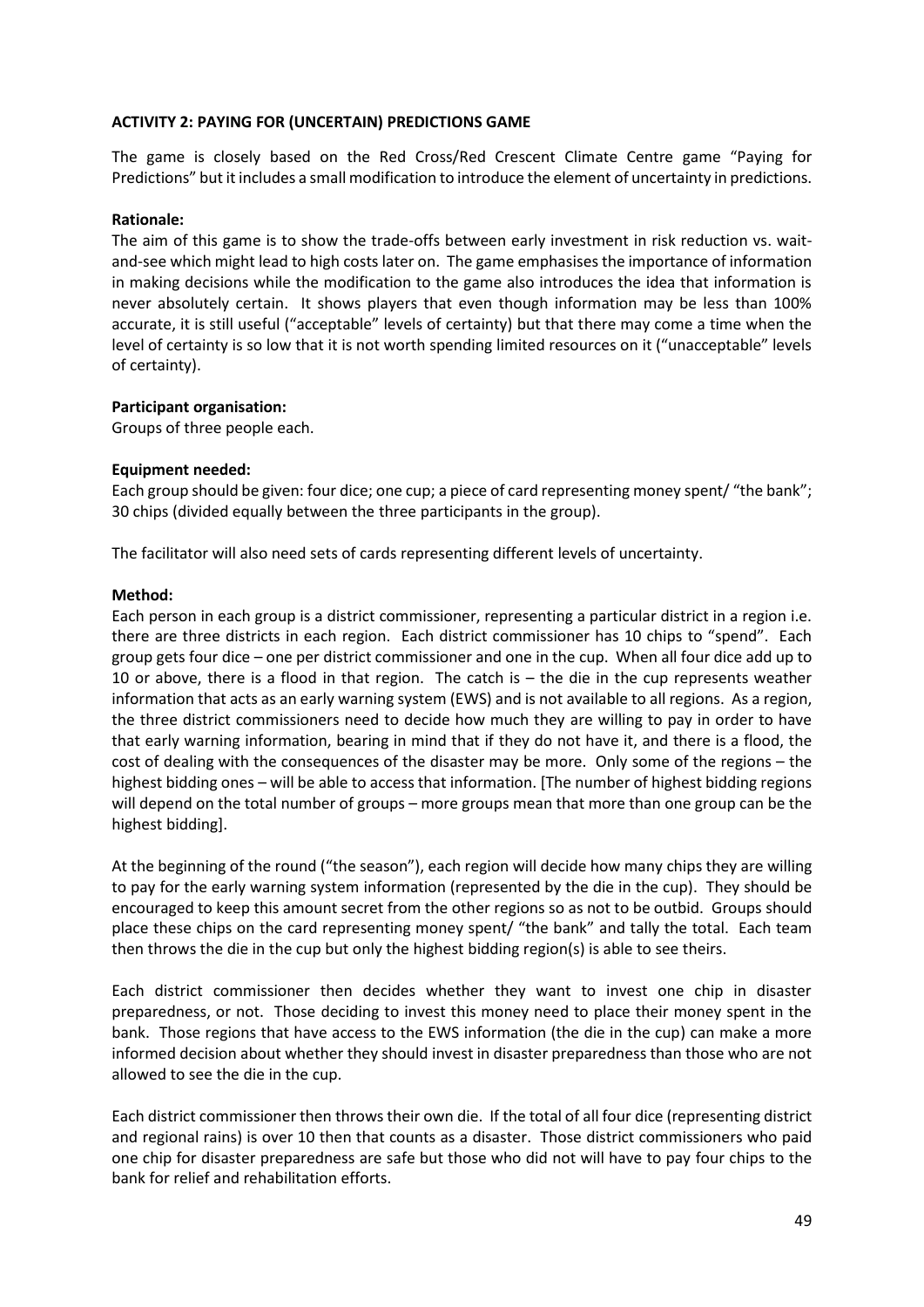**ACTIVITY 2: PAYING FOR (UNCERTAIN) PREDICTIONS GAME**

The game is closely based on the Red Cross/Red Crescent Climate Centre game "Paying for Predictions" but it includes a small modification to introduce the element of uncertainty in predictions.

**Rationale:**
The aim of this game is to show the trade-offs between early investment in risk reduction vs. wait-and-see which might lead to high costs later on. The game emphasises the importance of information in making decisions while the modification to the game also introduces the idea that information is never absolutely certain. It shows players that even though information may be less than 100% accurate, it is still useful ("acceptable" levels of certainty) but that there may come a time when the level of certainty is so low that it is not worth spending limited resources on it ("unacceptable" levels of certainty).

**Participant organisation:**
Groups of three people each.

**Equipment needed:**
Each group should be given: four dice; one cup; a piece of card representing money spent/ "the bank"; 30 chips (divided equally between the three participants in the group).

The facilitator will also need sets of cards representing different levels of uncertainty.

**Method:**
Each person in each group is a district commissioner, representing a particular district in a region i.e. there are three districts in each region. Each district commissioner has 10 chips to "spend". Each group gets four dice – one per district commissioner and one in the cup. When all four dice add up to 10 or above, there is a flood in that region. The catch is – the die in the cup represents weather information that acts as an early warning system (EWS) and is not available to all regions. As a region, the three district commissioners need to decide how much they are willing to pay in order to have that early warning information, bearing in mind that if they do not have it, and there is a flood, the cost of dealing with the consequences of the disaster may be more. Only some of the regions – the highest bidding ones – will be able to access that information. [The number of highest bidding regions will depend on the total number of groups – more groups mean that more than one group can be the highest bidding].

At the beginning of the round ("the season"), each region will decide how many chips they are willing to pay for the early warning system information (represented by the die in the cup). They should be encouraged to keep this amount secret from the other regions so as not to be outbid. Groups should place these chips on the card representing money spent/ "the bank" and tally the total. Each team then throws the die in the cup but only the highest bidding region(s) is able to see theirs.

Each district commissioner then decides whether they want to invest one chip in disaster preparedness, or not. Those deciding to invest this money need to place their money spent in the bank. Those regions that have access to the EWS information (the die in the cup) can make a more informed decision about whether they should invest in disaster preparedness than those who are not allowed to see the die in the cup.

Each district commissioner then throws their own die. If the total of all four dice (representing district and regional rains) is over 10 then that counts as a disaster. Those district commissioners who paid one chip for disaster preparedness are safe but those who did not will have to pay four chips to the bank for relief and rehabilitation efforts.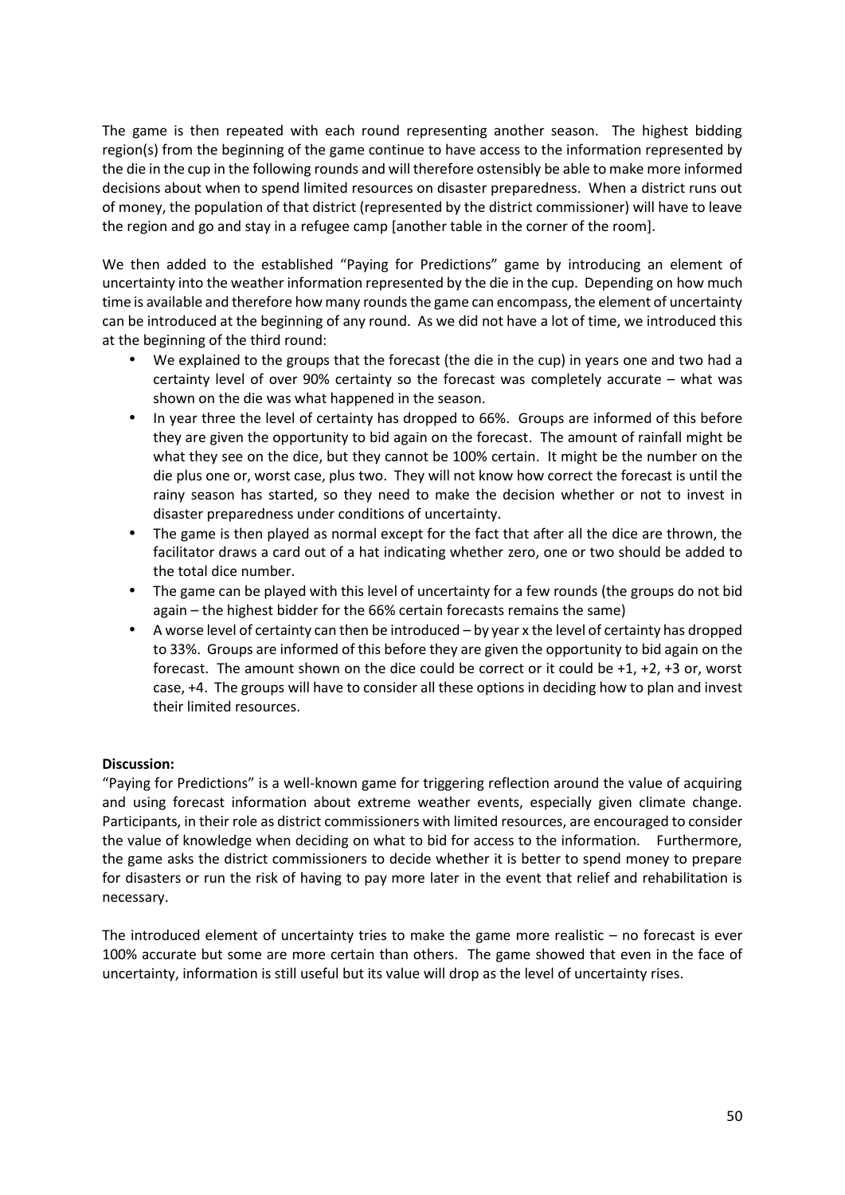The game is then repeated with each round representing another season. The highest bidding region(s) from the beginning of the game continue to have access to the information represented by the die in the cup in the following rounds and will therefore ostensibly be able to make more informed decisions about when to spend limited resources on disaster preparedness. When a district runs out of money, the population of that district (represented by the district commissioner) will have to leave the region and go and stay in a refugee camp [another table in the corner of the room].

We then added to the established "Paying for Predictions" game by introducing an element of uncertainty into the weather information represented by the die in the cup. Depending on how much time is available and therefore how many rounds the game can encompass, the element of uncertainty can be introduced at the beginning of any round. As we did not have a lot of time, we introduced this at the beginning of the third round:

- We explained to the groups that the forecast (the die in the cup) in years one and two had a certainty level of over 90% certainty so the forecast was completely accurate – what was shown on the die was what happened in the season.
- In year three the level of certainty has dropped to 66%. Groups are informed of this before they are given the opportunity to bid again on the forecast. The amount of rainfall might be what they see on the dice, but they cannot be 100% certain. It might be the number on the die plus one or, worst case, plus two. They will not know how correct the forecast is until the rainy season has started, so they need to make the decision whether or not to invest in disaster preparedness under conditions of uncertainty.
- The game is then played as normal except for the fact that after all the dice are thrown, the facilitator draws a card out of a hat indicating whether zero, one or two should be added to the total dice number.
- The game can be played with this level of uncertainty for a few rounds (the groups do not bid again – the highest bidder for the 66% certain forecasts remains the same)
- A worse level of certainty can then be introduced – by year x the level of certainty has dropped to 33%. Groups are informed of this before they are given the opportunity to bid again on the forecast. The amount shown on the dice could be correct or it could be +1, +2, +3 or, worst case, +4. The groups will have to consider all these options in deciding how to plan and invest their limited resources.

**Discussion:**

"Paying for Predictions" is a well-known game for triggering reflection around the value of acquiring and using forecast information about extreme weather events, especially given climate change. Participants, in their role as district commissioners with limited resources, are encouraged to consider the value of knowledge when deciding on what to bid for access to the information. Furthermore, the game asks the district commissioners to decide whether it is better to spend money to prepare for disasters or run the risk of having to pay more later in the event that relief and rehabilitation is necessary.

The introduced element of uncertainty tries to make the game more realistic – no forecast is ever 100% accurate but some are more certain than others. The game showed that even in the face of uncertainty, information is still useful but its value will drop as the level of uncertainty rises.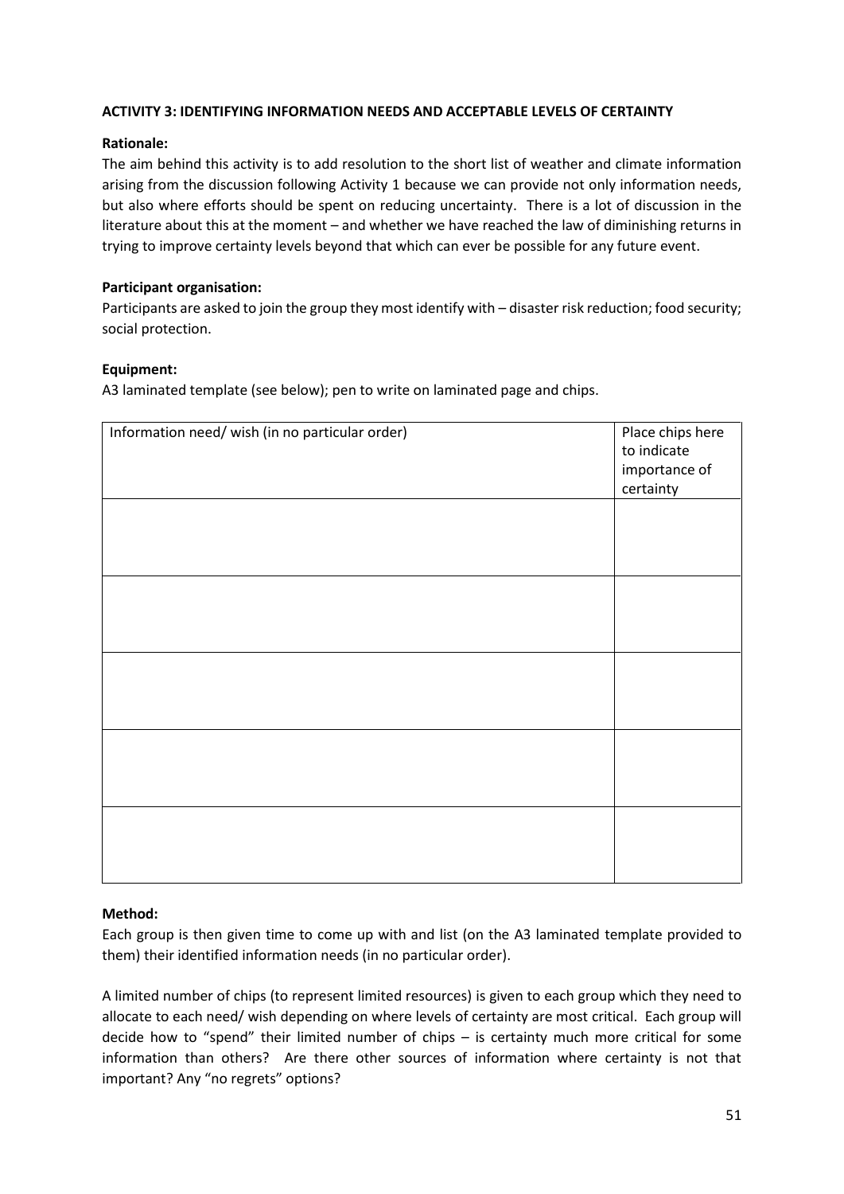**ACTIVITY 3: IDENTIFYING INFORMATION NEEDS AND ACCEPTABLE LEVELS OF CERTAINTY**

**Rationale:**

The aim behind this activity is to add resolution to the short list of weather and climate information arising from the discussion following Activity 1 because we can provide not only information needs, but also where efforts should be spent on reducing uncertainty. There is a lot of discussion in the literature about this at the moment – and whether we have reached the law of diminishing returns in trying to improve certainty levels beyond that which can ever be possible for any future event.

**Participant organisation:**

Participants are asked to join the group they most identify with – disaster risk reduction; food security; social protection.

**Equipment:**

A3 laminated template (see below); pen to write on laminated page and chips.

| Information need/ wish (in no particular order) | Place chips here to indicate importance of certainty |
|---|---|
| | |
| | |
| | |
| | |
| | |

**Method:**

Each group is then given time to come up with and list (on the A3 laminated template provided to them) their identified information needs (in no particular order).

A limited number of chips (to represent limited resources) is given to each group which they need to allocate to each need/ wish depending on where levels of certainty are most critical. Each group will decide how to "spend" their limited number of chips – is certainty much more critical for some information than others? Are there other sources of information where certainty is not that important? Any "no regrets" options?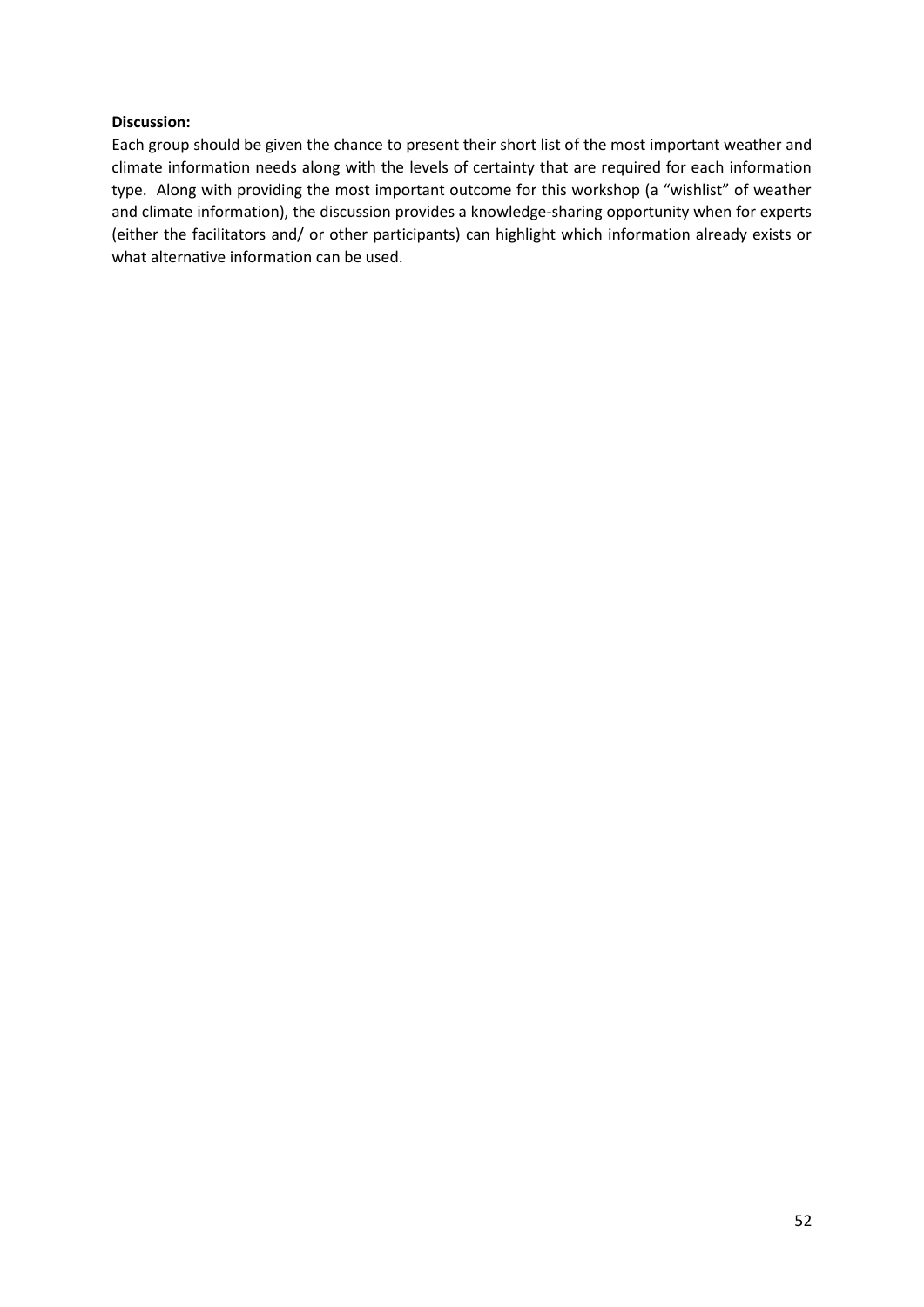**Discussion:**

Each group should be given the chance to present their short list of the most important weather and climate information needs along with the levels of certainty that are required for each information type. Along with providing the most important outcome for this workshop (a "wishlist" of weather and climate information), the discussion provides a knowledge-sharing opportunity when for experts (either the facilitators and/ or other participants) can highlight which information already exists or what alternative information can be used.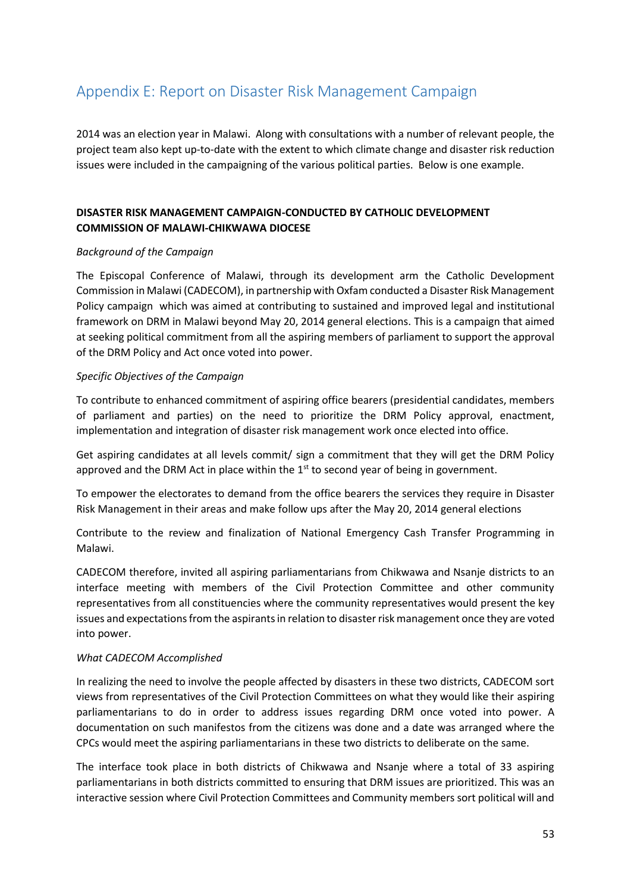## Appendix E: Report on Disaster Risk Management Campaign

2014 was an election year in Malawi. Along with consultations with a number of relevant people, the project team also kept up-to-date with the extent to which climate change and disaster risk reduction issues were included in the campaigning of the various political parties. Below is one example.

**DISASTER RISK MANAGEMENT CAMPAIGN-CONDUCTED BY CATHOLIC DEVELOPMENT COMMISSION OF MALAWI-CHIKWAWA DIOCESE**

*Background of the Campaign*

The Episcopal Conference of Malawi, through its development arm the Catholic Development Commission in Malawi (CADECOM), in partnership with Oxfam conducted a Disaster Risk Management Policy campaign which was aimed at contributing to sustained and improved legal and institutional framework on DRM in Malawi beyond May 20, 2014 general elections. This is a campaign that aimed at seeking political commitment from all the aspiring members of parliament to support the approval of the DRM Policy and Act once voted into power.

*Specific Objectives of the Campaign*

To contribute to enhanced commitment of aspiring office bearers (presidential candidates, members of parliament and parties) on the need to prioritize the DRM Policy approval, enactment, implementation and integration of disaster risk management work once elected into office.

Get aspiring candidates at all levels commit/ sign a commitment that they will get the DRM Policy approved and the DRM Act in place within the 1st to second year of being in government.

To empower the electorates to demand from the office bearers the services they require in Disaster Risk Management in their areas and make follow ups after the May 20, 2014 general elections

Contribute to the review and finalization of National Emergency Cash Transfer Programming in Malawi.

CADECOM therefore, invited all aspiring parliamentarians from Chikwawa and Nsanje districts to an interface meeting with members of the Civil Protection Committee and other community representatives from all constituencies where the community representatives would present the key issues and expectations from the aspirants in relation to disaster risk management once they are voted into power.

*What CADECOM Accomplished*

In realizing the need to involve the people affected by disasters in these two districts, CADECOM sort views from representatives of the Civil Protection Committees on what they would like their aspiring parliamentarians to do in order to address issues regarding DRM once voted into power. A documentation on such manifestos from the citizens was done and a date was arranged where the CPCs would meet the aspiring parliamentarians in these two districts to deliberate on the same.

The interface took place in both districts of Chikwawa and Nsanje where a total of 33 aspiring parliamentarians in both districts committed to ensuring that DRM issues are prioritized. This was an interactive session where Civil Protection Committees and Community members sort political will and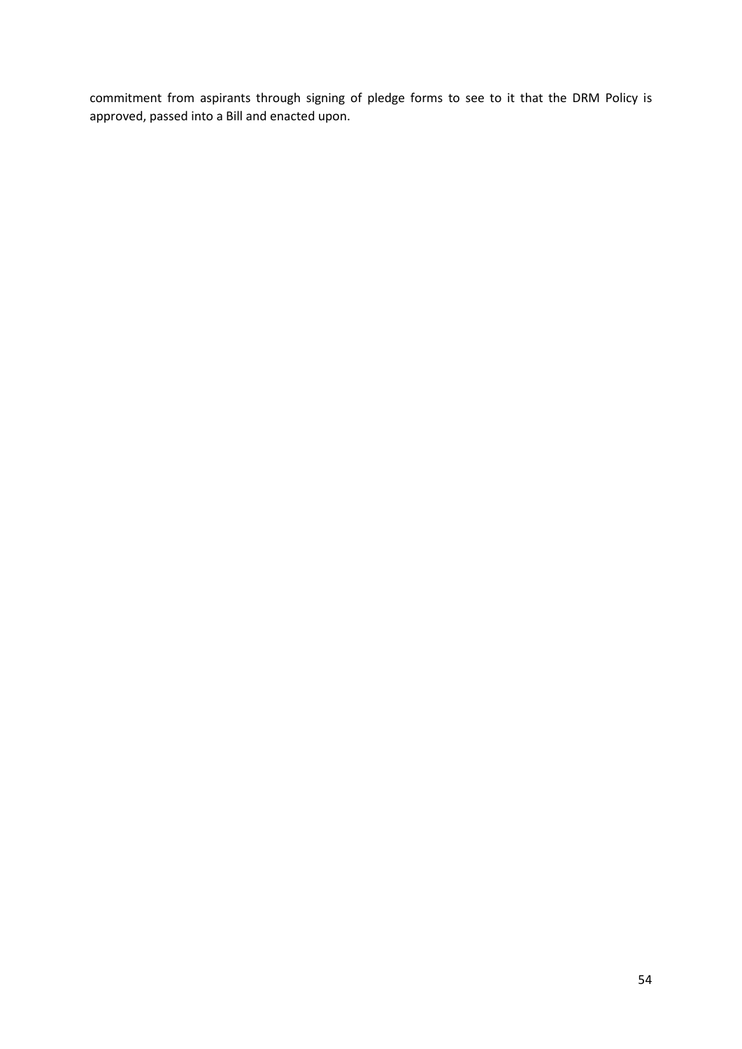commitment from aspirants through signing of pledge forms to see to it that the DRM Policy is approved, passed into a Bill and enacted upon.